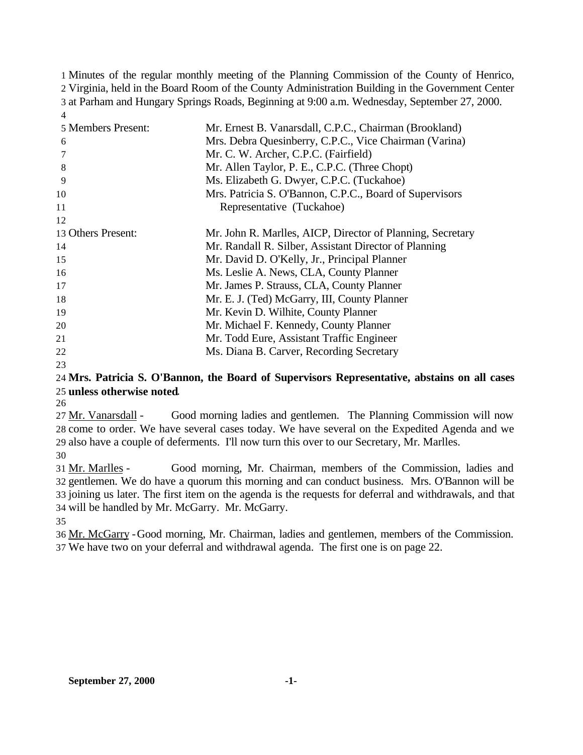Minutes of the regular monthly meeting of the Planning Commission of the County of Henrico, Virginia, held in the Board Room of the County Administration Building in the Government Center at Parham and Hungary Springs Roads, Beginning at 9:00 a.m. Wednesday, September 27, 2000.

| | |
|---|---|
| Members Present: | Mr. Ernest B. Vanarsdall, C.P.C., Chairman (Brookland) |
| | Mrs. Debra Quesinberry, C.P.C., Vice Chairman (Varina) |
| | Mr. C. W. Archer, C.P.C. (Fairfield) |
| | Mr. Allen Taylor, P. E., C.P.C. (Three Chopt) |
| | Ms. Elizabeth G. Dwyer, C.P.C. (Tuckahoe) |
| | Mrs. Patricia S. O'Bannon, C.P.C., Board of Supervisors Representative (Tuckahoe) |
| Others Present: | Mr. John R. Marlles, AICP, Director of Planning, Secretary |
| | Mr. Randall R. Silber, Assistant Director of Planning |
| | Mr. David D. O'Kelly, Jr., Principal Planner |
| | Ms. Leslie A. News, CLA, County Planner |
| | Mr. James P. Strauss, CLA, County Planner |
| | Mr. E. J. (Ted) McGarry, III, County Planner |
| | Mr. Kevin D. Wilhite, County Planner |
| | Mr. Michael F. Kennedy, County Planner |
| | Mr. Todd Eure, Assistant Traffic Engineer |
| | Ms. Diana B. Carver, Recording Secretary |

**Mrs. Patricia S. O'Bannon, the Board of Supervisors Representative, abstains on all cases unless otherwise noted.**

Mr. Vanarsdall - Good morning ladies and gentlemen. The Planning Commission will now come to order. We have several cases today. We have several on the Expedited Agenda and we also have a couple of deferments. I'll now turn this over to our Secretary, Mr. Marlles.

Mr. Marlles - Good morning, Mr. Chairman, members of the Commission, ladies and gentlemen. We do have a quorum this morning and can conduct business. Mrs. O'Bannon will be joining us later. The first item on the agenda is the requests for deferral and withdrawals, and that will be handled by Mr. McGarry. Mr. McGarry.

Mr. McGarry - Good morning, Mr. Chairman, ladies and gentlemen, members of the Commission. We have two on your deferral and withdrawal agenda. The first one is on page 22.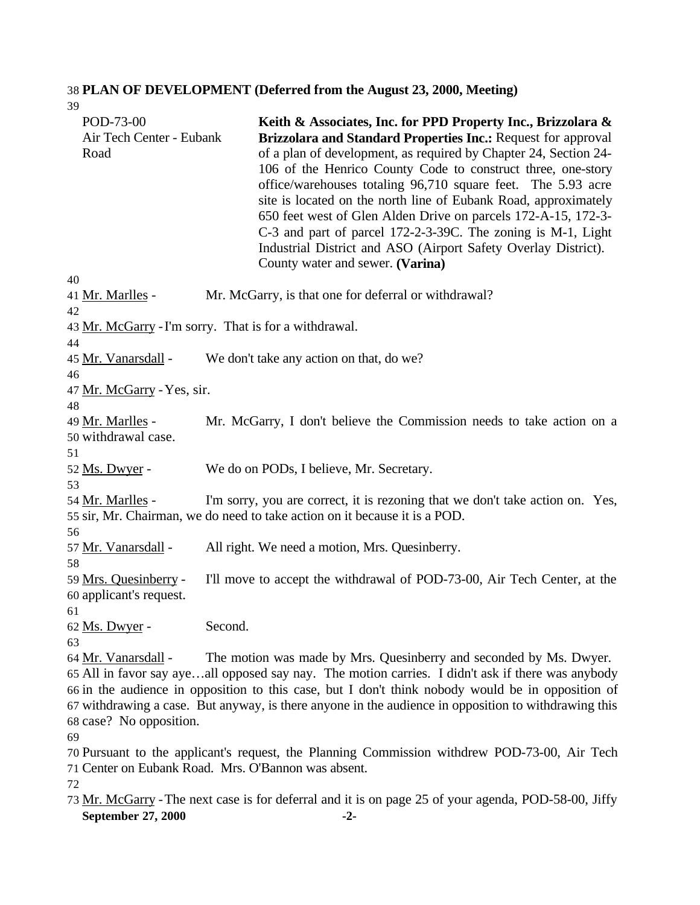## PLAN OF DEVELOPMENT (Deferred from the August 23, 2000, Meeting)

POD-73-00
Air Tech Center - Eubank Road

**Keith & Associates, Inc. for PPD Property Inc., Brizzolara & Brizzolara and Standard Properties Inc.:** Request for approval of a plan of development, as required by Chapter 24, Section 24-106 of the Henrico County Code to construct three, one-story office/warehouses totaling 96,710 square feet. The 5.93 acre site is located on the north line of Eubank Road, approximately 650 feet west of Glen Alden Drive on parcels 172-A-15, 172-3-C-3 and part of parcel 172-2-3-39C. The zoning is M-1, Light Industrial District and ASO (Airport Safety Overlay District). County water and sewer. **(Varina)**

Mr. Marlles - Mr. McGarry, is that one for deferral or withdrawal?

Mr. McGarry - I'm sorry. That is for a withdrawal.

Mr. Vanarsdall - We don't take any action on that, do we?

Mr. McGarry - Yes, sir.

Mr. Marlles - Mr. McGarry, I don't believe the Commission needs to take action on a withdrawal case.

Ms. Dwyer - We do on PODs, I believe, Mr. Secretary.

Mr. Marlles - I'm sorry, you are correct, it is rezoning that we don't take action on. Yes, sir, Mr. Chairman, we do need to take action on it because it is a POD.

Mr. Vanarsdall - All right. We need a motion, Mrs. Quesinberry.

Mrs. Quesinberry - I'll move to accept the withdrawal of POD-73-00, Air Tech Center, at the applicant's request.

Ms. Dwyer - Second.

Mr. Vanarsdall - The motion was made by Mrs. Quesinberry and seconded by Ms. Dwyer. All in favor say aye…all opposed say nay. The motion carries. I didn't ask if there was anybody in the audience in opposition to this case, but I don't think nobody would be in opposition of withdrawing a case. But anyway, is there anyone in the audience in opposition to withdrawing this case? No opposition.

Pursuant to the applicant's request, the Planning Commission withdrew POD-73-00, Air Tech Center on Eubank Road. Mrs. O'Bannon was absent.

Mr. McGarry - The next case is for deferral and it is on page 25 of your agenda, POD-58-00, Jiffy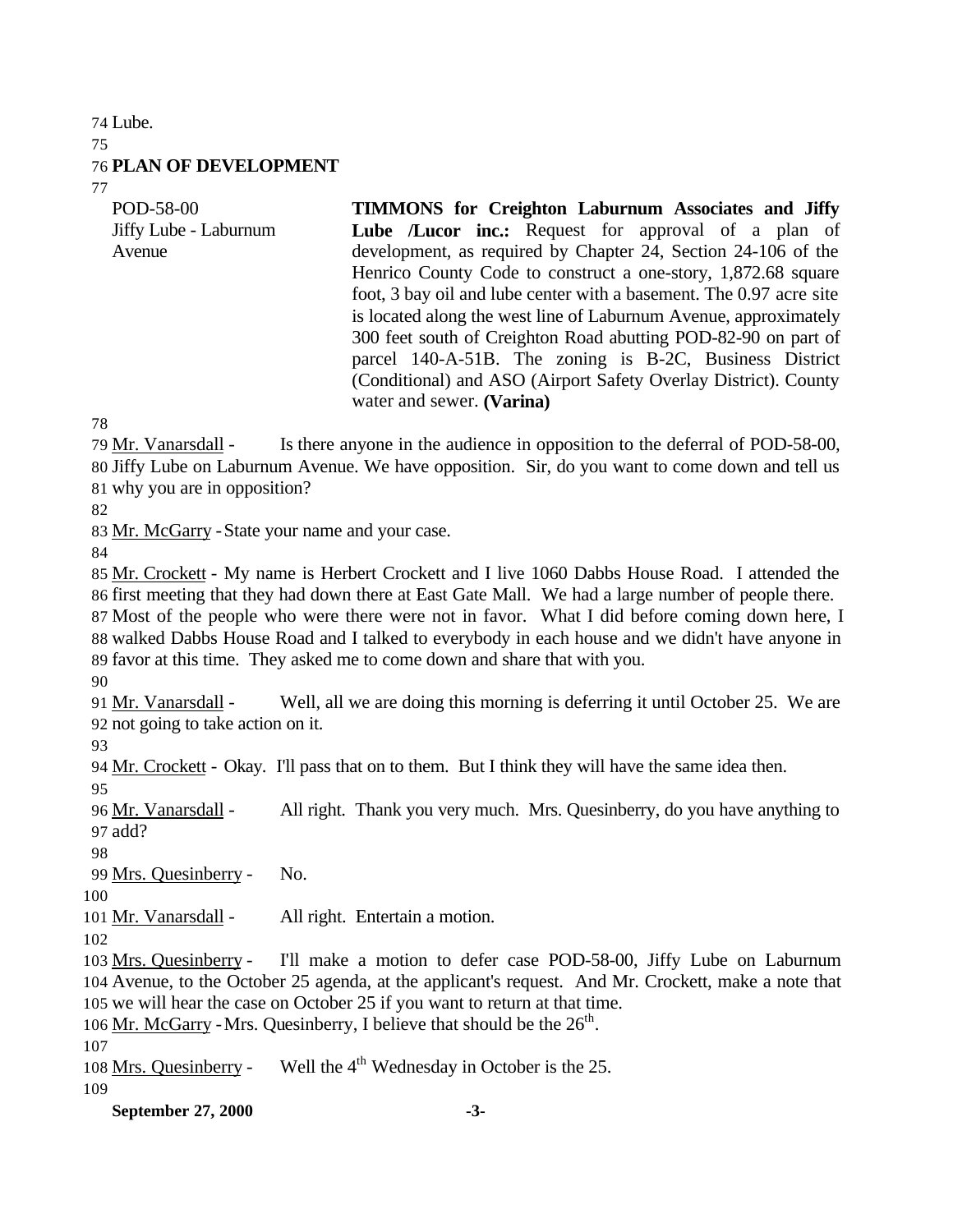Lube.

**PLAN OF DEVELOPMENT**

| | |
|---|---|
| POD-58-00<br>Jiffy Lube - Laburnum Avenue | **TIMMONS for Creighton Laburnum Associates and Jiffy Lube /Lucor inc.:** Request for approval of a plan of development, as required by Chapter 24, Section 24-106 of the Henrico County Code to construct a one-story, 1,872.68 square foot, 3 bay oil and lube center with a basement. The 0.97 acre site is located along the west line of Laburnum Avenue, approximately 300 feet south of Creighton Road abutting POD-82-90 on part of parcel 140-A-51B. The zoning is B-2C, Business District (Conditional) and ASO (Airport Safety Overlay District). County water and sewer. **(Varina)** |

Mr. Vanarsdall - Is there anyone in the audience in opposition to the deferral of POD-58-00, Jiffy Lube on Laburnum Avenue. We have opposition. Sir, do you want to come down and tell us why you are in opposition?

Mr. McGarry - State your name and your case.

Mr. Crockett - My name is Herbert Crockett and I live 1060 Dabbs House Road. I attended the first meeting that they had down there at East Gate Mall. We had a large number of people there. Most of the people who were there were not in favor. What I did before coming down here, I walked Dabbs House Road and I talked to everybody in each house and we didn't have anyone in favor at this time. They asked me to come down and share that with you.

Mr. Vanarsdall - Well, all we are doing this morning is deferring it until October 25. We are not going to take action on it.

Mr. Crockett - Okay. I'll pass that on to them. But I think they will have the same idea then.

Mr. Vanarsdall - All right. Thank you very much. Mrs. Quesinberry, do you have anything to add?

Mrs. Quesinberry - No.

Mr. Vanarsdall - All right. Entertain a motion.

Mrs. Quesinberry - I'll make a motion to defer case POD-58-00, Jiffy Lube on Laburnum Avenue, to the October 25 agenda, at the applicant's request. And Mr. Crockett, make a note that we will hear the case on October 25 if you want to return at that time.

Mr. McGarry - Mrs. Quesinberry, I believe that should be the 26th.

Mrs. Quesinberry - Well the 4th Wednesday in October is the 25.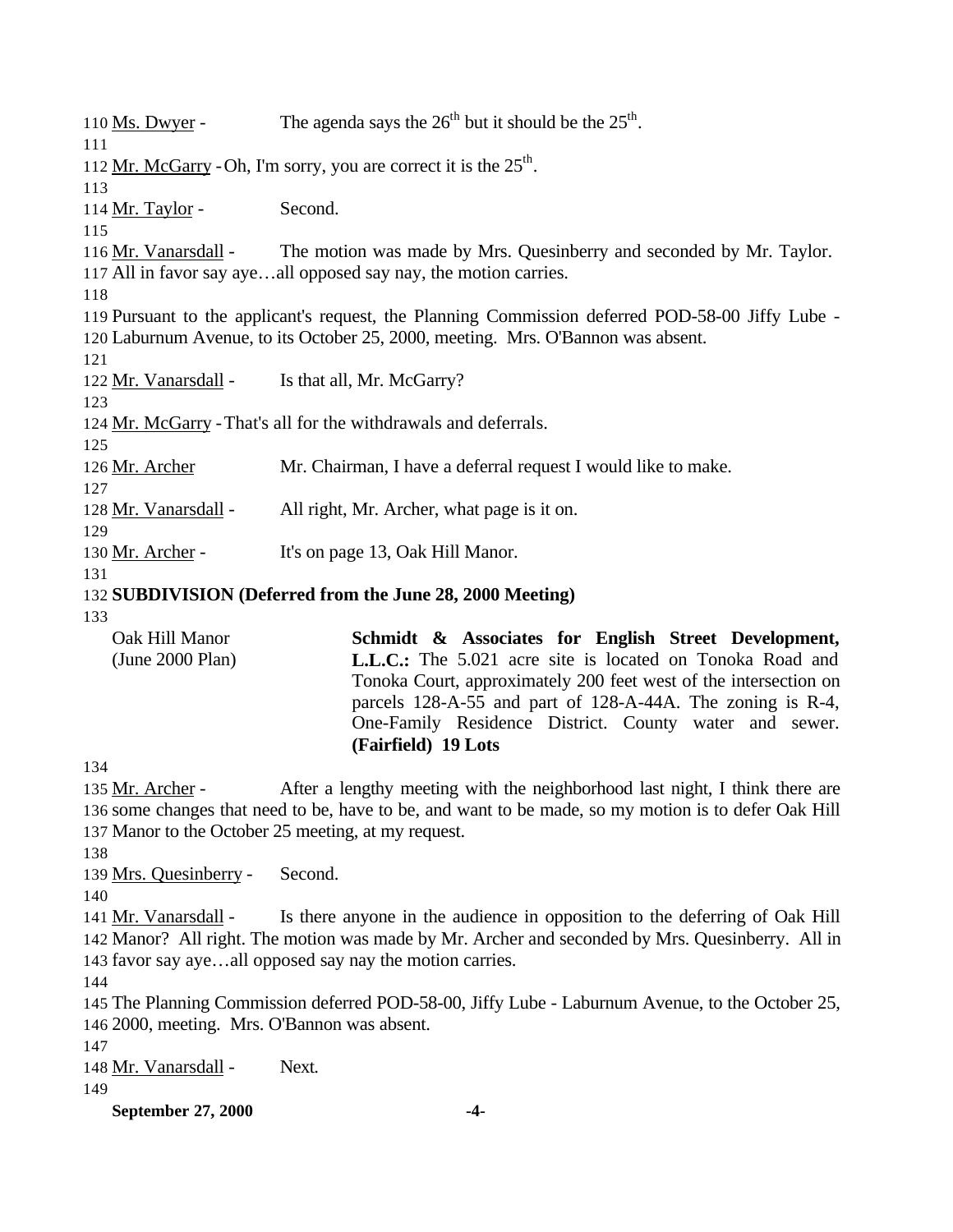Ms. Dwyer - The agenda says the 26th but it should be the 25th.

Mr. McGarry - Oh, I'm sorry, you are correct it is the 25th.

Mr. Taylor - Second.

Mr. Vanarsdall - The motion was made by Mrs. Quesinberry and seconded by Mr. Taylor. All in favor say aye…all opposed say nay, the motion carries.

Pursuant to the applicant's request, the Planning Commission deferred POD-58-00 Jiffy Lube - Laburnum Avenue, to its October 25, 2000, meeting. Mrs. O'Bannon was absent.

Mr. Vanarsdall - Is that all, Mr. McGarry?

Mr. McGarry - That's all for the withdrawals and deferrals.

Mr. Archer Mr. Chairman, I have a deferral request I would like to make.

Mr. Vanarsdall - All right, Mr. Archer, what page is it on.

Mr. Archer - It's on page 13, Oak Hill Manor.

**SUBDIVISION (Deferred from the June 28, 2000 Meeting)**

Oak Hill Manor (June 2000 Plan)

**Schmidt & Associates for English Street Development, L.L.C.:** The 5.021 acre site is located on Tonoka Road and Tonoka Court, approximately 200 feet west of the intersection on parcels 128-A-55 and part of 128-A-44A. The zoning is R-4, One-Family Residence District. County water and sewer. **(Fairfield) 19 Lots**

Mr. Archer - After a lengthy meeting with the neighborhood last night, I think there are some changes that need to be, have to be, and want to be made, so my motion is to defer Oak Hill Manor to the October 25 meeting, at my request.

Mrs. Quesinberry - Second.

Mr. Vanarsdall - Is there anyone in the audience in opposition to the deferring of Oak Hill Manor? All right. The motion was made by Mr. Archer and seconded by Mrs. Quesinberry. All in favor say aye…all opposed say nay the motion carries.

The Planning Commission deferred POD-58-00, Jiffy Lube - Laburnum Avenue, to the October 25, 2000, meeting. Mrs. O'Bannon was absent.

Mr. Vanarsdall - Next.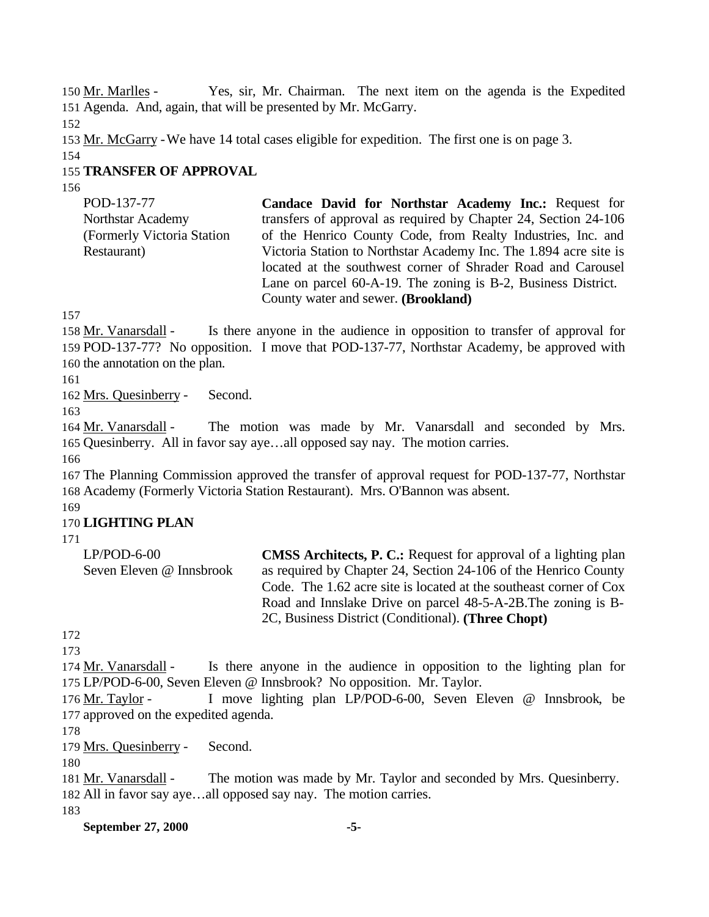Mr. Marlles - Yes, sir, Mr. Chairman. The next item on the agenda is the Expedited Agenda. And, again, that will be presented by Mr. McGarry.

Mr. McGarry - We have 14 total cases eligible for expedition. The first one is on page 3.

**TRANSFER OF APPROVAL**

| | |
|---|---|
| POD-137-77<br>Northstar Academy<br>(Formerly Victoria Station Restaurant) | **Candace David for Northstar Academy Inc.:** Request for transfers of approval as required by Chapter 24, Section 24-106 of the Henrico County Code, from Realty Industries, Inc. and Victoria Station to Northstar Academy Inc. The 1.894 acre site is located at the southwest corner of Shrader Road and Carousel Lane on parcel 60-A-19. The zoning is B-2, Business District. County water and sewer. **(Brookland)** |

Mr. Vanarsdall - Is there anyone in the audience in opposition to transfer of approval for POD-137-77? No opposition. I move that POD-137-77, Northstar Academy, be approved with the annotation on the plan.

Mrs. Quesinberry - Second.

Mr. Vanarsdall - The motion was made by Mr. Vanarsdall and seconded by Mrs. Quesinberry. All in favor say aye…all opposed say nay. The motion carries.

The Planning Commission approved the transfer of approval request for POD-137-77, Northstar Academy (Formerly Victoria Station Restaurant). Mrs. O'Bannon was absent.

**LIGHTING PLAN**

| | |
|---|---|
| LP/POD-6-00<br>Seven Eleven @ Innsbrook | **CMSS Architects, P. C.:** Request for approval of a lighting plan as required by Chapter 24, Section 24-106 of the Henrico County Code. The 1.62 acre site is located at the southeast corner of Cox Road and Innslake Drive on parcel 48-5-A-2B.The zoning is B-2C, Business District (Conditional). **(Three Chopt)** |

Mr. Vanarsdall - Is there anyone in the audience in opposition to the lighting plan for LP/POD-6-00, Seven Eleven @ Innsbrook? No opposition. Mr. Taylor.

Mr. Taylor - I move lighting plan LP/POD-6-00, Seven Eleven @ Innsbrook, be approved on the expedited agenda.

Mrs. Quesinberry - Second.

Mr. Vanarsdall - The motion was made by Mr. Taylor and seconded by Mrs. Quesinberry. All in favor say aye…all opposed say nay. The motion carries.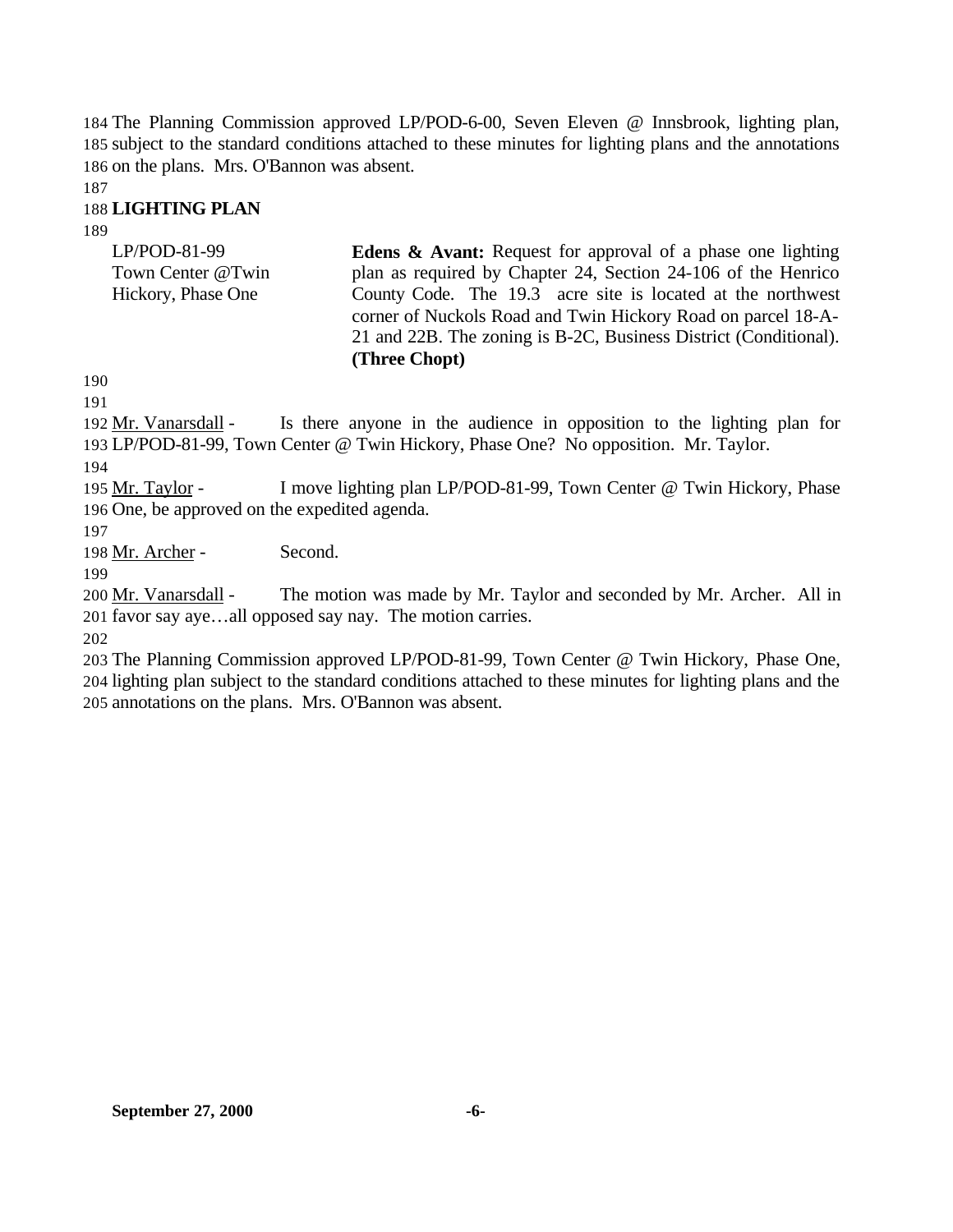The Planning Commission approved LP/POD-6-00, Seven Eleven @ Innsbrook, lighting plan, subject to the standard conditions attached to these minutes for lighting plans and the annotations on the plans. Mrs. O'Bannon was absent.

## LIGHTING PLAN

| | |
|---|---|
| LP/POD-81-99<br>Town Center @Twin Hickory, Phase One | **Edens & Avant:** Request for approval of a phase one lighting plan as required by Chapter 24, Section 24-106 of the Henrico County Code. The 19.3 acre site is located at the northwest corner of Nuckols Road and Twin Hickory Road on parcel 18-A-21 and 22B. The zoning is B-2C, Business District (Conditional). **(Three Chopt)** |

Mr. Vanarsdall - Is there anyone in the audience in opposition to the lighting plan for LP/POD-81-99, Town Center @ Twin Hickory, Phase One? No opposition. Mr. Taylor.

Mr. Taylor - I move lighting plan LP/POD-81-99, Town Center @ Twin Hickory, Phase One, be approved on the expedited agenda.

Mr. Archer - Second.

Mr. Vanarsdall - The motion was made by Mr. Taylor and seconded by Mr. Archer. All in favor say aye…all opposed say nay. The motion carries.

The Planning Commission approved LP/POD-81-99, Town Center @ Twin Hickory, Phase One, lighting plan subject to the standard conditions attached to these minutes for lighting plans and the annotations on the plans. Mrs. O'Bannon was absent.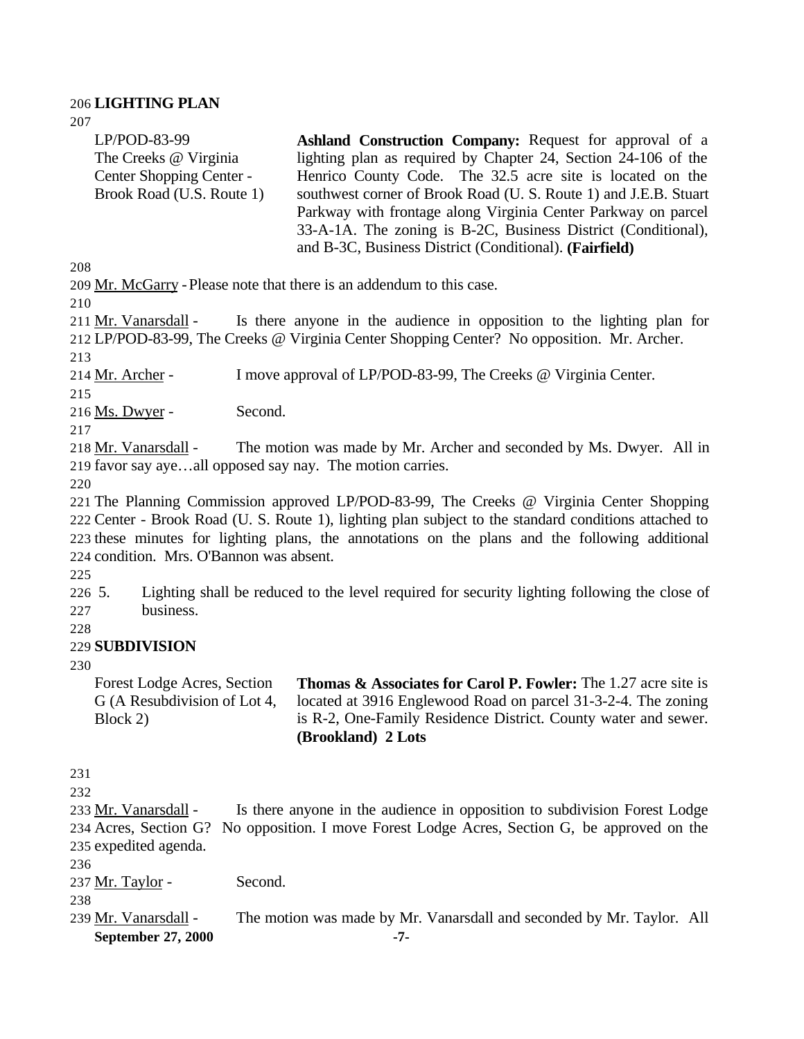**LIGHTING PLAN**

| | |
|---|---|
| LP/POD-83-99 The Creeks @ Virginia Center Shopping Center - Brook Road (U.S. Route 1) | **Ashland Construction Company:** Request for approval of a lighting plan as required by Chapter 24, Section 24-106 of the Henrico County Code. The 32.5 acre site is located on the southwest corner of Brook Road (U. S. Route 1) and J.E.B. Stuart Parkway with frontage along Virginia Center Parkway on parcel 33-A-1A. The zoning is B-2C, Business District (Conditional), and B-3C, Business District (Conditional). **(Fairfield)** |

Mr. McGarry - Please note that there is an addendum to this case.

Mr. Vanarsdall - Is there anyone in the audience in opposition to the lighting plan for LP/POD-83-99, The Creeks @ Virginia Center Shopping Center? No opposition. Mr. Archer.

Mr. Archer - I move approval of LP/POD-83-99, The Creeks @ Virginia Center.

Ms. Dwyer - Second.

Mr. Vanarsdall - The motion was made by Mr. Archer and seconded by Ms. Dwyer. All in favor say aye…all opposed say nay. The motion carries.

The Planning Commission approved LP/POD-83-99, The Creeks @ Virginia Center Shopping Center - Brook Road (U. S. Route 1), lighting plan subject to the standard conditions attached to these minutes for lighting plans, the annotations on the plans and the following additional condition. Mrs. O'Bannon was absent.

5. Lighting shall be reduced to the level required for security lighting following the close of business.

**SUBDIVISION**

| | |
|---|---|
| Forest Lodge Acres, Section G (A Resubdivision of Lot 4, Block 2) | **Thomas & Associates for Carol P. Fowler:** The 1.27 acre site is located at 3916 Englewood Road on parcel 31-3-2-4. The zoning is R-2, One-Family Residence District. County water and sewer. **(Brookland) 2 Lots** |

Mr. Vanarsdall - Is there anyone in the audience in opposition to subdivision Forest Lodge Acres, Section G? No opposition. I move Forest Lodge Acres, Section G, be approved on the expedited agenda.

Mr. Taylor - Second.

Mr. Vanarsdall - The motion was made by Mr. Vanarsdall and seconded by Mr. Taylor. All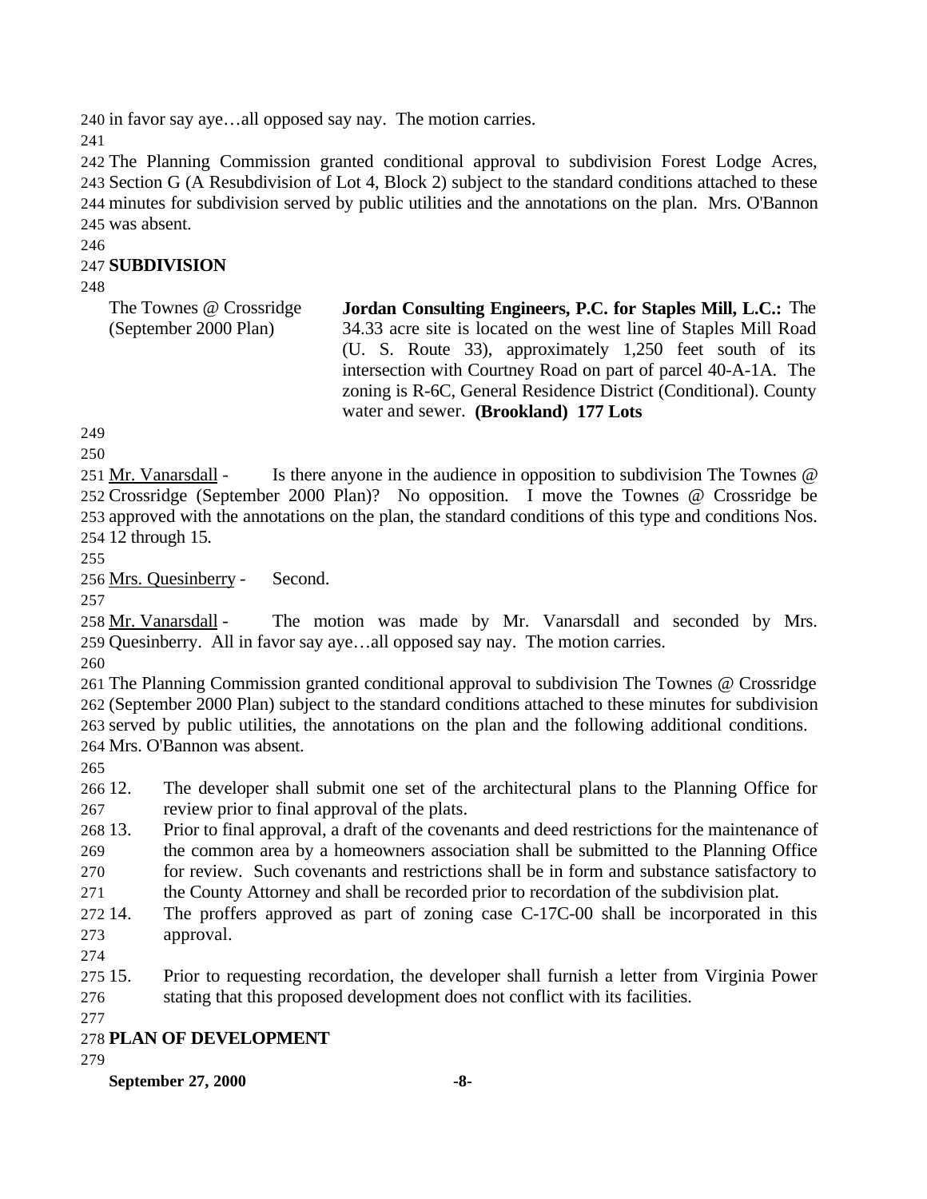in favor say aye…all opposed say nay. The motion carries.

The Planning Commission granted conditional approval to subdivision Forest Lodge Acres, Section G (A Resubdivision of Lot 4, Block 2) subject to the standard conditions attached to these minutes for subdivision served by public utilities and the annotations on the plan. Mrs. O'Bannon was absent.

**SUBDIVISION**

| | |
|---|---|
| The Townes @ Crossridge (September 2000 Plan) | **Jordan Consulting Engineers, P.C. for Staples Mill, L.C.:** The 34.33 acre site is located on the west line of Staples Mill Road (U. S. Route 33), approximately 1,250 feet south of its intersection with Courtney Road on part of parcel 40-A-1A. The zoning is R-6C, General Residence District (Conditional). County water and sewer. **(Brookland) 177 Lots** |

Mr. Vanarsdall - Is there anyone in the audience in opposition to subdivision The Townes @ Crossridge (September 2000 Plan)? No opposition. I move the Townes @ Crossridge be approved with the annotations on the plan, the standard conditions of this type and conditions Nos. 12 through 15.

Mrs. Quesinberry - Second.

Mr. Vanarsdall - The motion was made by Mr. Vanarsdall and seconded by Mrs. Quesinberry. All in favor say aye…all opposed say nay. The motion carries.

The Planning Commission granted conditional approval to subdivision The Townes @ Crossridge (September 2000 Plan) subject to the standard conditions attached to these minutes for subdivision served by public utilities, the annotations on the plan and the following additional conditions. Mrs. O'Bannon was absent.

12. The developer shall submit one set of the architectural plans to the Planning Office for review prior to final approval of the plats.
13. Prior to final approval, a draft of the covenants and deed restrictions for the maintenance of the common area by a homeowners association shall be submitted to the Planning Office for review. Such covenants and restrictions shall be in form and substance satisfactory to the County Attorney and shall be recorded prior to recordation of the subdivision plat.
14. The proffers approved as part of zoning case C-17C-00 shall be incorporated in this approval.

15. Prior to requesting recordation, the developer shall furnish a letter from Virginia Power stating that this proposed development does not conflict with its facilities.

**PLAN OF DEVELOPMENT**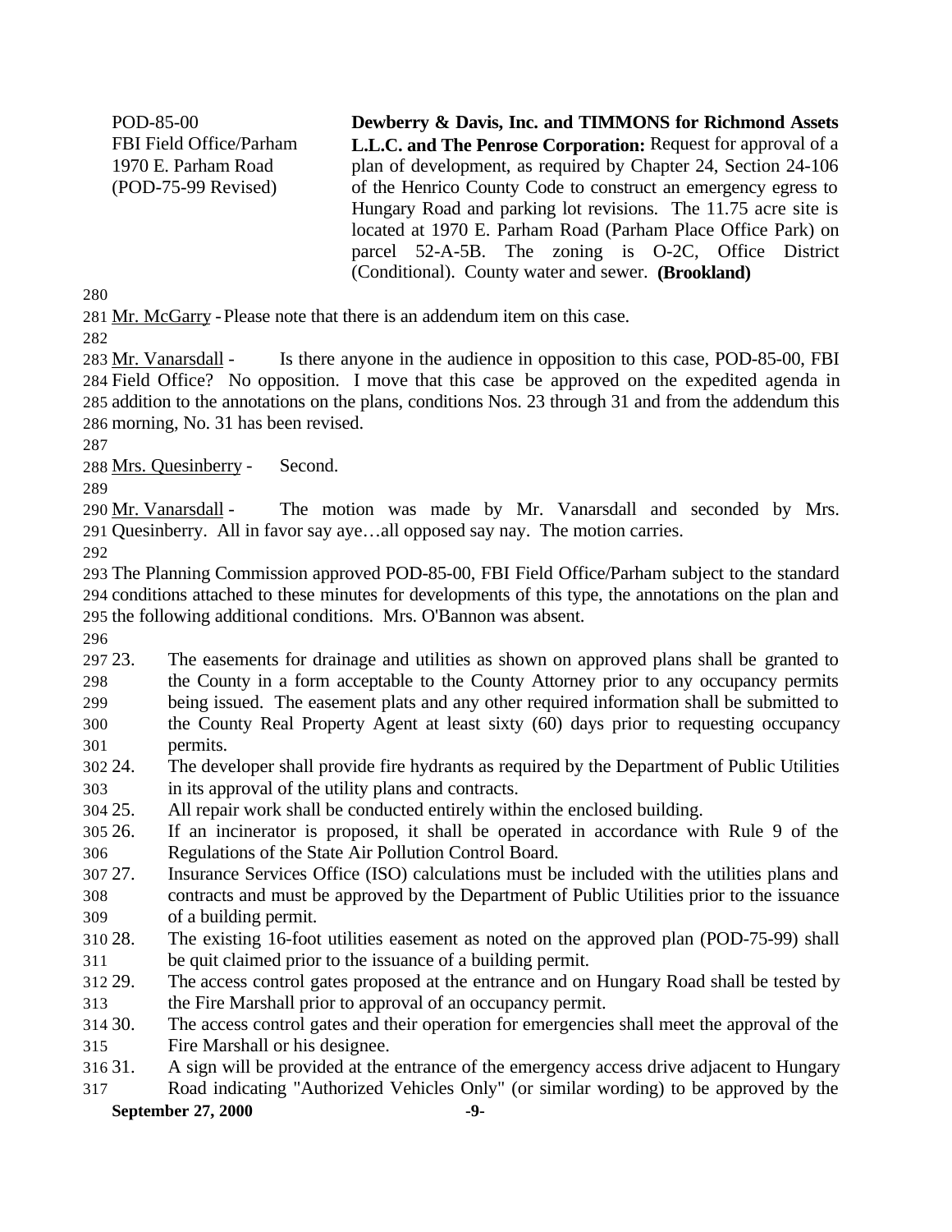POD-85-00
FBI Field Office/Parham
1970 E. Parham Road
(POD-75-99 Revised)

**Dewberry & Davis, Inc. and TIMMONS for Richmond Assets L.L.C. and The Penrose Corporation:** Request for approval of a plan of development, as required by Chapter 24, Section 24-106 of the Henrico County Code to construct an emergency egress to Hungary Road and parking lot revisions. The 11.75 acre site is located at 1970 E. Parham Road (Parham Place Office Park) on parcel 52-A-5B. The zoning is O-2C, Office District (Conditional). County water and sewer. **(Brookland)**

Mr. McGarry - Please note that there is an addendum item on this case.

Mr. Vanarsdall - Is there anyone in the audience in opposition to this case, POD-85-00, FBI Field Office? No opposition. I move that this case be approved on the expedited agenda in addition to the annotations on the plans, conditions Nos. 23 through 31 and from the addendum this morning, No. 31 has been revised.

Mrs. Quesinberry - Second.

Mr. Vanarsdall - The motion was made by Mr. Vanarsdall and seconded by Mrs. Quesinberry. All in favor say aye…all opposed say nay. The motion carries.

The Planning Commission approved POD-85-00, FBI Field Office/Parham subject to the standard conditions attached to these minutes for developments of this type, the annotations on the plan and the following additional conditions. Mrs. O'Bannon was absent.

23. The easements for drainage and utilities as shown on approved plans shall be granted to the County in a form acceptable to the County Attorney prior to any occupancy permits being issued. The easement plats and any other required information shall be submitted to the County Real Property Agent at least sixty (60) days prior to requesting occupancy permits.
24. The developer shall provide fire hydrants as required by the Department of Public Utilities in its approval of the utility plans and contracts.
25. All repair work shall be conducted entirely within the enclosed building.
26. If an incinerator is proposed, it shall be operated in accordance with Rule 9 of the Regulations of the State Air Pollution Control Board.
27. Insurance Services Office (ISO) calculations must be included with the utilities plans and contracts and must be approved by the Department of Public Utilities prior to the issuance of a building permit.
28. The existing 16-foot utilities easement as noted on the approved plan (POD-75-99) shall be quit claimed prior to the issuance of a building permit.
29. The access control gates proposed at the entrance and on Hungary Road shall be tested by the Fire Marshall prior to approval of an occupancy permit.
30. The access control gates and their operation for emergencies shall meet the approval of the Fire Marshall or his designee.
31. A sign will be provided at the entrance of the emergency access drive adjacent to Hungary Road indicating "Authorized Vehicles Only" (or similar wording) to be approved by the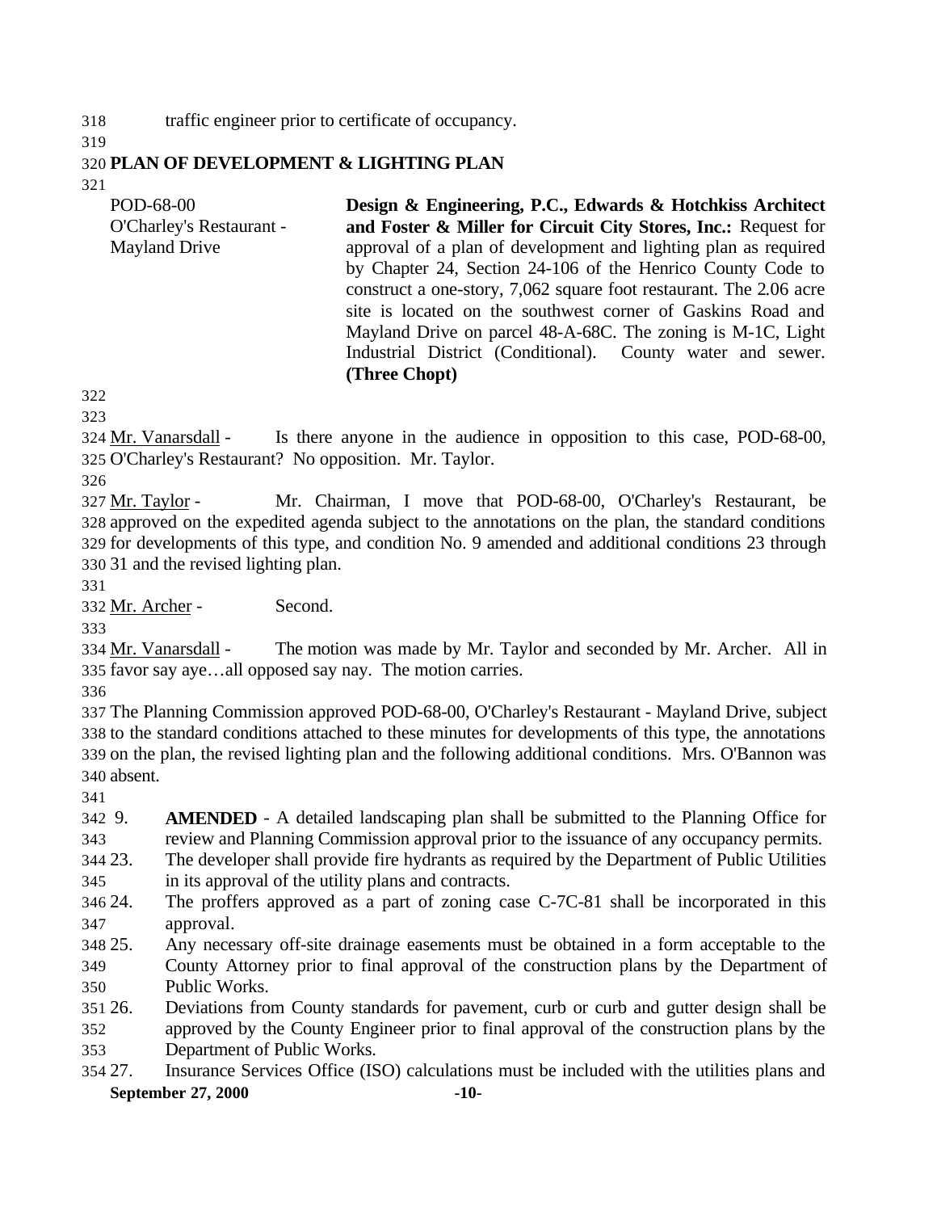traffic engineer prior to certificate of occupancy.

## PLAN OF DEVELOPMENT & LIGHTING PLAN

POD-68-00
O'Charley's Restaurant - Mayland Drive

**Design & Engineering, P.C., Edwards & Hotchkiss Architect and Foster & Miller for Circuit City Stores, Inc.:** Request for approval of a plan of development and lighting plan as required by Chapter 24, Section 24-106 of the Henrico County Code to construct a one-story, 7,062 square foot restaurant. The 2.06 acre site is located on the southwest corner of Gaskins Road and Mayland Drive on parcel 48-A-68C. The zoning is M-1C, Light Industrial District (Conditional). County water and sewer. **(Three Chopt)**

Mr. Vanarsdall - Is there anyone in the audience in opposition to this case, POD-68-00, O'Charley's Restaurant? No opposition. Mr. Taylor.

Mr. Taylor - Mr. Chairman, I move that POD-68-00, O'Charley's Restaurant, be approved on the expedited agenda subject to the annotations on the plan, the standard conditions for developments of this type, and condition No. 9 amended and additional conditions 23 through 31 and the revised lighting plan.

Mr. Archer - Second.

Mr. Vanarsdall - The motion was made by Mr. Taylor and seconded by Mr. Archer. All in favor say aye…all opposed say nay. The motion carries.

The Planning Commission approved POD-68-00, O'Charley's Restaurant - Mayland Drive, subject to the standard conditions attached to these minutes for developments of this type, the annotations on the plan, the revised lighting plan and the following additional conditions. Mrs. O'Bannon was absent.

9. **AMENDED** - A detailed landscaping plan shall be submitted to the Planning Office for review and Planning Commission approval prior to the issuance of any occupancy permits.
23. The developer shall provide fire hydrants as required by the Department of Public Utilities in its approval of the utility plans and contracts.
24. The proffers approved as a part of zoning case C-7C-81 shall be incorporated in this approval.
25. Any necessary off-site drainage easements must be obtained in a form acceptable to the County Attorney prior to final approval of the construction plans by the Department of Public Works.
26. Deviations from County standards for pavement, curb or curb and gutter design shall be approved by the County Engineer prior to final approval of the construction plans by the Department of Public Works.
27. Insurance Services Office (ISO) calculations must be included with the utilities plans and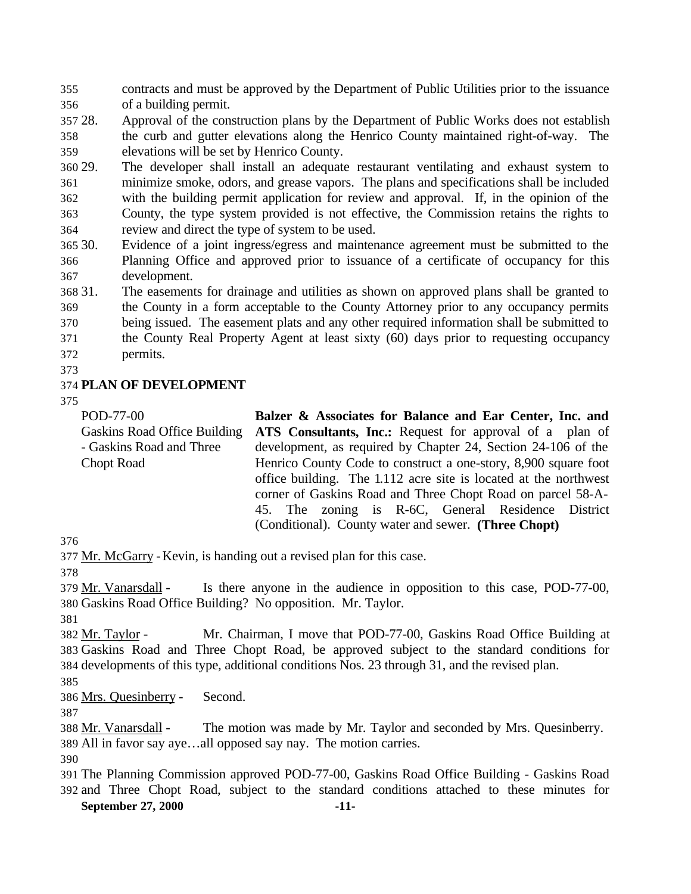contracts and must be approved by the Department of Public Utilities prior to the issuance of a building permit.

28. Approval of the construction plans by the Department of Public Works does not establish the curb and gutter elevations along the Henrico County maintained right-of-way. The elevations will be set by Henrico County.
29. The developer shall install an adequate restaurant ventilating and exhaust system to minimize smoke, odors, and grease vapors. The plans and specifications shall be included with the building permit application for review and approval. If, in the opinion of the County, the type system provided is not effective, the Commission retains the rights to review and direct the type of system to be used.
30. Evidence of a joint ingress/egress and maintenance agreement must be submitted to the Planning Office and approved prior to issuance of a certificate of occupancy for this development.
31. The easements for drainage and utilities as shown on approved plans shall be granted to the County in a form acceptable to the County Attorney prior to any occupancy permits being issued. The easement plats and any other required information shall be submitted to the County Real Property Agent at least sixty (60) days prior to requesting occupancy permits.

**PLAN OF DEVELOPMENT**

POD-77-00
Gaskins Road Office Building - Gaskins Road and Three Chopt Road

**Balzer & Associates for Balance and Ear Center, Inc. and ATS Consultants, Inc.:** Request for approval of a plan of development, as required by Chapter 24, Section 24-106 of the Henrico County Code to construct a one-story, 8,900 square foot office building. The 1.112 acre site is located at the northwest corner of Gaskins Road and Three Chopt Road on parcel 58-A-45. The zoning is R-6C, General Residence District (Conditional). County water and sewer. **(Three Chopt)**

Mr. McGarry - Kevin, is handing out a revised plan for this case.

Mr. Vanarsdall - Is there anyone in the audience in opposition to this case, POD-77-00, Gaskins Road Office Building? No opposition. Mr. Taylor.

Mr. Taylor - Mr. Chairman, I move that POD-77-00, Gaskins Road Office Building at Gaskins Road and Three Chopt Road, be approved subject to the standard conditions for developments of this type, additional conditions Nos. 23 through 31, and the revised plan.

Mrs. Quesinberry - Second.

Mr. Vanarsdall - The motion was made by Mr. Taylor and seconded by Mrs. Quesinberry. All in favor say aye…all opposed say nay. The motion carries.

The Planning Commission approved POD-77-00, Gaskins Road Office Building - Gaskins Road and Three Chopt Road, subject to the standard conditions attached to these minutes for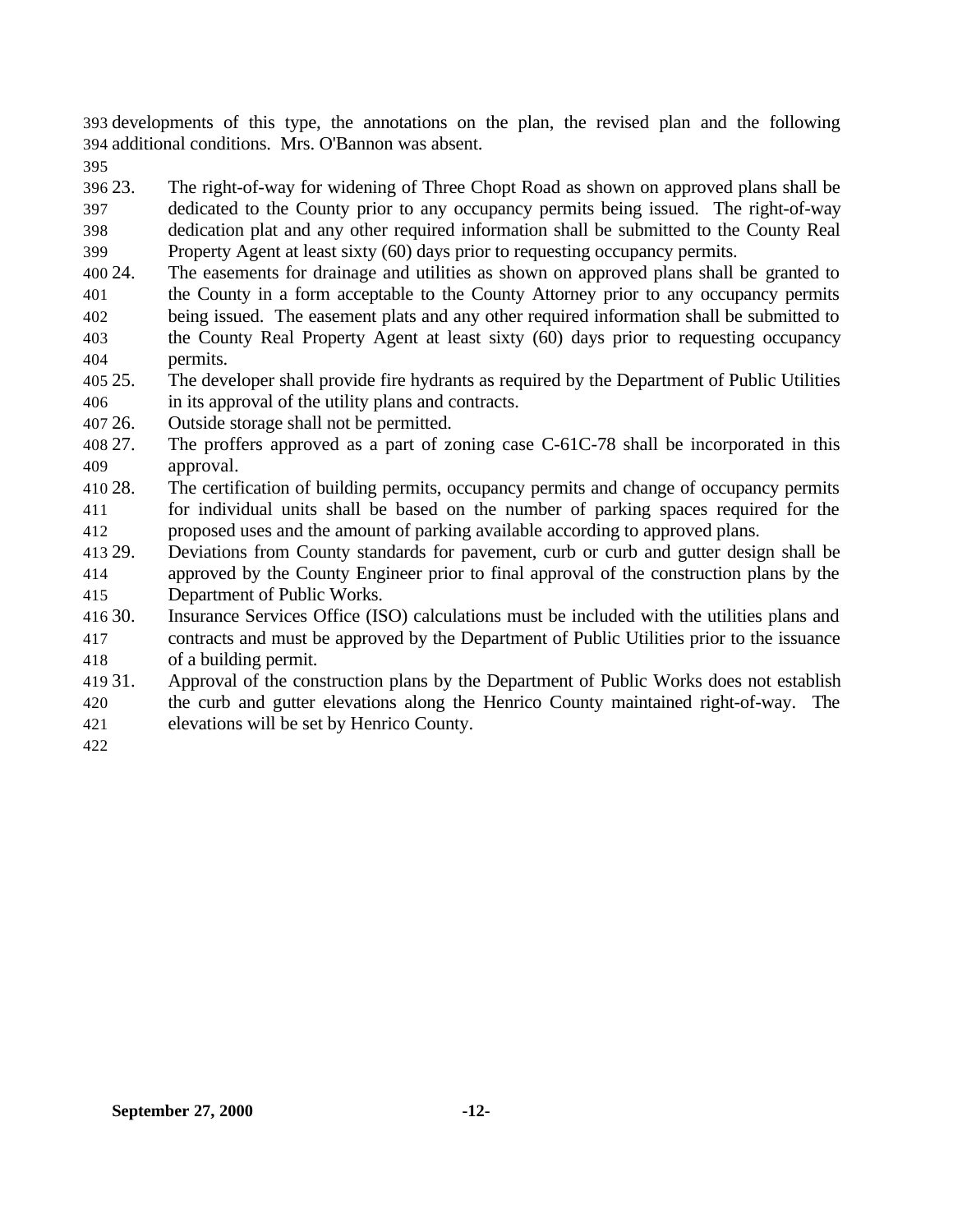developments of this type, the annotations on the plan, the revised plan and the following additional conditions. Mrs. O'Bannon was absent.

23. The right-of-way for widening of Three Chopt Road as shown on approved plans shall be dedicated to the County prior to any occupancy permits being issued. The right-of-way dedication plat and any other required information shall be submitted to the County Real Property Agent at least sixty (60) days prior to requesting occupancy permits.
24. The easements for drainage and utilities as shown on approved plans shall be granted to the County in a form acceptable to the County Attorney prior to any occupancy permits being issued. The easement plats and any other required information shall be submitted to the County Real Property Agent at least sixty (60) days prior to requesting occupancy permits.
25. The developer shall provide fire hydrants as required by the Department of Public Utilities in its approval of the utility plans and contracts.
26. Outside storage shall not be permitted.
27. The proffers approved as a part of zoning case C-61C-78 shall be incorporated in this approval.
28. The certification of building permits, occupancy permits and change of occupancy permits for individual units shall be based on the number of parking spaces required for the proposed uses and the amount of parking available according to approved plans.
29. Deviations from County standards for pavement, curb or curb and gutter design shall be approved by the County Engineer prior to final approval of the construction plans by the Department of Public Works.
30. Insurance Services Office (ISO) calculations must be included with the utilities plans and contracts and must be approved by the Department of Public Utilities prior to the issuance of a building permit.
31. Approval of the construction plans by the Department of Public Works does not establish the curb and gutter elevations along the Henrico County maintained right-of-way. The elevations will be set by Henrico County.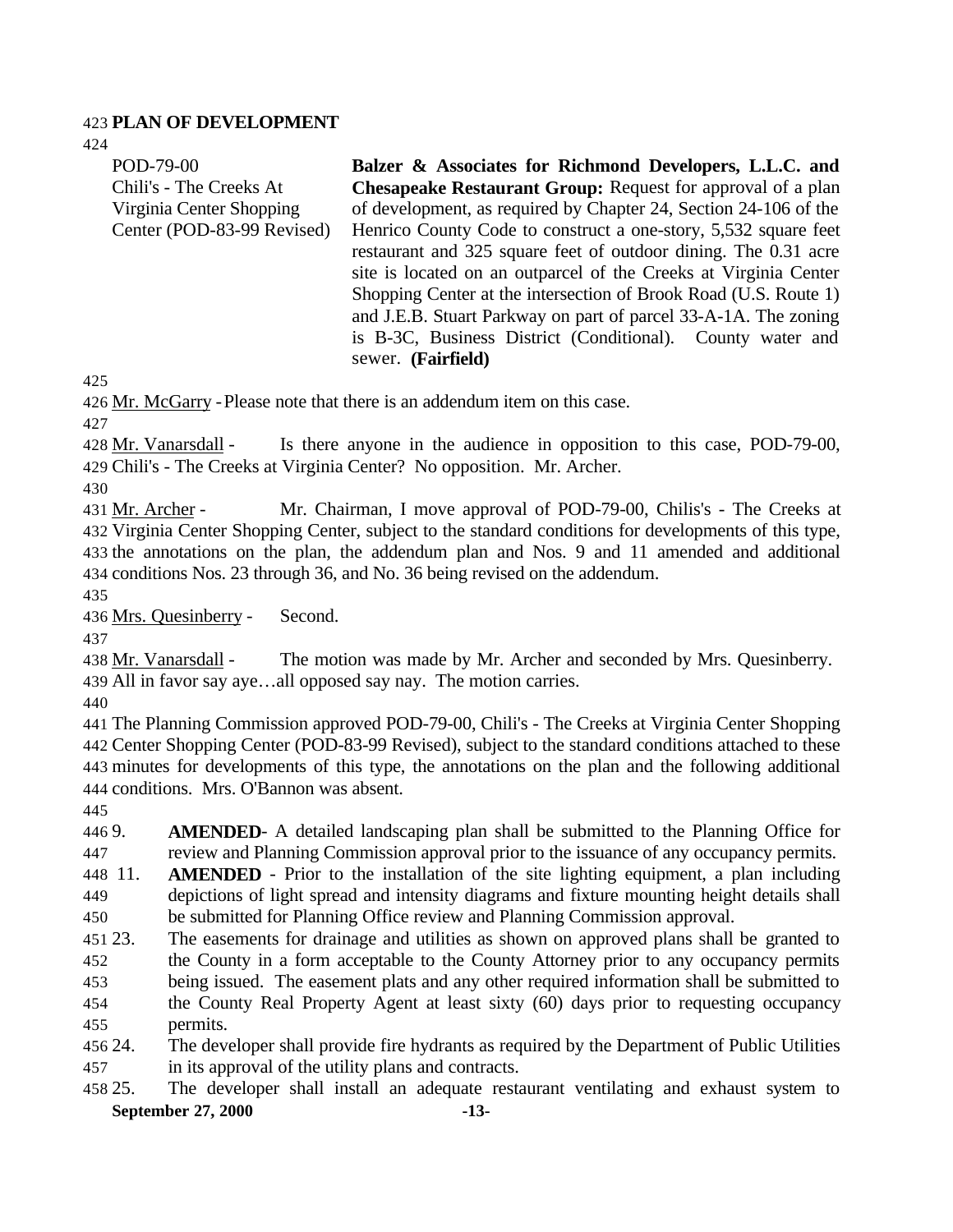## PLAN OF DEVELOPMENT

POD-79-00
Chili's - The Creeks At Virginia Center Shopping Center (POD-83-99 Revised)

**Balzer & Associates for Richmond Developers, L.L.C. and Chesapeake Restaurant Group:** Request for approval of a plan of development, as required by Chapter 24, Section 24-106 of the Henrico County Code to construct a one-story, 5,532 square feet restaurant and 325 square feet of outdoor dining. The 0.31 acre site is located on an outparcel of the Creeks at Virginia Center Shopping Center at the intersection of Brook Road (U.S. Route 1) and J.E.B. Stuart Parkway on part of parcel 33-A-1A. The zoning is B-3C, Business District (Conditional). County water and sewer. **(Fairfield)**

Mr. McGarry - Please note that there is an addendum item on this case.

Mr. Vanarsdall - Is there anyone in the audience in opposition to this case, POD-79-00, Chili's - The Creeks at Virginia Center? No opposition. Mr. Archer.

Mr. Archer - Mr. Chairman, I move approval of POD-79-00, Chilis's - The Creeks at Virginia Center Shopping Center, subject to the standard conditions for developments of this type, the annotations on the plan, the addendum plan and Nos. 9 and 11 amended and additional conditions Nos. 23 through 36, and No. 36 being revised on the addendum.

Mrs. Quesinberry - Second.

Mr. Vanarsdall - The motion was made by Mr. Archer and seconded by Mrs. Quesinberry. All in favor say aye…all opposed say nay. The motion carries.

The Planning Commission approved POD-79-00, Chili's - The Creeks at Virginia Center Shopping Center Shopping Center (POD-83-99 Revised), subject to the standard conditions attached to these minutes for developments of this type, the annotations on the plan and the following additional conditions. Mrs. O'Bannon was absent.

9. **AMENDED**- A detailed landscaping plan shall be submitted to the Planning Office for review and Planning Commission approval prior to the issuance of any occupancy permits.
11. **AMENDED** - Prior to the installation of the site lighting equipment, a plan including depictions of light spread and intensity diagrams and fixture mounting height details shall be submitted for Planning Office review and Planning Commission approval.
23. The easements for drainage and utilities as shown on approved plans shall be granted to the County in a form acceptable to the County Attorney prior to any occupancy permits being issued. The easement plats and any other required information shall be submitted to the County Real Property Agent at least sixty (60) days prior to requesting occupancy permits.
24. The developer shall provide fire hydrants as required by the Department of Public Utilities in its approval of the utility plans and contracts.
25. The developer shall install an adequate restaurant ventilating and exhaust system to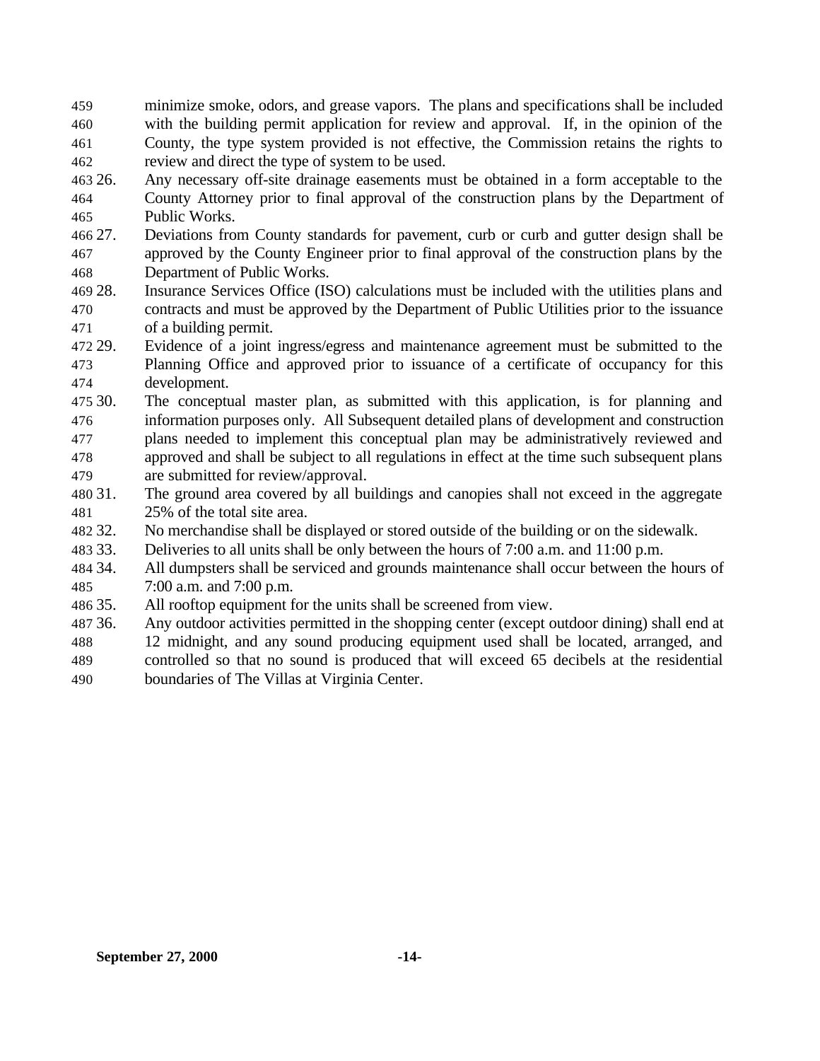minimize smoke, odors, and grease vapors. The plans and specifications shall be included with the building permit application for review and approval. If, in the opinion of the County, the type system provided is not effective, the Commission retains the rights to review and direct the type of system to be used.

26. Any necessary off-site drainage easements must be obtained in a form acceptable to the County Attorney prior to final approval of the construction plans by the Department of Public Works.
27. Deviations from County standards for pavement, curb or curb and gutter design shall be approved by the County Engineer prior to final approval of the construction plans by the Department of Public Works.
28. Insurance Services Office (ISO) calculations must be included with the utilities plans and contracts and must be approved by the Department of Public Utilities prior to the issuance of a building permit.
29. Evidence of a joint ingress/egress and maintenance agreement must be submitted to the Planning Office and approved prior to issuance of a certificate of occupancy for this development.
30. The conceptual master plan, as submitted with this application, is for planning and information purposes only. All Subsequent detailed plans of development and construction plans needed to implement this conceptual plan may be administratively reviewed and approved and shall be subject to all regulations in effect at the time such subsequent plans are submitted for review/approval.
31. The ground area covered by all buildings and canopies shall not exceed in the aggregate 25% of the total site area.
32. No merchandise shall be displayed or stored outside of the building or on the sidewalk.
33. Deliveries to all units shall be only between the hours of 7:00 a.m. and 11:00 p.m.
34. All dumpsters shall be serviced and grounds maintenance shall occur between the hours of 7:00 a.m. and 7:00 p.m.
35. All rooftop equipment for the units shall be screened from view.
36. Any outdoor activities permitted in the shopping center (except outdoor dining) shall end at 12 midnight, and any sound producing equipment used shall be located, arranged, and controlled so that no sound is produced that will exceed 65 decibels at the residential boundaries of The Villas at Virginia Center.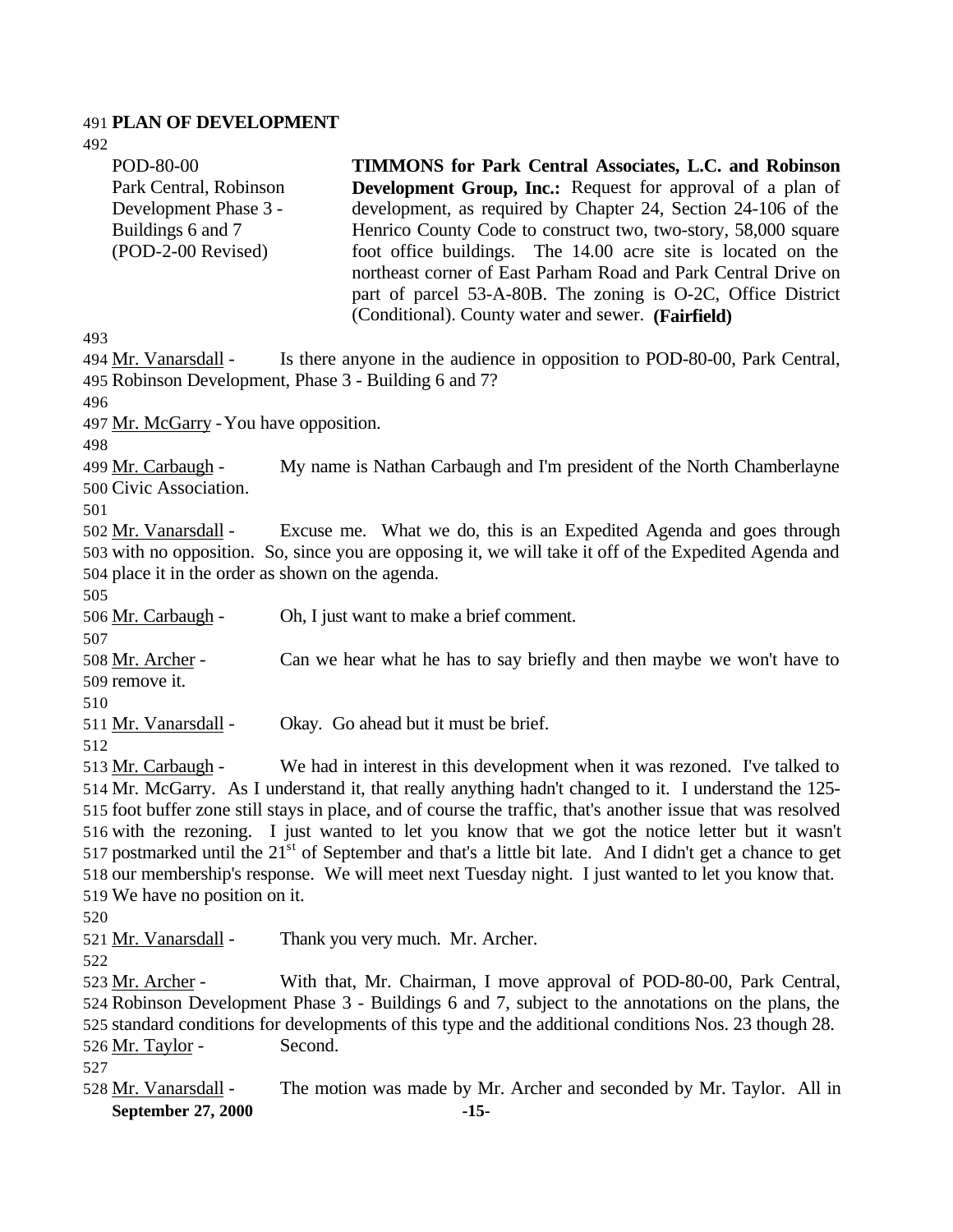**PLAN OF DEVELOPMENT**

POD-80-00
Park Central, Robinson Development Phase 3 - Buildings 6 and 7
(POD-2-00 Revised)

**TIMMONS for Park Central Associates, L.C. and Robinson Development Group, Inc.:** Request for approval of a plan of development, as required by Chapter 24, Section 24-106 of the Henrico County Code to construct two, two-story, 58,000 square foot office buildings. The 14.00 acre site is located on the northeast corner of East Parham Road and Park Central Drive on part of parcel 53-A-80B. The zoning is O-2C, Office District (Conditional). County water and sewer. **(Fairfield)**

Mr. Vanarsdall - Is there anyone in the audience in opposition to POD-80-00, Park Central, Robinson Development, Phase 3 - Building 6 and 7?

Mr. McGarry - You have opposition.

Mr. Carbaugh - My name is Nathan Carbaugh and I'm president of the North Chamberlayne Civic Association.

Mr. Vanarsdall - Excuse me. What we do, this is an Expedited Agenda and goes through with no opposition. So, since you are opposing it, we will take it off of the Expedited Agenda and place it in the order as shown on the agenda.

Mr. Carbaugh - Oh, I just want to make a brief comment.

Mr. Archer - Can we hear what he has to say briefly and then maybe we won't have to remove it.

Mr. Vanarsdall - Okay. Go ahead but it must be brief.

Mr. Carbaugh - We had in interest in this development when it was rezoned. I've talked to Mr. McGarry. As I understand it, that really anything hadn't changed to it. I understand the 125-foot buffer zone still stays in place, and of course the traffic, that's another issue that was resolved with the rezoning. I just wanted to let you know that we got the notice letter but it wasn't postmarked until the 21st of September and that's a little bit late. And I didn't get a chance to get our membership's response. We will meet next Tuesday night. I just wanted to let you know that. We have no position on it.

Mr. Vanarsdall - Thank you very much. Mr. Archer.

Mr. Archer - With that, Mr. Chairman, I move approval of POD-80-00, Park Central, Robinson Development Phase 3 - Buildings 6 and 7, subject to the annotations on the plans, the standard conditions for developments of this type and the additional conditions Nos. 23 though 28.

Mr. Taylor - Second.

Mr. Vanarsdall - The motion was made by Mr. Archer and seconded by Mr. Taylor. All in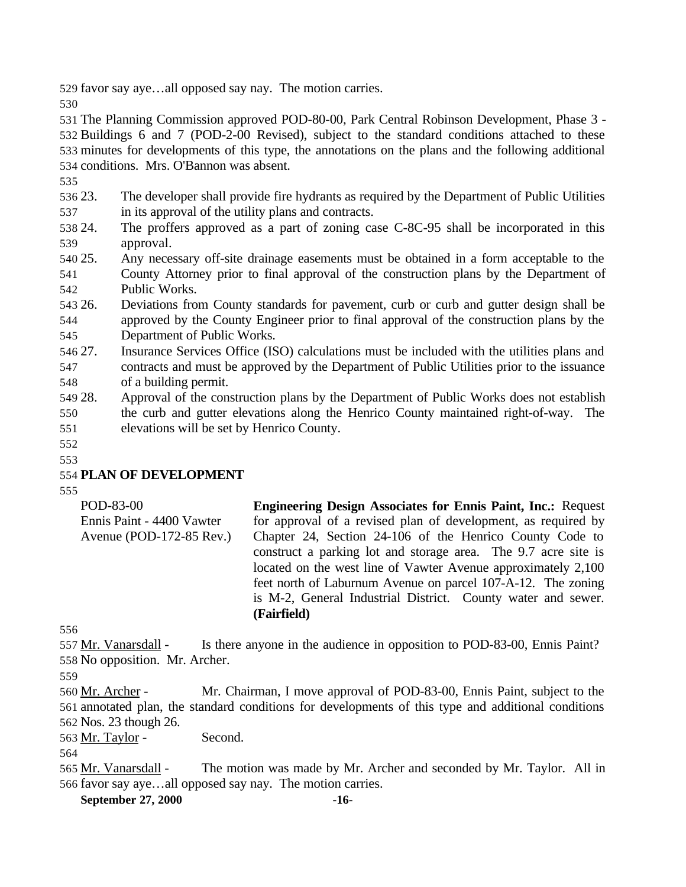favor say aye…all opposed say nay. The motion carries.

The Planning Commission approved POD-80-00, Park Central Robinson Development, Phase 3 - Buildings 6 and 7 (POD-2-00 Revised), subject to the standard conditions attached to these minutes for developments of this type, the annotations on the plans and the following additional conditions. Mrs. O'Bannon was absent.

23. The developer shall provide fire hydrants as required by the Department of Public Utilities in its approval of the utility plans and contracts.
24. The proffers approved as a part of zoning case C-8C-95 shall be incorporated in this approval.
25. Any necessary off-site drainage easements must be obtained in a form acceptable to the County Attorney prior to final approval of the construction plans by the Department of Public Works.
26. Deviations from County standards for pavement, curb or curb and gutter design shall be approved by the County Engineer prior to final approval of the construction plans by the Department of Public Works.
27. Insurance Services Office (ISO) calculations must be included with the utilities plans and contracts and must be approved by the Department of Public Utilities prior to the issuance of a building permit.
28. Approval of the construction plans by the Department of Public Works does not establish the curb and gutter elevations along the Henrico County maintained right-of-way. The elevations will be set by Henrico County.

**PLAN OF DEVELOPMENT**

POD-83-00
Ennis Paint - 4400 Vawter Avenue (POD-172-85 Rev.)

**Engineering Design Associates for Ennis Paint, Inc.:** Request for approval of a revised plan of development, as required by Chapter 24, Section 24-106 of the Henrico County Code to construct a parking lot and storage area. The 9.7 acre site is located on the west line of Vawter Avenue approximately 2,100 feet north of Laburnum Avenue on parcel 107-A-12. The zoning is M-2, General Industrial District. County water and sewer. **(Fairfield)**

Mr. Vanarsdall - Is there anyone in the audience in opposition to POD-83-00, Ennis Paint? No opposition. Mr. Archer.

Mr. Archer - Mr. Chairman, I move approval of POD-83-00, Ennis Paint, subject to the annotated plan, the standard conditions for developments of this type and additional conditions Nos. 23 though 26.

Mr. Taylor - Second.

Mr. Vanarsdall - The motion was made by Mr. Archer and seconded by Mr. Taylor. All in favor say aye…all opposed say nay. The motion carries.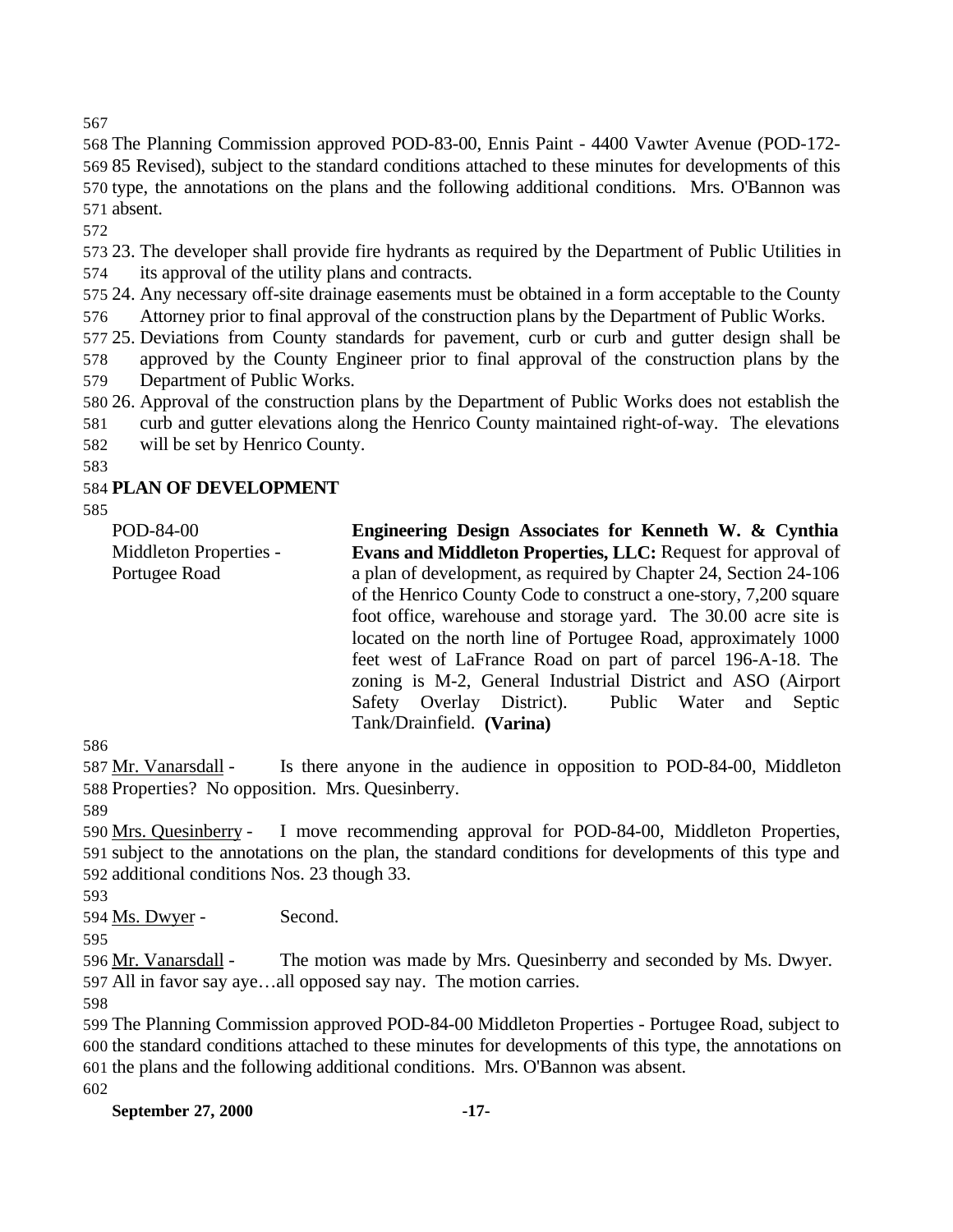The Planning Commission approved POD-83-00, Ennis Paint - 4400 Vawter Avenue (POD-172-85 Revised), subject to the standard conditions attached to these minutes for developments of this type, the annotations on the plans and the following additional conditions. Mrs. O'Bannon was absent.

23. The developer shall provide fire hydrants as required by the Department of Public Utilities in its approval of the utility plans and contracts.
24. Any necessary off-site drainage easements must be obtained in a form acceptable to the County Attorney prior to final approval of the construction plans by the Department of Public Works.
25. Deviations from County standards for pavement, curb or curb and gutter design shall be approved by the County Engineer prior to final approval of the construction plans by the Department of Public Works.
26. Approval of the construction plans by the Department of Public Works does not establish the curb and gutter elevations along the Henrico County maintained right-of-way. The elevations will be set by Henrico County.

## PLAN OF DEVELOPMENT

POD-84-00
Middleton Properties - Portugee Road

**Engineering Design Associates for Kenneth W. & Cynthia Evans and Middleton Properties, LLC:** Request for approval of a plan of development, as required by Chapter 24, Section 24-106 of the Henrico County Code to construct a one-story, 7,200 square foot office, warehouse and storage yard. The 30.00 acre site is located on the north line of Portugee Road, approximately 1000 feet west of LaFrance Road on part of parcel 196-A-18. The zoning is M-2, General Industrial District and ASO (Airport Safety Overlay District). Public Water and Septic Tank/Drainfield. **(Varina)**

Mr. Vanarsdall - Is there anyone in the audience in opposition to POD-84-00, Middleton Properties? No opposition. Mrs. Quesinberry.

Mrs. Quesinberry - I move recommending approval for POD-84-00, Middleton Properties, subject to the annotations on the plan, the standard conditions for developments of this type and additional conditions Nos. 23 though 33.

Ms. Dwyer - Second.

Mr. Vanarsdall - The motion was made by Mrs. Quesinberry and seconded by Ms. Dwyer. All in favor say aye…all opposed say nay. The motion carries.

The Planning Commission approved POD-84-00 Middleton Properties - Portugee Road, subject to the standard conditions attached to these minutes for developments of this type, the annotations on the plans and the following additional conditions. Mrs. O'Bannon was absent.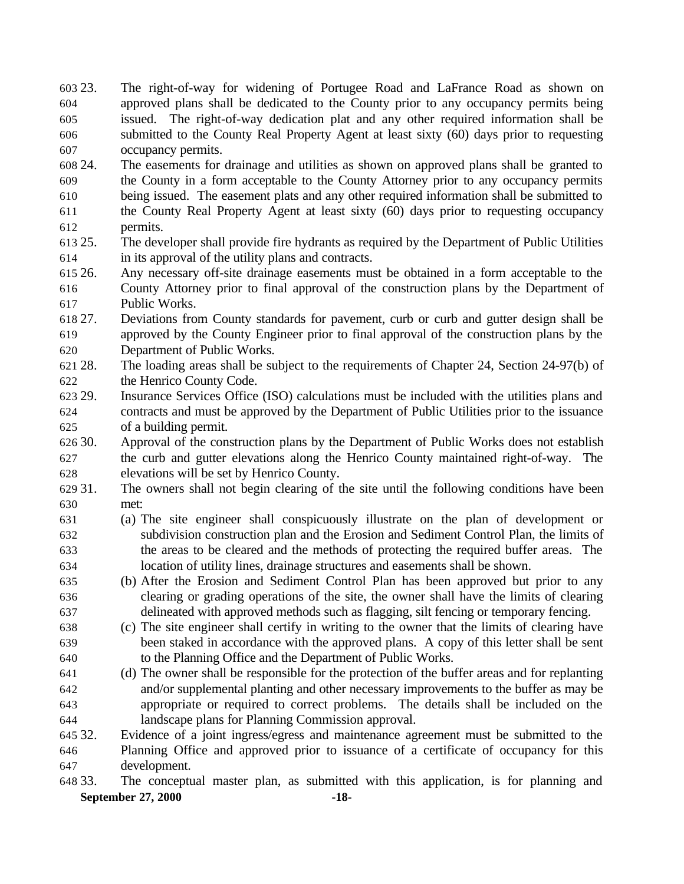23. The right-of-way for widening of Portugee Road and LaFrance Road as shown on approved plans shall be dedicated to the County prior to any occupancy permits being issued. The right-of-way dedication plat and any other required information shall be submitted to the County Real Property Agent at least sixty (60) days prior to requesting occupancy permits.
24. The easements for drainage and utilities as shown on approved plans shall be granted to the County in a form acceptable to the County Attorney prior to any occupancy permits being issued. The easement plats and any other required information shall be submitted to the County Real Property Agent at least sixty (60) days prior to requesting occupancy permits.
25. The developer shall provide fire hydrants as required by the Department of Public Utilities in its approval of the utility plans and contracts.
26. Any necessary off-site drainage easements must be obtained in a form acceptable to the County Attorney prior to final approval of the construction plans by the Department of Public Works.
27. Deviations from County standards for pavement, curb or curb and gutter design shall be approved by the County Engineer prior to final approval of the construction plans by the Department of Public Works.
28. The loading areas shall be subject to the requirements of Chapter 24, Section 24-97(b) of the Henrico County Code.
29. Insurance Services Office (ISO) calculations must be included with the utilities plans and contracts and must be approved by the Department of Public Utilities prior to the issuance of a building permit.
30. Approval of the construction plans by the Department of Public Works does not establish the curb and gutter elevations along the Henrico County maintained right-of-way. The elevations will be set by Henrico County.
31. The owners shall not begin clearing of the site until the following conditions have been met:
    (a) The site engineer shall conspicuously illustrate on the plan of development or subdivision construction plan and the Erosion and Sediment Control Plan, the limits of the areas to be cleared and the methods of protecting the required buffer areas. The location of utility lines, drainage structures and easements shall be shown.
    (b) After the Erosion and Sediment Control Plan has been approved but prior to any clearing or grading operations of the site, the owner shall have the limits of clearing delineated with approved methods such as flagging, silt fencing or temporary fencing.
    (c) The site engineer shall certify in writing to the owner that the limits of clearing have been staked in accordance with the approved plans. A copy of this letter shall be sent to the Planning Office and the Department of Public Works.
    (d) The owner shall be responsible for the protection of the buffer areas and for replanting and/or supplemental planting and other necessary improvements to the buffer as may be appropriate or required to correct problems. The details shall be included on the landscape plans for Planning Commission approval.
32. Evidence of a joint ingress/egress and maintenance agreement must be submitted to the Planning Office and approved prior to issuance of a certificate of occupancy for this development.
33. The conceptual master plan, as submitted with this application, is for planning and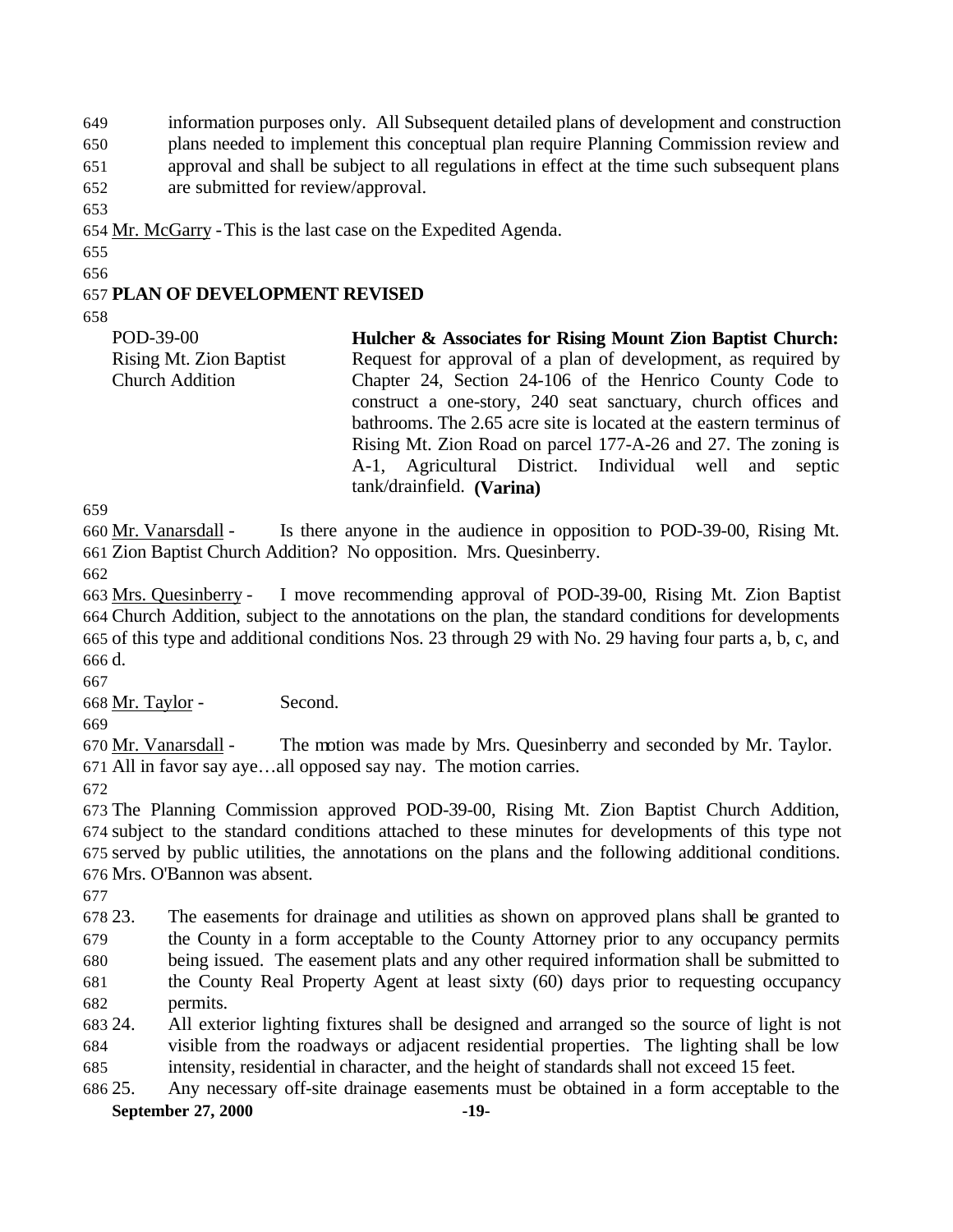information purposes only. All Subsequent detailed plans of development and construction plans needed to implement this conceptual plan require Planning Commission review and approval and shall be subject to all regulations in effect at the time such subsequent plans are submitted for review/approval.

Mr. McGarry - This is the last case on the Expedited Agenda.

## PLAN OF DEVELOPMENT REVISED

POD-39-00
Rising Mt. Zion Baptist Church Addition

**Hulcher & Associates for Rising Mount Zion Baptist Church:** Request for approval of a plan of development, as required by Chapter 24, Section 24-106 of the Henrico County Code to construct a one-story, 240 seat sanctuary, church offices and bathrooms. The 2.65 acre site is located at the eastern terminus of Rising Mt. Zion Road on parcel 177-A-26 and 27. The zoning is A-1, Agricultural District. Individual well and septic tank/drainfield. **(Varina)**

Mr. Vanarsdall - Is there anyone in the audience in opposition to POD-39-00, Rising Mt. Zion Baptist Church Addition? No opposition. Mrs. Quesinberry.

Mrs. Quesinberry - I move recommending approval of POD-39-00, Rising Mt. Zion Baptist Church Addition, subject to the annotations on the plan, the standard conditions for developments of this type and additional conditions Nos. 23 through 29 with No. 29 having four parts a, b, c, and d.

Mr. Taylor - Second.

Mr. Vanarsdall - The motion was made by Mrs. Quesinberry and seconded by Mr. Taylor. All in favor say aye…all opposed say nay. The motion carries.

The Planning Commission approved POD-39-00, Rising Mt. Zion Baptist Church Addition, subject to the standard conditions attached to these minutes for developments of this type not served by public utilities, the annotations on the plans and the following additional conditions. Mrs. O'Bannon was absent.

23. The easements for drainage and utilities as shown on approved plans shall be granted to the County in a form acceptable to the County Attorney prior to any occupancy permits being issued. The easement plats and any other required information shall be submitted to the County Real Property Agent at least sixty (60) days prior to requesting occupancy permits.
24. All exterior lighting fixtures shall be designed and arranged so the source of light is not visible from the roadways or adjacent residential properties. The lighting shall be low intensity, residential in character, and the height of standards shall not exceed 15 feet.
25. Any necessary off-site drainage easements must be obtained in a form acceptable to the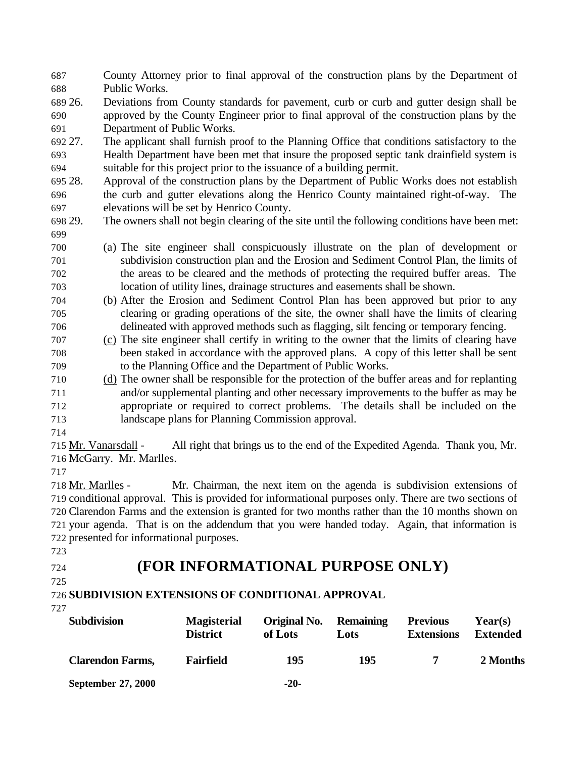County Attorney prior to final approval of the construction plans by the Department of Public Works.

26. Deviations from County standards for pavement, curb or curb and gutter design shall be approved by the County Engineer prior to final approval of the construction plans by the Department of Public Works.
27. The applicant shall furnish proof to the Planning Office that conditions satisfactory to the Health Department have been met that insure the proposed septic tank drainfield system is suitable for this project prior to the issuance of a building permit.
28. Approval of the construction plans by the Department of Public Works does not establish the curb and gutter elevations along the Henrico County maintained right-of-way. The elevations will be set by Henrico County.
29. The owners shall not begin clearing of the site until the following conditions have been met:

    (a) The site engineer shall conspicuously illustrate on the plan of development or subdivision construction plan and the Erosion and Sediment Control Plan, the limits of the areas to be cleared and the methods of protecting the required buffer areas. The location of utility lines, drainage structures and easements shall be shown.

    (b) After the Erosion and Sediment Control Plan has been approved but prior to any clearing or grading operations of the site, the owner shall have the limits of clearing delineated with approved methods such as flagging, silt fencing or temporary fencing.

    (c) The site engineer shall certify in writing to the owner that the limits of clearing have been staked in accordance with the approved plans. A copy of this letter shall be sent to the Planning Office and the Department of Public Works.

    (d) The owner shall be responsible for the protection of the buffer areas and for replanting and/or supplemental planting and other necessary improvements to the buffer as may be appropriate or required to correct problems. The details shall be included on the landscape plans for Planning Commission approval.

Mr. Vanarsdall - All right that brings us to the end of the Expedited Agenda. Thank you, Mr. McGarry. Mr. Marlles.

Mr. Marlles - Mr. Chairman, the next item on the agenda is subdivision extensions of conditional approval. This is provided for informational purposes only. There are two sections of Clarendon Farms and the extension is granted for two months rather than the 10 months shown on your agenda. That is on the addendum that you were handed today. Again, that information is presented for informational purposes.

# (FOR INFORMATIONAL PURPOSE ONLY)

**SUBDIVISION EXTENSIONS OF CONDITIONAL APPROVAL**

| Subdivision | Magisterial District | Original No. of Lots | Remaining Lots | Previous Extensions | Year(s) Extended |
|---|---|---|---|---|---|
| **Clarendon Farms,** | **Fairfield** | **195** | **195** | **7** | **2 Months** |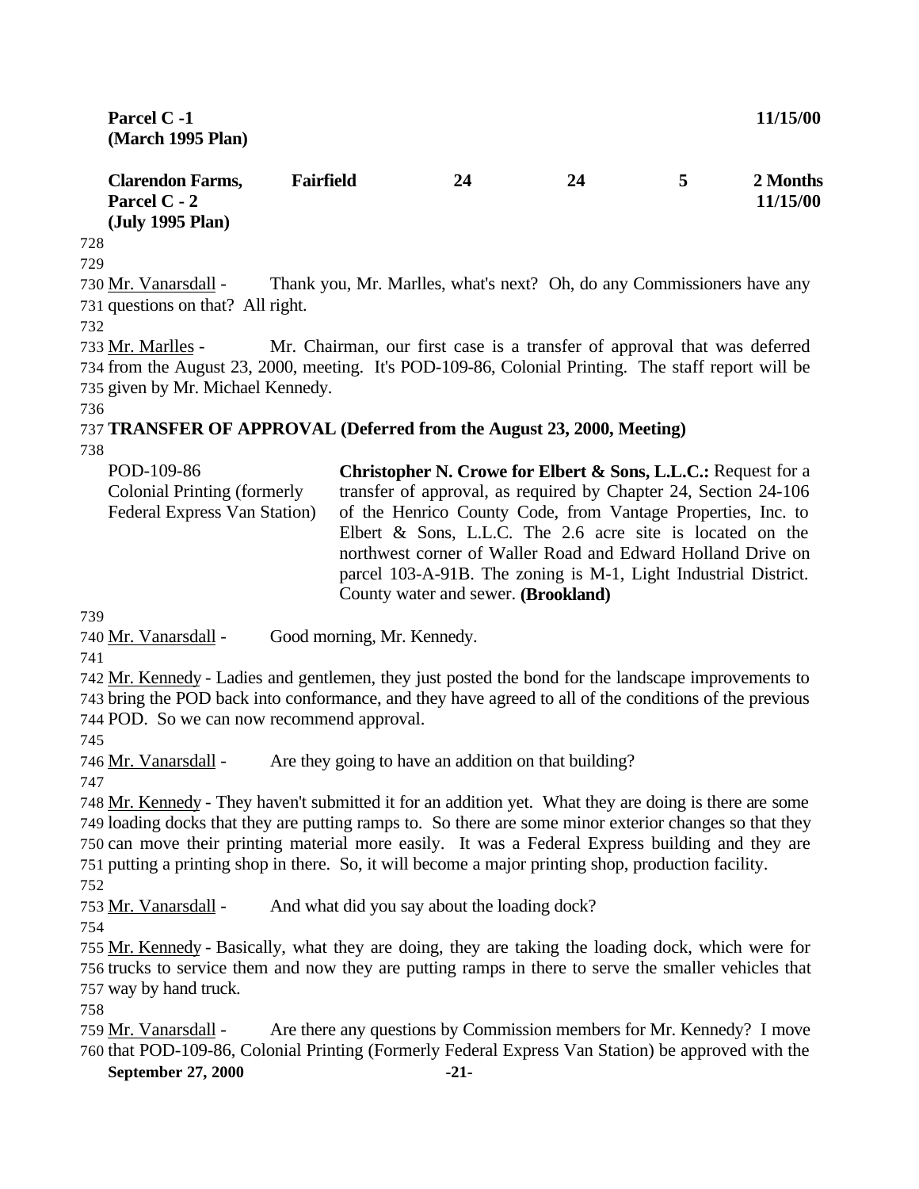| | | | | | |
|---|---|---|---|---|---|
| **Parcel C -1 (March 1995 Plan)** | | | | | **11/15/00** |
| **Clarendon Farms, Parcel C - 2 (July 1995 Plan)** | **Fairfield** | **24** | **24** | **5** | **2 Months 11/15/00** |

Mr. Vanarsdall - Thank you, Mr. Marlles, what's next? Oh, do any Commissioners have any questions on that? All right.

Mr. Marlles - Mr. Chairman, our first case is a transfer of approval that was deferred from the August 23, 2000, meeting. It's POD-109-86, Colonial Printing. The staff report will be given by Mr. Michael Kennedy.

**TRANSFER OF APPROVAL (Deferred from the August 23, 2000, Meeting)**

| | |
|---|---|
| POD-109-86 Colonial Printing (formerly Federal Express Van Station) | **Christopher N. Crowe for Elbert & Sons, L.L.C.:** Request for a transfer of approval, as required by Chapter 24, Section 24-106 of the Henrico County Code, from Vantage Properties, Inc. to Elbert & Sons, L.L.C. The 2.6 acre site is located on the northwest corner of Waller Road and Edward Holland Drive on parcel 103-A-91B. The zoning is M-1, Light Industrial District. County water and sewer. **(Brookland)** |

Mr. Vanarsdall - Good morning, Mr. Kennedy.

Mr. Kennedy - Ladies and gentlemen, they just posted the bond for the landscape improvements to bring the POD back into conformance, and they have agreed to all of the conditions of the previous POD. So we can now recommend approval.

Mr. Vanarsdall - Are they going to have an addition on that building?

Mr. Kennedy - They haven't submitted it for an addition yet. What they are doing is there are some loading docks that they are putting ramps to. So there are some minor exterior changes so that they can move their printing material more easily. It was a Federal Express building and they are putting a printing shop in there. So, it will become a major printing shop, production facility.

Mr. Vanarsdall - And what did you say about the loading dock?

Mr. Kennedy - Basically, what they are doing, they are taking the loading dock, which were for trucks to service them and now they are putting ramps in there to serve the smaller vehicles that way by hand truck.

Mr. Vanarsdall - Are there any questions by Commission members for Mr. Kennedy? I move that POD-109-86, Colonial Printing (Formerly Federal Express Van Station) be approved with the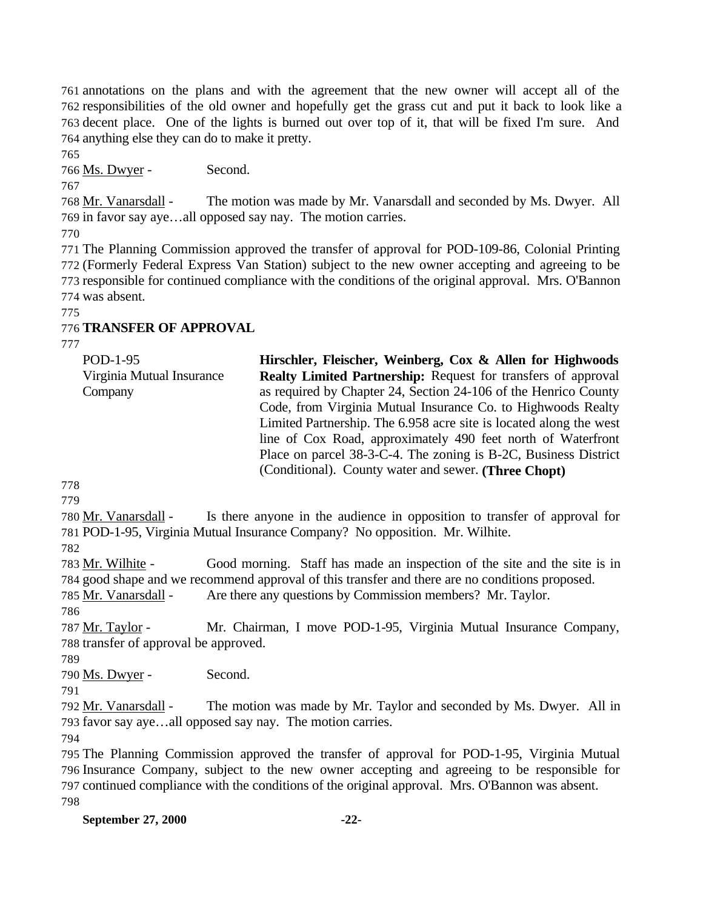annotations on the plans and with the agreement that the new owner will accept all of the responsibilities of the old owner and hopefully get the grass cut and put it back to look like a decent place. One of the lights is burned out over top of it, that will be fixed I'm sure. And anything else they can do to make it pretty.

Ms. Dwyer - Second.

Mr. Vanarsdall - The motion was made by Mr. Vanarsdall and seconded by Ms. Dwyer. All in favor say aye…all opposed say nay. The motion carries.

The Planning Commission approved the transfer of approval for POD-109-86, Colonial Printing (Formerly Federal Express Van Station) subject to the new owner accepting and agreeing to be responsible for continued compliance with the conditions of the original approval. Mrs. O'Bannon was absent.

**TRANSFER OF APPROVAL**

POD-1-95
Virginia Mutual Insurance Company

**Hirschler, Fleischer, Weinberg, Cox & Allen for Highwoods Realty Limited Partnership:** Request for transfers of approval as required by Chapter 24, Section 24-106 of the Henrico County Code, from Virginia Mutual Insurance Co. to Highwoods Realty Limited Partnership. The 6.958 acre site is located along the west line of Cox Road, approximately 490 feet north of Waterfront Place on parcel 38-3-C-4. The zoning is B-2C, Business District (Conditional). County water and sewer. **(Three Chopt)**

Mr. Vanarsdall - Is there anyone in the audience in opposition to transfer of approval for POD-1-95, Virginia Mutual Insurance Company? No opposition. Mr. Wilhite.

Mr. Wilhite - Good morning. Staff has made an inspection of the site and the site is in good shape and we recommend approval of this transfer and there are no conditions proposed.

Mr. Vanarsdall - Are there any questions by Commission members? Mr. Taylor.

Mr. Taylor - Mr. Chairman, I move POD-1-95, Virginia Mutual Insurance Company, transfer of approval be approved.

Ms. Dwyer - Second.

Mr. Vanarsdall - The motion was made by Mr. Taylor and seconded by Ms. Dwyer. All in favor say aye…all opposed say nay. The motion carries.

The Planning Commission approved the transfer of approval for POD-1-95, Virginia Mutual Insurance Company, subject to the new owner accepting and agreeing to be responsible for continued compliance with the conditions of the original approval. Mrs. O'Bannon was absent.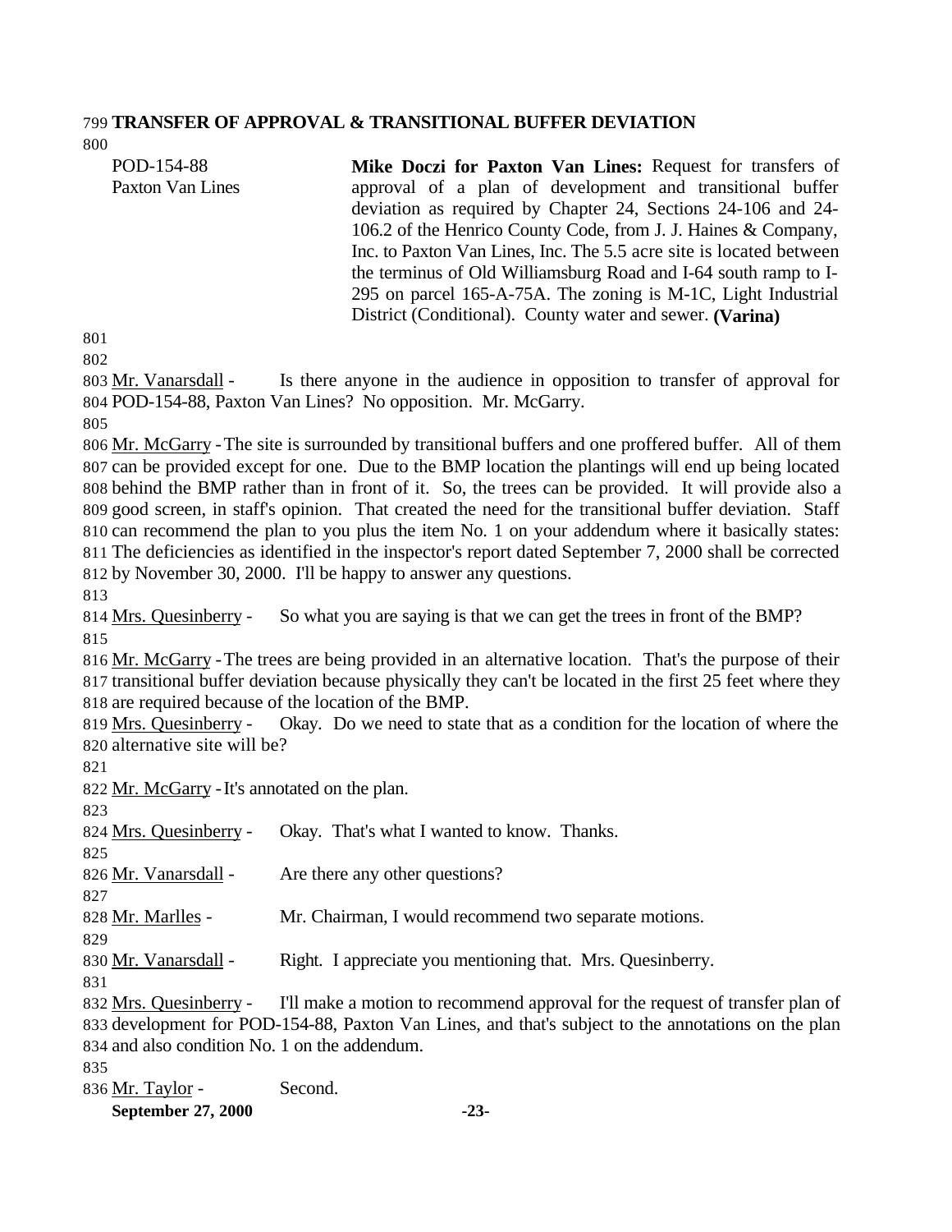**TRANSFER OF APPROVAL & TRANSITIONAL BUFFER DEVIATION**

POD-154-88
Paxton Van Lines

**Mike Doczi for Paxton Van Lines:** Request for transfers of approval of a plan of development and transitional buffer deviation as required by Chapter 24, Sections 24-106 and 24-106.2 of the Henrico County Code, from J. J. Haines & Company, Inc. to Paxton Van Lines, Inc. The 5.5 acre site is located between the terminus of Old Williamsburg Road and I-64 south ramp to I-295 on parcel 165-A-75A. The zoning is M-1C, Light Industrial District (Conditional). County water and sewer. **(Varina)**

Mr. Vanarsdall - Is there anyone in the audience in opposition to transfer of approval for POD-154-88, Paxton Van Lines? No opposition. Mr. McGarry.

Mr. McGarry - The site is surrounded by transitional buffers and one proffered buffer. All of them can be provided except for one. Due to the BMP location the plantings will end up being located behind the BMP rather than in front of it. So, the trees can be provided. It will provide also a good screen, in staff's opinion. That created the need for the transitional buffer deviation. Staff can recommend the plan to you plus the item No. 1 on your addendum where it basically states: The deficiencies as identified in the inspector's report dated September 7, 2000 shall be corrected by November 30, 2000. I'll be happy to answer any questions.

Mrs. Quesinberry - So what you are saying is that we can get the trees in front of the BMP?

Mr. McGarry - The trees are being provided in an alternative location. That's the purpose of their transitional buffer deviation because physically they can't be located in the first 25 feet where they are required because of the location of the BMP.

Mrs. Quesinberry - Okay. Do we need to state that as a condition for the location of where the alternative site will be?

Mr. McGarry - It's annotated on the plan.

Mrs. Quesinberry - Okay. That's what I wanted to know. Thanks.

Mr. Vanarsdall - Are there any other questions?

Mr. Marlles - Mr. Chairman, I would recommend two separate motions.

Mr. Vanarsdall - Right. I appreciate you mentioning that. Mrs. Quesinberry.

Mrs. Quesinberry - I'll make a motion to recommend approval for the request of transfer plan of development for POD-154-88, Paxton Van Lines, and that's subject to the annotations on the plan and also condition No. 1 on the addendum.

Mr. Taylor - Second.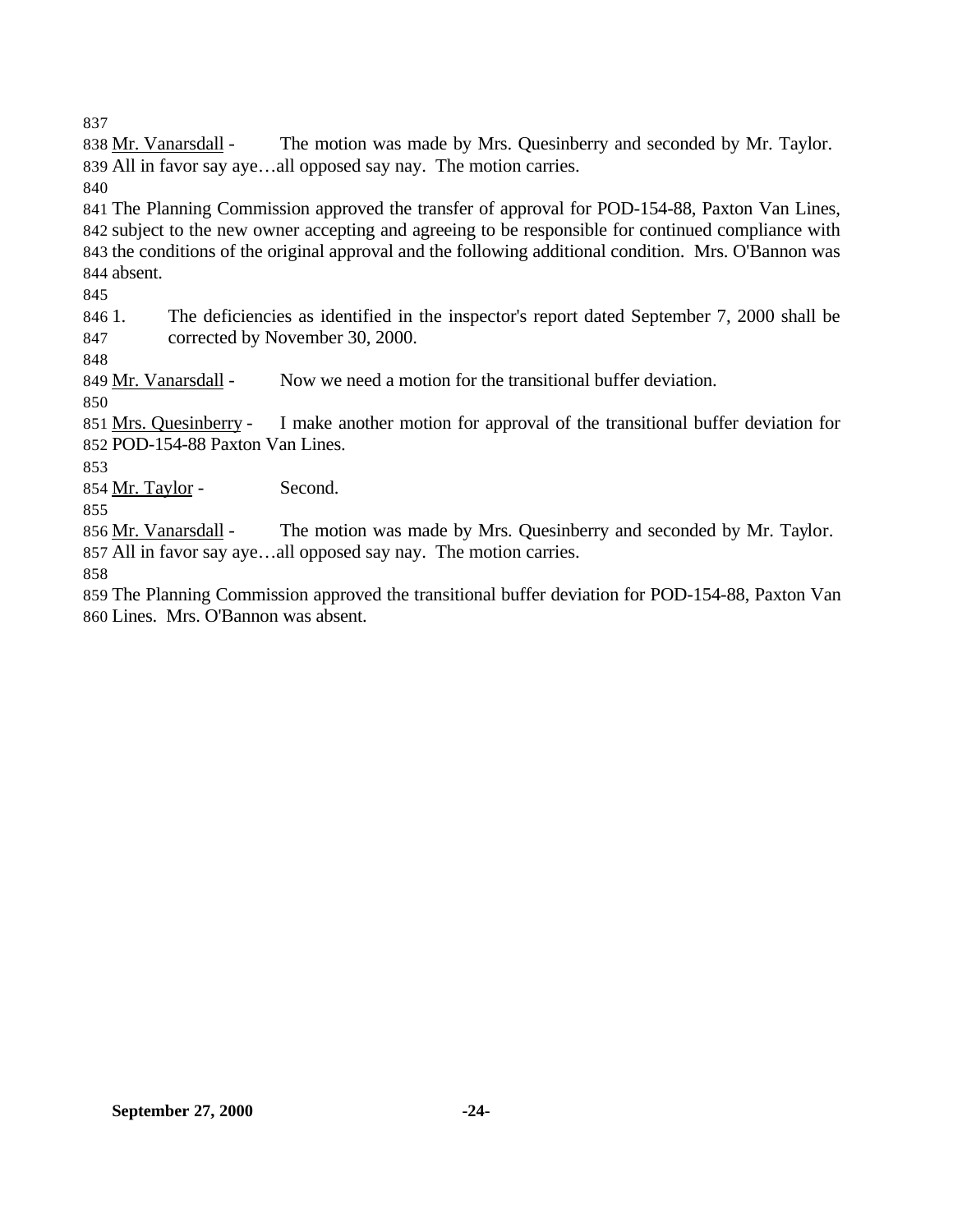Mr. Vanarsdall - The motion was made by Mrs. Quesinberry and seconded by Mr. Taylor. All in favor say aye…all opposed say nay. The motion carries.

The Planning Commission approved the transfer of approval for POD-154-88, Paxton Van Lines, subject to the new owner accepting and agreeing to be responsible for continued compliance with the conditions of the original approval and the following additional condition. Mrs. O'Bannon was absent.

1. The deficiencies as identified in the inspector's report dated September 7, 2000 shall be corrected by November 30, 2000.

Mr. Vanarsdall - Now we need a motion for the transitional buffer deviation.

Mrs. Quesinberry - I make another motion for approval of the transitional buffer deviation for POD-154-88 Paxton Van Lines.

Mr. Taylor - Second.

Mr. Vanarsdall - The motion was made by Mrs. Quesinberry and seconded by Mr. Taylor. All in favor say aye…all opposed say nay. The motion carries.

The Planning Commission approved the transitional buffer deviation for POD-154-88, Paxton Van Lines. Mrs. O'Bannon was absent.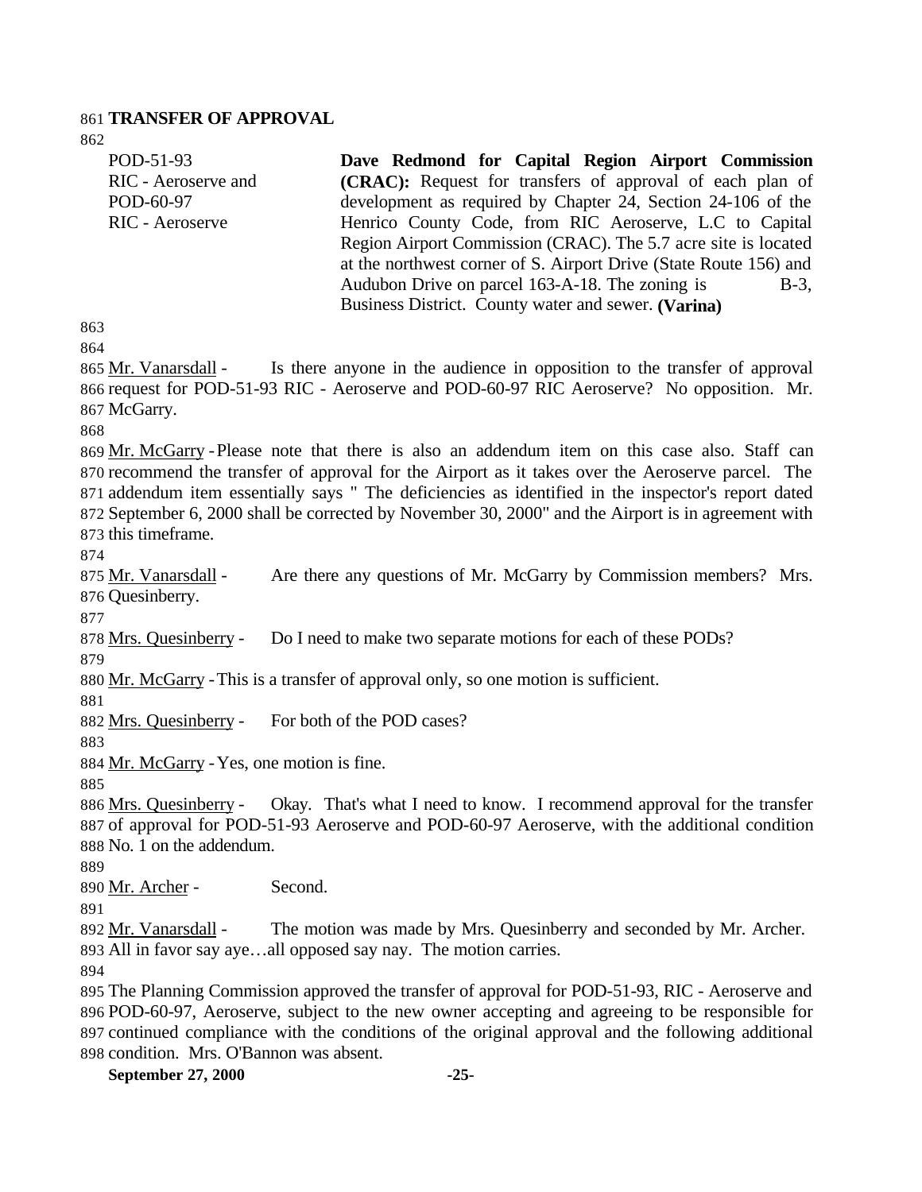**TRANSFER OF APPROVAL**

| | |
|---|---|
| POD-51-93<br>RIC - Aeroserve and<br>POD-60-97<br>RIC - Aeroserve | **Dave Redmond for Capital Region Airport Commission (CRAC):** Request for transfers of approval of each plan of development as required by Chapter 24, Section 24-106 of the Henrico County Code, from RIC Aeroserve, L.C to Capital Region Airport Commission (CRAC). The 5.7 acre site is located at the northwest corner of S. Airport Drive (State Route 156) and Audubon Drive on parcel 163-A-18. The zoning is B-3, Business District. County water and sewer. **(Varina)** |

Mr. Vanarsdall - Is there anyone in the audience in opposition to the transfer of approval request for POD-51-93 RIC - Aeroserve and POD-60-97 RIC Aeroserve? No opposition. Mr. McGarry.

Mr. McGarry - Please note that there is also an addendum item on this case also. Staff can recommend the transfer of approval for the Airport as it takes over the Aeroserve parcel. The addendum item essentially says " The deficiencies as identified in the inspector's report dated September 6, 2000 shall be corrected by November 30, 2000" and the Airport is in agreement with this timeframe.

Mr. Vanarsdall - Are there any questions of Mr. McGarry by Commission members? Mrs. Quesinberry.

Mrs. Quesinberry - Do I need to make two separate motions for each of these PODs?

Mr. McGarry - This is a transfer of approval only, so one motion is sufficient.

Mrs. Quesinberry - For both of the POD cases?

Mr. McGarry - Yes, one motion is fine.

Mrs. Quesinberry - Okay. That's what I need to know. I recommend approval for the transfer of approval for POD-51-93 Aeroserve and POD-60-97 Aeroserve, with the additional condition No. 1 on the addendum.

Mr. Archer - Second.

Mr. Vanarsdall - The motion was made by Mrs. Quesinberry and seconded by Mr. Archer. All in favor say aye…all opposed say nay. The motion carries.

The Planning Commission approved the transfer of approval for POD-51-93, RIC - Aeroserve and POD-60-97, Aeroserve, subject to the new owner accepting and agreeing to be responsible for continued compliance with the conditions of the original approval and the following additional condition. Mrs. O'Bannon was absent.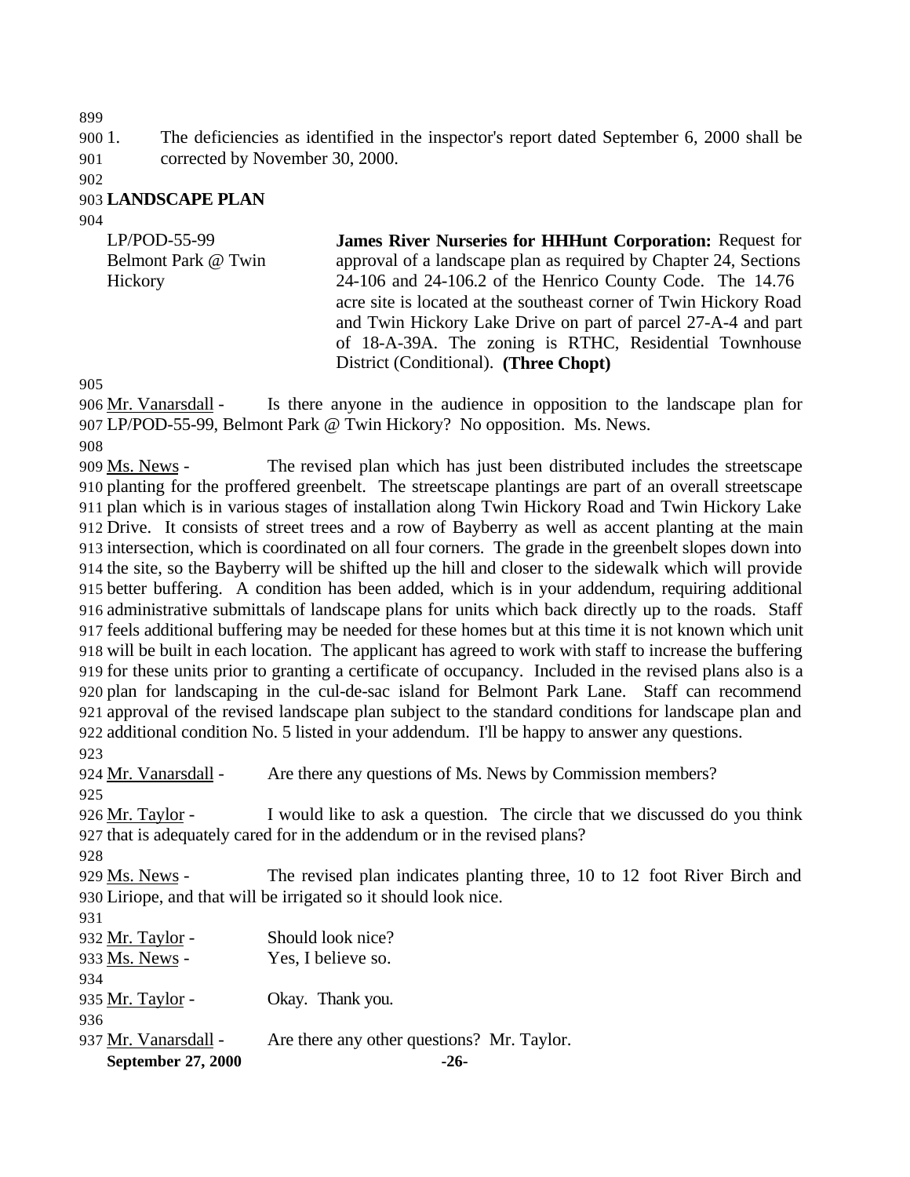1. The deficiencies as identified in the inspector's report dated September 6, 2000 shall be corrected by November 30, 2000.

**LANDSCAPE PLAN**

LP/POD-55-99
Belmont Park @ Twin Hickory

**James River Nurseries for HHHunt Corporation:** Request for approval of a landscape plan as required by Chapter 24, Sections 24-106 and 24-106.2 of the Henrico County Code. The 14.76 acre site is located at the southeast corner of Twin Hickory Road and Twin Hickory Lake Drive on part of parcel 27-A-4 and part of 18-A-39A. The zoning is RTHC, Residential Townhouse District (Conditional). **(Three Chopt)**

Mr. Vanarsdall - Is there anyone in the audience in opposition to the landscape plan for LP/POD-55-99, Belmont Park @ Twin Hickory? No opposition. Ms. News.

Ms. News - The revised plan which has just been distributed includes the streetscape planting for the proffered greenbelt. The streetscape plantings are part of an overall streetscape plan which is in various stages of installation along Twin Hickory Road and Twin Hickory Lake Drive. It consists of street trees and a row of Bayberry as well as accent planting at the main intersection, which is coordinated on all four corners. The grade in the greenbelt slopes down into the site, so the Bayberry will be shifted up the hill and closer to the sidewalk which will provide better buffering. A condition has been added, which is in your addendum, requiring additional administrative submittals of landscape plans for units which back directly up to the roads. Staff feels additional buffering may be needed for these homes but at this time it is not known which unit will be built in each location. The applicant has agreed to work with staff to increase the buffering for these units prior to granting a certificate of occupancy. Included in the revised plans also is a plan for landscaping in the cul-de-sac island for Belmont Park Lane. Staff can recommend approval of the revised landscape plan subject to the standard conditions for landscape plan and additional condition No. 5 listed in your addendum. I'll be happy to answer any questions.

Mr. Vanarsdall - Are there any questions of Ms. News by Commission members?

Mr. Taylor - I would like to ask a question. The circle that we discussed do you think that is adequately cared for in the addendum or in the revised plans?

Ms. News - The revised plan indicates planting three, 10 to 12 foot River Birch and Liriope, and that will be irrigated so it should look nice.

Mr. Taylor - Should look nice?

Ms. News - Yes, I believe so.

Mr. Taylor - Okay. Thank you.

Mr. Vanarsdall - Are there any other questions? Mr. Taylor.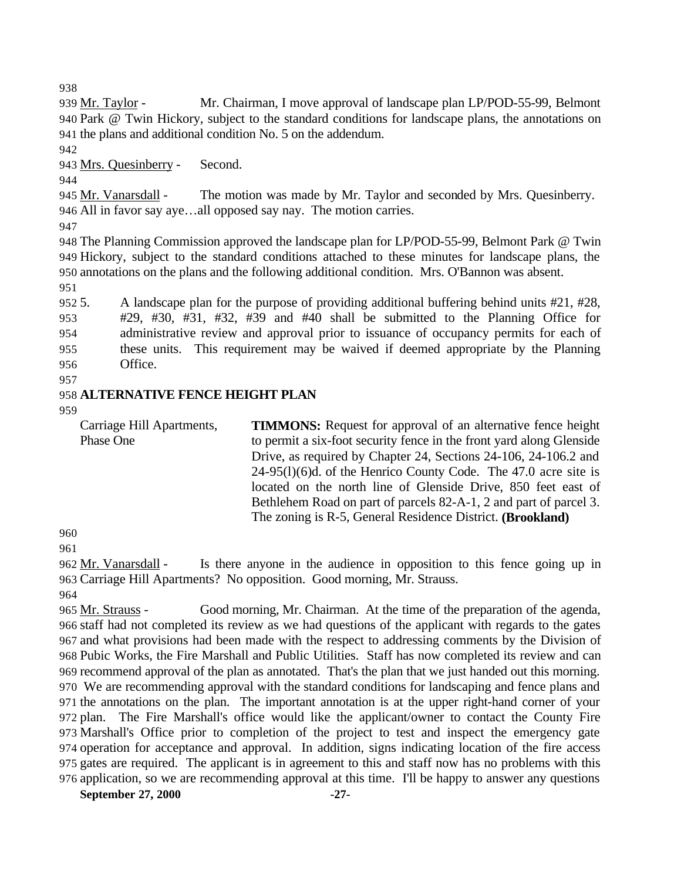Mr. Taylor - Mr. Chairman, I move approval of landscape plan LP/POD-55-99, Belmont Park @ Twin Hickory, subject to the standard conditions for landscape plans, the annotations on the plans and additional condition No. 5 on the addendum.

Mrs. Quesinberry - Second.

Mr. Vanarsdall - The motion was made by Mr. Taylor and seconded by Mrs. Quesinberry. All in favor say aye…all opposed say nay. The motion carries.

The Planning Commission approved the landscape plan for LP/POD-55-99, Belmont Park @ Twin Hickory, subject to the standard conditions attached to these minutes for landscape plans, the annotations on the plans and the following additional condition. Mrs. O'Bannon was absent.

5. A landscape plan for the purpose of providing additional buffering behind units #21, #28, #29, #30, #31, #32, #39 and #40 shall be submitted to the Planning Office for administrative review and approval prior to issuance of occupancy permits for each of these units. This requirement may be waived if deemed appropriate by the Planning Office.

## ALTERNATIVE FENCE HEIGHT PLAN

Carriage Hill Apartments, Phase One

**TIMMONS:** Request for approval of an alternative fence height to permit a six-foot security fence in the front yard along Glenside Drive, as required by Chapter 24, Sections 24-106, 24-106.2 and 24-95(l)(6)d. of the Henrico County Code. The 47.0 acre site is located on the north line of Glenside Drive, 850 feet east of Bethlehem Road on part of parcels 82-A-1, 2 and part of parcel 3. The zoning is R-5, General Residence District. **(Brookland)**

Mr. Vanarsdall - Is there anyone in the audience in opposition to this fence going up in Carriage Hill Apartments? No opposition. Good morning, Mr. Strauss.

Mr. Strauss - Good morning, Mr. Chairman. At the time of the preparation of the agenda, staff had not completed its review as we had questions of the applicant with regards to the gates and what provisions had been made with the respect to addressing comments by the Division of Pubic Works, the Fire Marshall and Public Utilities. Staff has now completed its review and can recommend approval of the plan as annotated. That's the plan that we just handed out this morning. We are recommending approval with the standard conditions for landscaping and fence plans and the annotations on the plan. The important annotation is at the upper right-hand corner of your plan. The Fire Marshall's office would like the applicant/owner to contact the County Fire Marshall's Office prior to completion of the project to test and inspect the emergency gate operation for acceptance and approval. In addition, signs indicating location of the fire access gates are required. The applicant is in agreement to this and staff now has no problems with this application, so we are recommending approval at this time. I'll be happy to answer any questions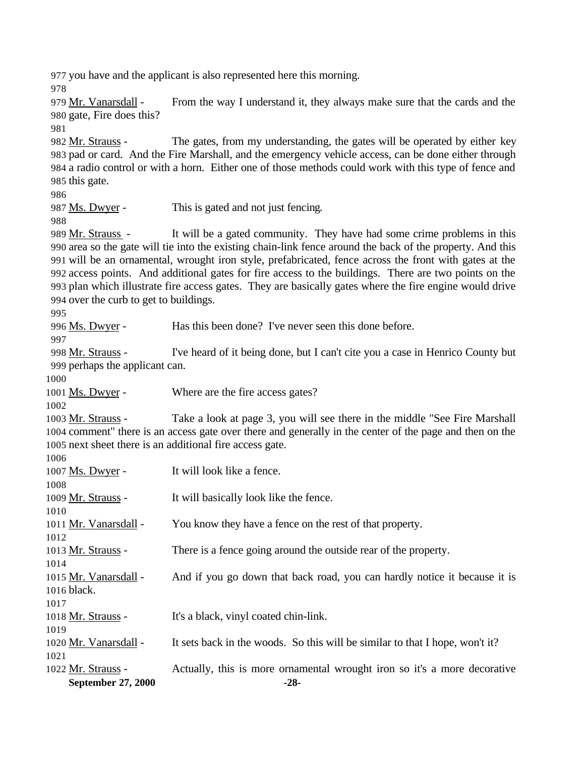977 you have and the applicant is also represented here this morning.
978
979 Mr. Vanarsdall - From the way I understand it, they always make sure that the cards and the
980 gate, Fire does this?
981
982 Mr. Strauss - The gates, from my understanding, the gates will be operated by either key
983 pad or card. And the Fire Marshall, and the emergency vehicle access, can be done either through
984 a radio control or with a horn. Either one of those methods could work with this type of fence and
985 this gate.
986
987 Ms. Dwyer - This is gated and not just fencing.
988
989 Mr. Strauss - It will be a gated community. They have had some crime problems in this
990 area so the gate will tie into the existing chain-link fence around the back of the property. And this
991 will be an ornamental, wrought iron style, prefabricated, fence across the front with gates at the
992 access points. And additional gates for fire access to the buildings. There are two points on the
993 plan which illustrate fire access gates. They are basically gates where the fire engine would drive
994 over the curb to get to buildings.
995
996 Ms. Dwyer - Has this been done? I've never seen this done before.
997
998 Mr. Strauss - I've heard of it being done, but I can't cite you a case in Henrico County but
999 perhaps the applicant can.
1000
1001 Ms. Dwyer - Where are the fire access gates?
1002
1003 Mr. Strauss - Take a look at page 3, you will see there in the middle "See Fire Marshall
1004 comment" there is an access gate over there and generally in the center of the page and then on the
1005 next sheet there is an additional fire access gate.
1006
1007 Ms. Dwyer - It will look like a fence.
1008
1009 Mr. Strauss - It will basically look like the fence.
1010
1011 Mr. Vanarsdall - You know they have a fence on the rest of that property.
1012
1013 Mr. Strauss - There is a fence going around the outside rear of the property.
1014
1015 Mr. Vanarsdall - And if you go down that back road, you can hardly notice it because it is
1016 black.
1017
1018 Mr. Strauss - It's a black, vinyl coated chin-link.
1019
1020 Mr. Vanarsdall - It sets back in the woods. So this will be similar to that I hope, won't it?
1021
1022 Mr. Strauss - Actually, this is more ornamental wrought iron so it's a more decorative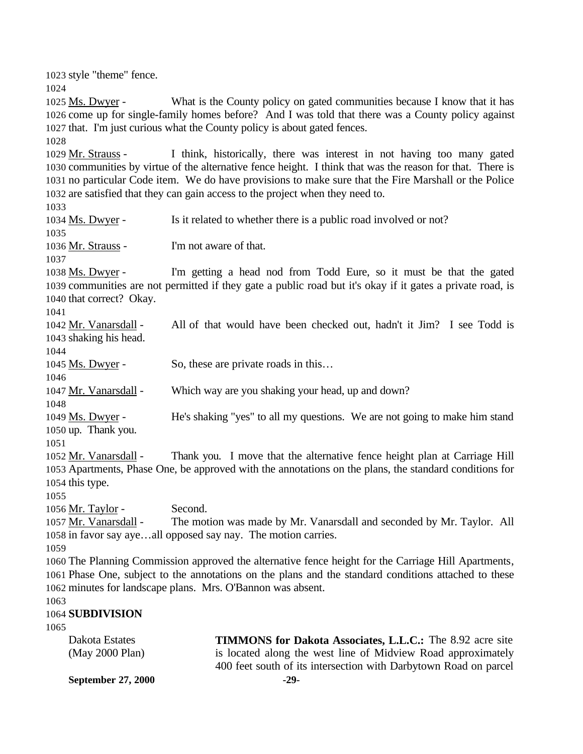style "theme" fence.

Ms. Dwyer - What is the County policy on gated communities because I know that it has come up for single-family homes before? And I was told that there was a County policy against that. I'm just curious what the County policy is about gated fences.

Mr. Strauss - I think, historically, there was interest in not having too many gated communities by virtue of the alternative fence height. I think that was the reason for that. There is no particular Code item. We do have provisions to make sure that the Fire Marshall or the Police are satisfied that they can gain access to the project when they need to.

Ms. Dwyer - Is it related to whether there is a public road involved or not?

Mr. Strauss - I'm not aware of that.

Ms. Dwyer - I'm getting a head nod from Todd Eure, so it must be that the gated communities are not permitted if they gate a public road but it's okay if it gates a private road, is that correct? Okay.

Mr. Vanarsdall - All of that would have been checked out, hadn't it Jim? I see Todd is shaking his head.

Ms. Dwyer - So, these are private roads in this…

Mr. Vanarsdall - Which way are you shaking your head, up and down?

Ms. Dwyer - He's shaking "yes" to all my questions. We are not going to make him stand up. Thank you.

Mr. Vanarsdall - Thank you. I move that the alternative fence height plan at Carriage Hill Apartments, Phase One, be approved with the annotations on the plans, the standard conditions for this type.

Mr. Taylor - Second.

Mr. Vanarsdall - The motion was made by Mr. Vanarsdall and seconded by Mr. Taylor. All in favor say aye…all opposed say nay. The motion carries.

The Planning Commission approved the alternative fence height for the Carriage Hill Apartments, Phase One, subject to the annotations on the plans and the standard conditions attached to these minutes for landscape plans. Mrs. O'Bannon was absent.

**SUBDIVISION**

Dakota Estates
(May 2000 Plan)

**TIMMONS for Dakota Associates, L.L.C.:** The 8.92 acre site is located along the west line of Midview Road approximately 400 feet south of its intersection with Darbytown Road on parcel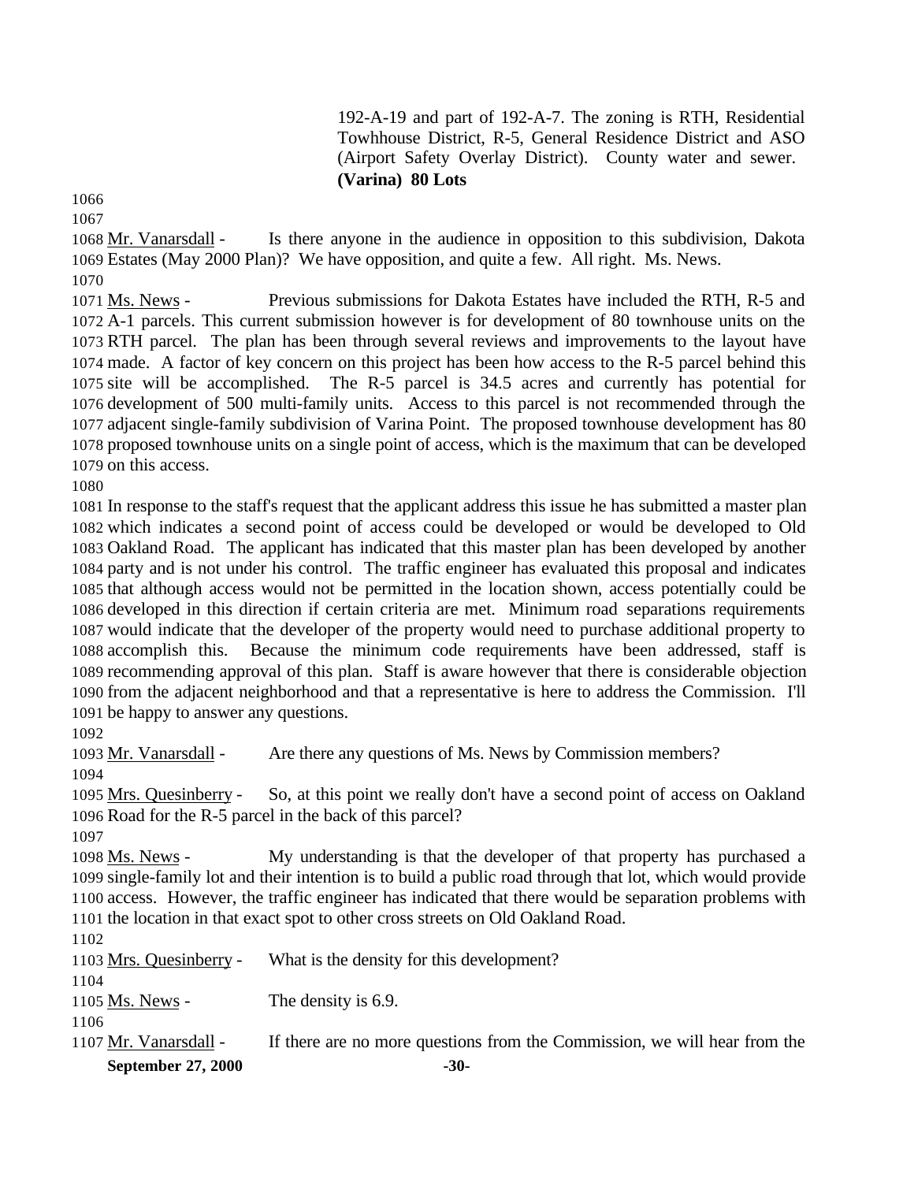192-A-19 and part of 192-A-7. The zoning is RTH, Residential Towhhouse District, R-5, General Residence District and ASO (Airport Safety Overlay District). County water and sewer. **(Varina) 80 Lots**

Mr. Vanarsdall - Is there anyone in the audience in opposition to this subdivision, Dakota Estates (May 2000 Plan)? We have opposition, and quite a few. All right. Ms. News.

Ms. News - Previous submissions for Dakota Estates have included the RTH, R-5 and A-1 parcels. This current submission however is for development of 80 townhouse units on the RTH parcel. The plan has been through several reviews and improvements to the layout have made. A factor of key concern on this project has been how access to the R-5 parcel behind this site will be accomplished. The R-5 parcel is 34.5 acres and currently has potential for development of 500 multi-family units. Access to this parcel is not recommended through the adjacent single-family subdivision of Varina Point. The proposed townhouse development has 80 proposed townhouse units on a single point of access, which is the maximum that can be developed on this access.

In response to the staff's request that the applicant address this issue he has submitted a master plan which indicates a second point of access could be developed or would be developed to Old Oakland Road. The applicant has indicated that this master plan has been developed by another party and is not under his control. The traffic engineer has evaluated this proposal and indicates that although access would not be permitted in the location shown, access potentially could be developed in this direction if certain criteria are met. Minimum road separations requirements would indicate that the developer of the property would need to purchase additional property to accomplish this. Because the minimum code requirements have been addressed, staff is recommending approval of this plan. Staff is aware however that there is considerable objection from the adjacent neighborhood and that a representative is here to address the Commission. I'll be happy to answer any questions.

Mr. Vanarsdall - Are there any questions of Ms. News by Commission members?

Mrs. Quesinberry - So, at this point we really don't have a second point of access on Oakland Road for the R-5 parcel in the back of this parcel?

Ms. News - My understanding is that the developer of that property has purchased a single-family lot and their intention is to build a public road through that lot, which would provide access. However, the traffic engineer has indicated that there would be separation problems with the location in that exact spot to other cross streets on Old Oakland Road.

Mrs. Quesinberry - What is the density for this development?

Ms. News - The density is 6.9.

Mr. Vanarsdall - If there are no more questions from the Commission, we will hear from the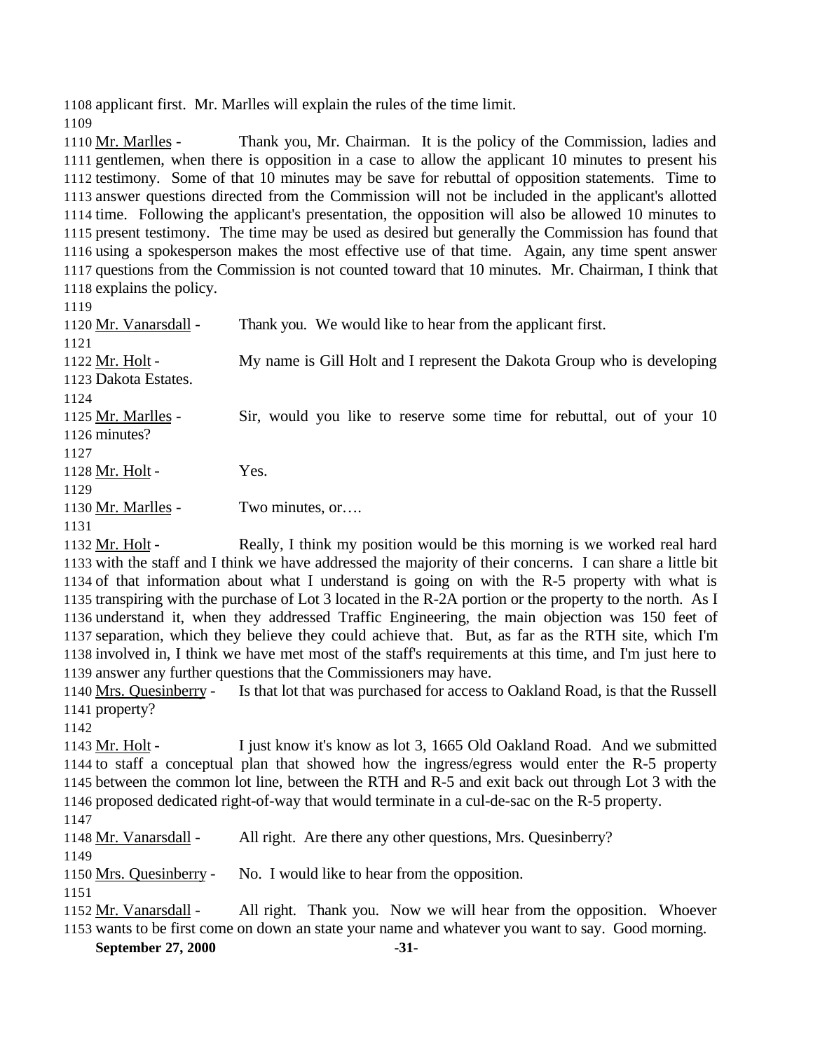1108 applicant first. Mr. Marlles will explain the rules of the time limit.
1109
1110 Mr. Marlles - Thank you, Mr. Chairman. It is the policy of the Commission, ladies and
1111 gentlemen, when there is opposition in a case to allow the applicant 10 minutes to present his
1112 testimony. Some of that 10 minutes may be save for rebuttal of opposition statements. Time to
1113 answer questions directed from the Commission will not be included in the applicant's allotted
1114 time. Following the applicant's presentation, the opposition will also be allowed 10 minutes to
1115 present testimony. The time may be used as desired but generally the Commission has found that
1116 using a spokesperson makes the most effective use of that time. Again, any time spent answer
1117 questions from the Commission is not counted toward that 10 minutes. Mr. Chairman, I think that
1118 explains the policy.
1119
1120 Mr. Vanarsdall - Thank you. We would like to hear from the applicant first.
1121
1122 Mr. Holt - My name is Gill Holt and I represent the Dakota Group who is developing
1123 Dakota Estates.
1124
1125 Mr. Marlles - Sir, would you like to reserve some time for rebuttal, out of your 10
1126 minutes?
1127
1128 Mr. Holt - Yes.
1129
1130 Mr. Marlles - Two minutes, or….
1131
1132 Mr. Holt - Really, I think my position would be this morning is we worked real hard
1133 with the staff and I think we have addressed the majority of their concerns. I can share a little bit
1134 of that information about what I understand is going on with the R-5 property with what is
1135 transpiring with the purchase of Lot 3 located in the R-2A portion or the property to the north. As I
1136 understand it, when they addressed Traffic Engineering, the main objection was 150 feet of
1137 separation, which they believe they could achieve that. But, as far as the RTH site, which I'm
1138 involved in, I think we have met most of the staff's requirements at this time, and I'm just here to
1139 answer any further questions that the Commissioners may have.
1140 Mrs. Quesinberry - Is that lot that was purchased for access to Oakland Road, is that the Russell
1141 property?
1142
1143 Mr. Holt - I just know it's know as lot 3, 1665 Old Oakland Road. And we submitted
1144 to staff a conceptual plan that showed how the ingress/egress would enter the R-5 property
1145 between the common lot line, between the RTH and R-5 and exit back out through Lot 3 with the
1146 proposed dedicated right-of-way that would terminate in a cul-de-sac on the R-5 property.
1147
1148 Mr. Vanarsdall - All right. Are there any other questions, Mrs. Quesinberry?
1149
1150 Mrs. Quesinberry - No. I would like to hear from the opposition.
1151
1152 Mr. Vanarsdall - All right. Thank you. Now we will hear from the opposition. Whoever
1153 wants to be first come on down an state your name and whatever you want to say. Good morning.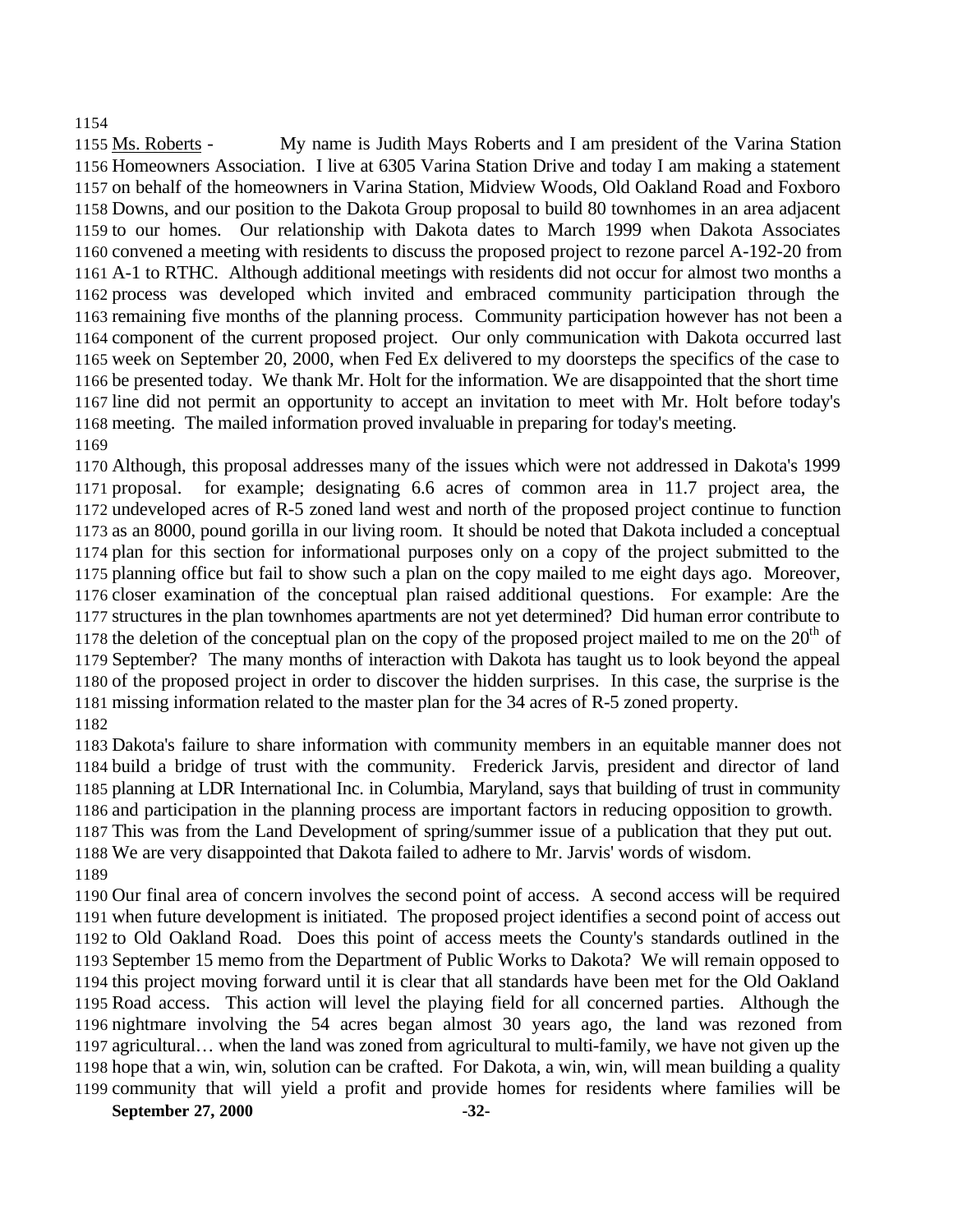Ms. Roberts - My name is Judith Mays Roberts and I am president of the Varina Station Homeowners Association. I live at 6305 Varina Station Drive and today I am making a statement on behalf of the homeowners in Varina Station, Midview Woods, Old Oakland Road and Foxboro Downs, and our position to the Dakota Group proposal to build 80 townhomes in an area adjacent to our homes. Our relationship with Dakota dates to March 1999 when Dakota Associates convened a meeting with residents to discuss the proposed project to rezone parcel A-192-20 from A-1 to RTHC. Although additional meetings with residents did not occur for almost two months a process was developed which invited and embraced community participation through the remaining five months of the planning process. Community participation however has not been a component of the current proposed project. Our only communication with Dakota occurred last week on September 20, 2000, when Fed Ex delivered to my doorsteps the specifics of the case to be presented today. We thank Mr. Holt for the information. We are disappointed that the short time line did not permit an opportunity to accept an invitation to meet with Mr. Holt before today's meeting. The mailed information proved invaluable in preparing for today's meeting.

Although, this proposal addresses many of the issues which were not addressed in Dakota's 1999 proposal. for example; designating 6.6 acres of common area in 11.7 project area, the undeveloped acres of R-5 zoned land west and north of the proposed project continue to function as an 8000, pound gorilla in our living room. It should be noted that Dakota included a conceptual plan for this section for informational purposes only on a copy of the project submitted to the planning office but fail to show such a plan on the copy mailed to me eight days ago. Moreover, closer examination of the conceptual plan raised additional questions. For example: Are the structures in the plan townhomes apartments are not yet determined? Did human error contribute to the deletion of the conceptual plan on the copy of the proposed project mailed to me on the 20th of September? The many months of interaction with Dakota has taught us to look beyond the appeal of the proposed project in order to discover the hidden surprises. In this case, the surprise is the missing information related to the master plan for the 34 acres of R-5 zoned property.

Dakota's failure to share information with community members in an equitable manner does not build a bridge of trust with the community. Frederick Jarvis, president and director of land planning at LDR International Inc. in Columbia, Maryland, says that building of trust in community and participation in the planning process are important factors in reducing opposition to growth. This was from the Land Development of spring/summer issue of a publication that they put out. We are very disappointed that Dakota failed to adhere to Mr. Jarvis' words of wisdom.

Our final area of concern involves the second point of access. A second access will be required when future development is initiated. The proposed project identifies a second point of access out to Old Oakland Road. Does this point of access meets the County's standards outlined in the September 15 memo from the Department of Public Works to Dakota? We will remain opposed to this project moving forward until it is clear that all standards have been met for the Old Oakland Road access. This action will level the playing field for all concerned parties. Although the nightmare involving the 54 acres began almost 30 years ago, the land was rezoned from agricultural… when the land was zoned from agricultural to multi-family, we have not given up the hope that a win, win, solution can be crafted. For Dakota, a win, win, will mean building a quality community that will yield a profit and provide homes for residents where families will be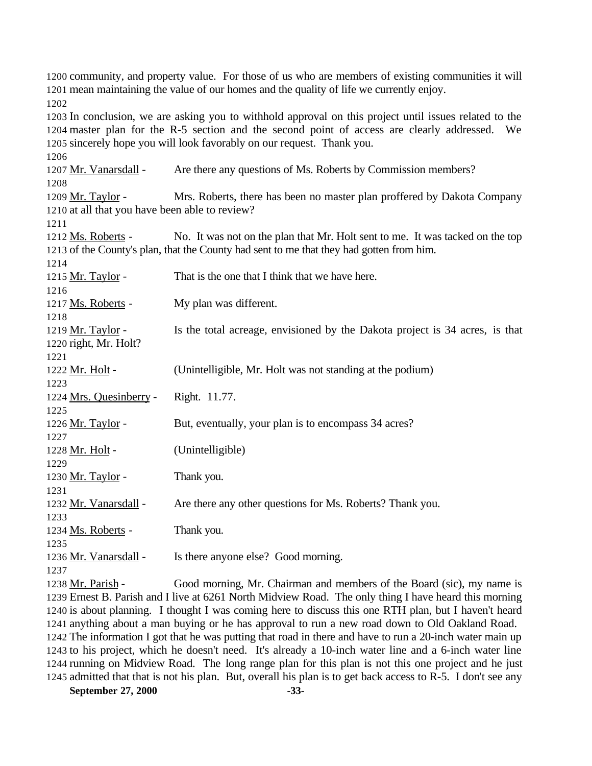community, and property value. For those of us who are members of existing communities it will mean maintaining the value of our homes and the quality of life we currently enjoy.

In conclusion, we are asking you to withhold approval on this project until issues related to the master plan for the R-5 section and the second point of access are clearly addressed. We sincerely hope you will look favorably on our request. Thank you.

Mr. Vanarsdall - Are there any questions of Ms. Roberts by Commission members?

Mr. Taylor - Mrs. Roberts, there has been no master plan proffered by Dakota Company at all that you have been able to review?

Ms. Roberts - No. It was not on the plan that Mr. Holt sent to me. It was tacked on the top of the County's plan, that the County had sent to me that they had gotten from him.

Mr. Taylor - That is the one that I think that we have here.

Ms. Roberts - My plan was different.

Mr. Taylor - Is the total acreage, envisioned by the Dakota project is 34 acres, is that right, Mr. Holt?

Mr. Holt - (Unintelligible, Mr. Holt was not standing at the podium)

Mrs. Quesinberry - Right. 11.77.

Mr. Taylor - But, eventually, your plan is to encompass 34 acres?

Mr. Holt - (Unintelligible)

Mr. Taylor - Thank you.

Mr. Vanarsdall - Are there any other questions for Ms. Roberts? Thank you.

Ms. Roberts - Thank you.

Mr. Vanarsdall - Is there anyone else? Good morning.

Mr. Parish - Good morning, Mr. Chairman and members of the Board (sic), my name is Ernest B. Parish and I live at 6261 North Midview Road. The only thing I have heard this morning is about planning. I thought I was coming here to discuss this one RTH plan, but I haven't heard anything about a man buying or he has approval to run a new road down to Old Oakland Road. The information I got that he was putting that road in there and have to run a 20-inch water main up to his project, which he doesn't need. It's already a 10-inch water line and a 6-inch water line running on Midview Road. The long range plan for this plan is not this one project and he just admitted that that is not his plan. But, overall his plan is to get back access to R-5. I don't see any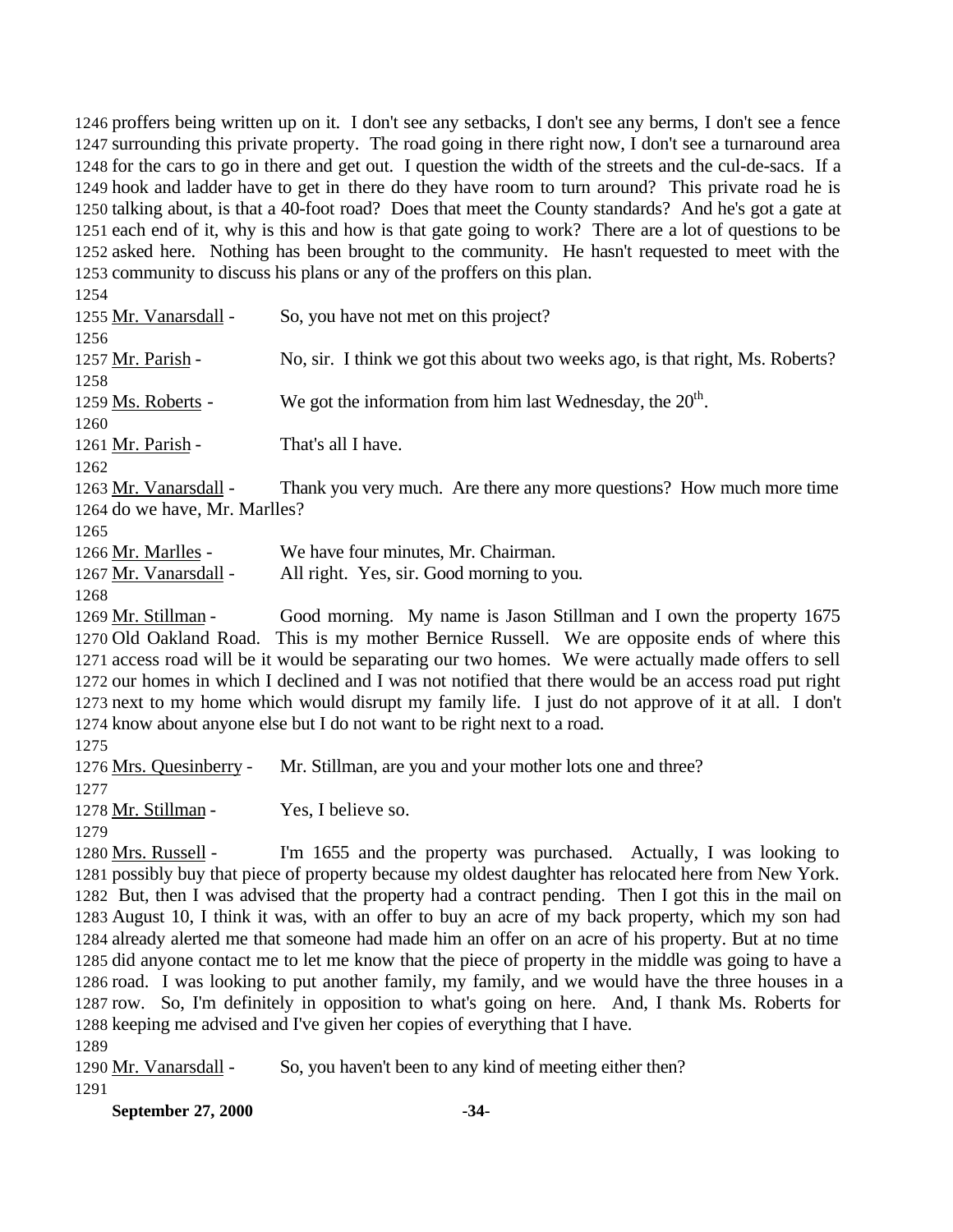1246 proffers being written up on it. I don't see any setbacks, I don't see any berms, I don't see a fence
1247 surrounding this private property. The road going in there right now, I don't see a turnaround area
1248 for the cars to go in there and get out. I question the width of the streets and the cul-de-sacs. If a
1249 hook and ladder have to get in there do they have room to turn around? This private road he is
1250 talking about, is that a 40-foot road? Does that meet the County standards? And he's got a gate at
1251 each end of it, why is this and how is that gate going to work? There are a lot of questions to be
1252 asked here. Nothing has been brought to the community. He hasn't requested to meet with the
1253 community to discuss his plans or any of the proffers on this plan.
1254
1255 Mr. Vanarsdall - So, you have not met on this project?
1256
1257 Mr. Parish - No, sir. I think we got this about two weeks ago, is that right, Ms. Roberts?
1258
1259 Ms. Roberts - We got the information from him last Wednesday, the 20th.
1260
1261 Mr. Parish - That's all I have.
1262
1263 Mr. Vanarsdall - Thank you very much. Are there any more questions? How much more time
1264 do we have, Mr. Marlles?
1265
1266 Mr. Marlles - We have four minutes, Mr. Chairman.
1267 Mr. Vanarsdall - All right. Yes, sir. Good morning to you.
1268
1269 Mr. Stillman - Good morning. My name is Jason Stillman and I own the property 1675
1270 Old Oakland Road. This is my mother Bernice Russell. We are opposite ends of where this
1271 access road will be it would be separating our two homes. We were actually made offers to sell
1272 our homes in which I declined and I was not notified that there would be an access road put right
1273 next to my home which would disrupt my family life. I just do not approve of it at all. I don't
1274 know about anyone else but I do not want to be right next to a road.
1275
1276 Mrs. Quesinberry - Mr. Stillman, are you and your mother lots one and three?
1277
1278 Mr. Stillman - Yes, I believe so.
1279
1280 Mrs. Russell - I'm 1655 and the property was purchased. Actually, I was looking to
1281 possibly buy that piece of property because my oldest daughter has relocated here from New York.
1282 But, then I was advised that the property had a contract pending. Then I got this in the mail on
1283 August 10, I think it was, with an offer to buy an acre of my back property, which my son had
1284 already alerted me that someone had made him an offer on an acre of his property. But at no time
1285 did anyone contact me to let me know that the piece of property in the middle was going to have a
1286 road. I was looking to put another family, my family, and we would have the three houses in a
1287 row. So, I'm definitely in opposition to what's going on here. And, I thank Ms. Roberts for
1288 keeping me advised and I've given her copies of everything that I have.
1289
1290 Mr. Vanarsdall - So, you haven't been to any kind of meeting either then?
1291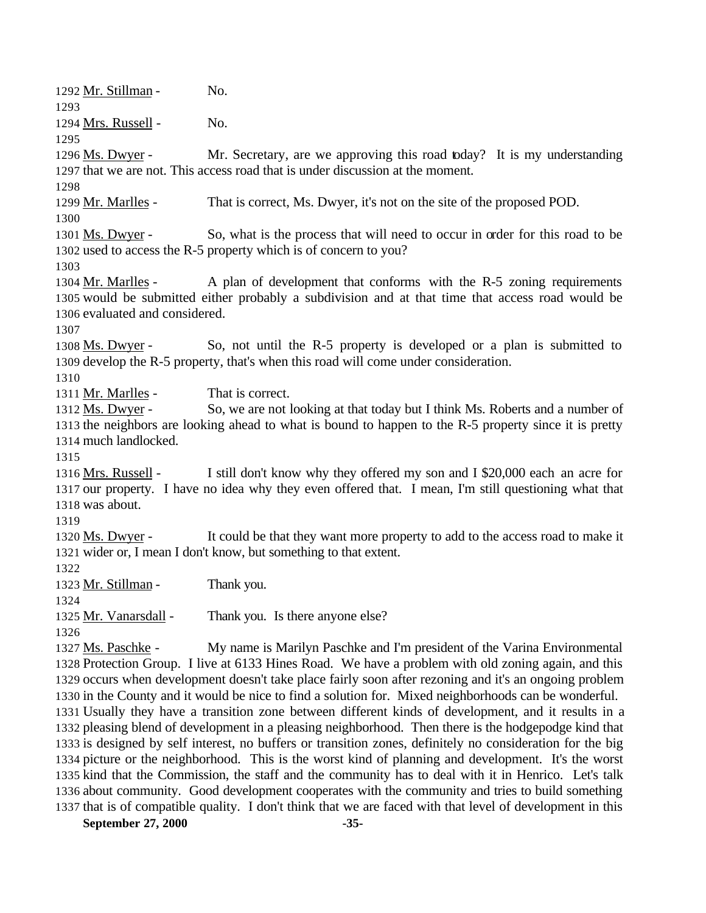1292 Mr. Stillman - No.

1293

1294 Mrs. Russell - No.

1295

1296 Ms. Dwyer - Mr. Secretary, are we approving this road today? It is my understanding 1297 that we are not. This access road that is under discussion at the moment.

1298

1299 Mr. Marlles - That is correct, Ms. Dwyer, it's not on the site of the proposed POD.

1300

1301 Ms. Dwyer - So, what is the process that will need to occur in order for this road to be 1302 used to access the R-5 property which is of concern to you?

1303

1304 Mr. Marlles - A plan of development that conforms with the R-5 zoning requirements 1305 would be submitted either probably a subdivision and at that time that access road would be 1306 evaluated and considered.

1307

1308 Ms. Dwyer - So, not until the R-5 property is developed or a plan is submitted to 1309 develop the R-5 property, that's when this road will come under consideration.

1310

1311 Mr. Marlles - That is correct.

1312 Ms. Dwyer - So, we are not looking at that today but I think Ms. Roberts and a number of 1313 the neighbors are looking ahead to what is bound to happen to the R-5 property since it is pretty 1314 much landlocked.

1315

1316 Mrs. Russell - I still don't know why they offered my son and I $20,000 each an acre for 1317 our property. I have no idea why they even offered that. I mean, I'm still questioning what that 1318 was about.

1319

1320 Ms. Dwyer - It could be that they want more property to add to the access road to make it 1321 wider or, I mean I don't know, but something to that extent.

1322

1323 Mr. Stillman - Thank you.

1324

1325 Mr. Vanarsdall - Thank you. Is there anyone else?

1326

1327 Ms. Paschke - My name is Marilyn Paschke and I'm president of the Varina Environmental 1328 Protection Group. I live at 6133 Hines Road. We have a problem with old zoning again, and this 1329 occurs when development doesn't take place fairly soon after rezoning and it's an ongoing problem 1330 in the County and it would be nice to find a solution for. Mixed neighborhoods can be wonderful. 1331 Usually they have a transition zone between different kinds of development, and it results in a 1332 pleasing blend of development in a pleasing neighborhood. Then there is the hodgepodge kind that 1333 is designed by self interest, no buffers or transition zones, definitely no consideration for the big 1334 picture or the neighborhood. This is the worst kind of planning and development. It's the worst 1335 kind that the Commission, the staff and the community has to deal with it in Henrico. Let's talk 1336 about community. Good development cooperates with the community and tries to build something 1337 that is of compatible quality. I don't think that we are faced with that level of development in this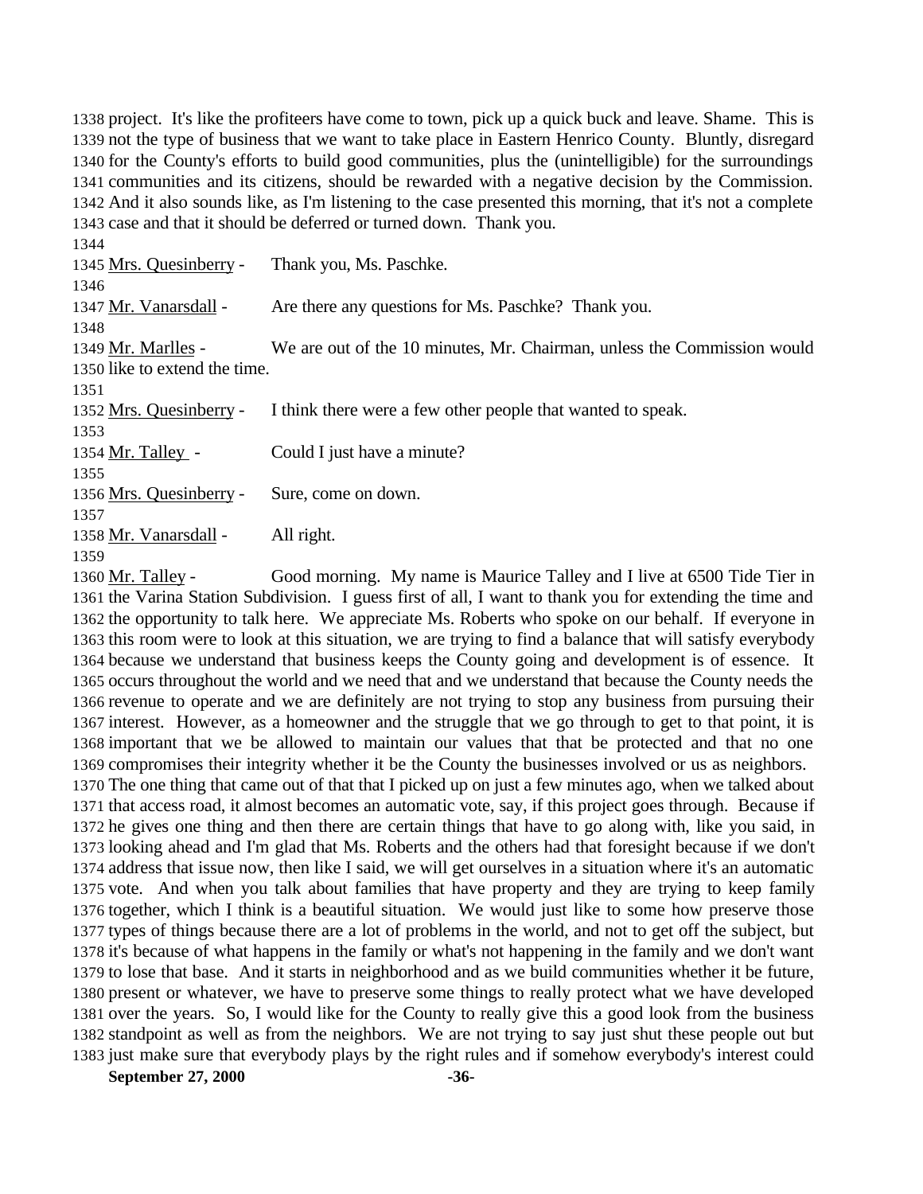project. It's like the profiteers have come to town, pick up a quick buck and leave. Shame. This is not the type of business that we want to take place in Eastern Henrico County. Bluntly, disregard for the County's efforts to build good communities, plus the (unintelligible) for the surroundings communities and its citizens, should be rewarded with a negative decision by the Commission. And it also sounds like, as I'm listening to the case presented this morning, that it's not a complete case and that it should be deferred or turned down. Thank you.

Mrs. Quesinberry - Thank you, Ms. Paschke.

Mr. Vanarsdall - Are there any questions for Ms. Paschke? Thank you.

Mr. Marlles - We are out of the 10 minutes, Mr. Chairman, unless the Commission would like to extend the time.

Mrs. Quesinberry - I think there were a few other people that wanted to speak.

Mr. Talley - Could I just have a minute?

Mrs. Quesinberry - Sure, come on down.

Mr. Vanarsdall - All right.

Mr. Talley - Good morning. My name is Maurice Talley and I live at 6500 Tide Tier in the Varina Station Subdivision. I guess first of all, I want to thank you for extending the time and the opportunity to talk here. We appreciate Ms. Roberts who spoke on our behalf. If everyone in this room were to look at this situation, we are trying to find a balance that will satisfy everybody because we understand that business keeps the County going and development is of essence. It occurs throughout the world and we need that and we understand that because the County needs the revenue to operate and we are definitely are not trying to stop any business from pursuing their interest. However, as a homeowner and the struggle that we go through to get to that point, it is important that we be allowed to maintain our values that that be protected and that no one compromises their integrity whether it be the County the businesses involved or us as neighbors. The one thing that came out of that that I picked up on just a few minutes ago, when we talked about that access road, it almost becomes an automatic vote, say, if this project goes through. Because if he gives one thing and then there are certain things that have to go along with, like you said, in looking ahead and I'm glad that Ms. Roberts and the others had that foresight because if we don't address that issue now, then like I said, we will get ourselves in a situation where it's an automatic vote. And when you talk about families that have property and they are trying to keep family together, which I think is a beautiful situation. We would just like to some how preserve those types of things because there are a lot of problems in the world, and not to get off the subject, but it's because of what happens in the family or what's not happening in the family and we don't want to lose that base. And it starts in neighborhood and as we build communities whether it be future, present or whatever, we have to preserve some things to really protect what we have developed over the years. So, I would like for the County to really give this a good look from the business standpoint as well as from the neighbors. We are not trying to say just shut these people out but just make sure that everybody plays by the right rules and if somehow everybody's interest could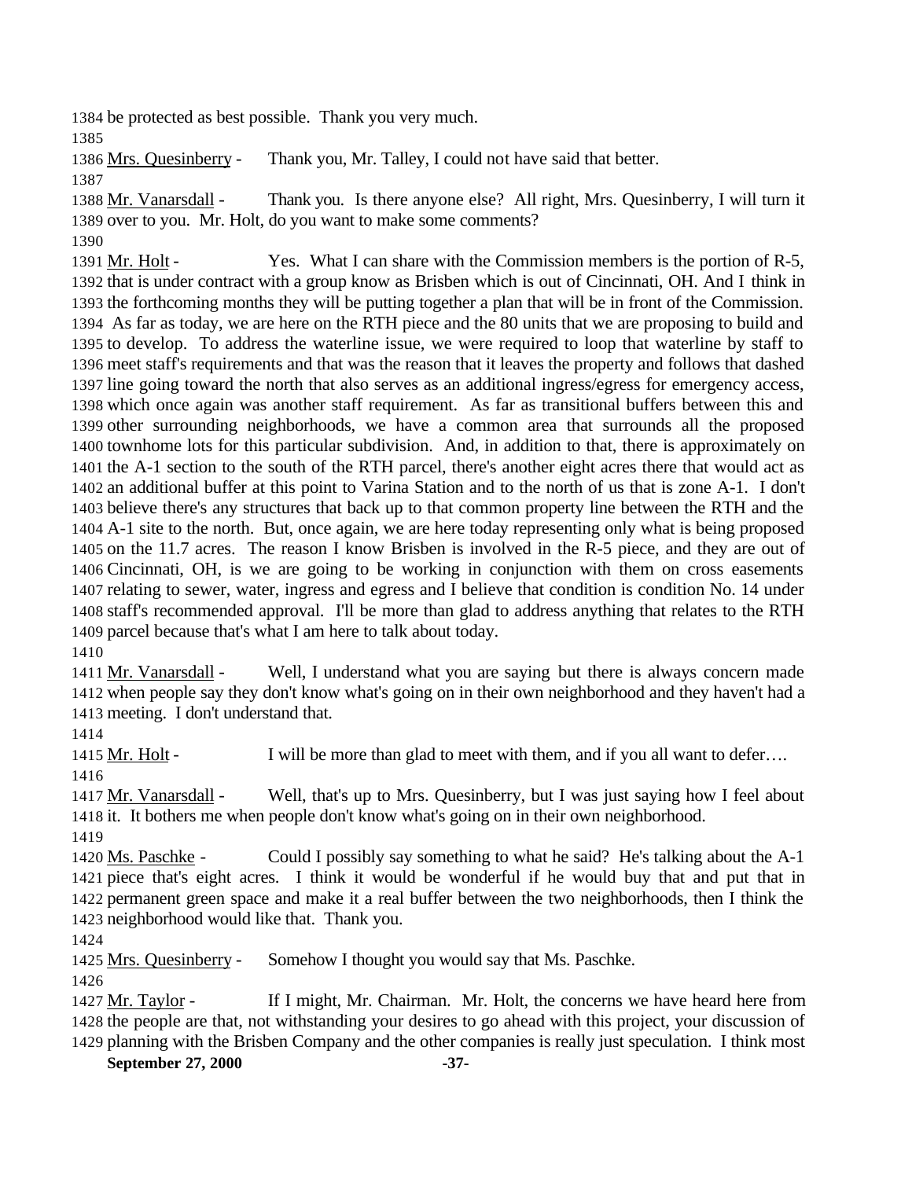1384 be protected as best possible. Thank you very much.
1385
1386 Mrs. Quesinberry - Thank you, Mr. Talley, I could not have said that better.
1387
1388 Mr. Vanarsdall - Thank you. Is there anyone else? All right, Mrs. Quesinberry, I will turn it
1389 over to you. Mr. Holt, do you want to make some comments?
1390
1391 Mr. Holt - Yes. What I can share with the Commission members is the portion of R-5,
1392 that is under contract with a group know as Brisben which is out of Cincinnati, OH. And I think in
1393 the forthcoming months they will be putting together a plan that will be in front of the Commission.
1394 As far as today, we are here on the RTH piece and the 80 units that we are proposing to build and
1395 to develop. To address the waterline issue, we were required to loop that waterline by staff to
1396 meet staff's requirements and that was the reason that it leaves the property and follows that dashed
1397 line going toward the north that also serves as an additional ingress/egress for emergency access,
1398 which once again was another staff requirement. As far as transitional buffers between this and
1399 other surrounding neighborhoods, we have a common area that surrounds all the proposed
1400 townhome lots for this particular subdivision. And, in addition to that, there is approximately on
1401 the A-1 section to the south of the RTH parcel, there's another eight acres there that would act as
1402 an additional buffer at this point to Varina Station and to the north of us that is zone A-1. I don't
1403 believe there's any structures that back up to that common property line between the RTH and the
1404 A-1 site to the north. But, once again, we are here today representing only what is being proposed
1405 on the 11.7 acres. The reason I know Brisben is involved in the R-5 piece, and they are out of
1406 Cincinnati, OH, is we are going to be working in conjunction with them on cross easements
1407 relating to sewer, water, ingress and egress and I believe that condition is condition No. 14 under
1408 staff's recommended approval. I'll be more than glad to address anything that relates to the RTH
1409 parcel because that's what I am here to talk about today.
1410
1411 Mr. Vanarsdall - Well, I understand what you are saying but there is always concern made
1412 when people say they don't know what's going on in their own neighborhood and they haven't had a
1413 meeting. I don't understand that.
1414
1415 Mr. Holt - I will be more than glad to meet with them, and if you all want to defer….
1416
1417 Mr. Vanarsdall - Well, that's up to Mrs. Quesinberry, but I was just saying how I feel about
1418 it. It bothers me when people don't know what's going on in their own neighborhood.
1419
1420 Ms. Paschke - Could I possibly say something to what he said? He's talking about the A-1
1421 piece that's eight acres. I think it would be wonderful if he would buy that and put that in
1422 permanent green space and make it a real buffer between the two neighborhoods, then I think the
1423 neighborhood would like that. Thank you.
1424
1425 Mrs. Quesinberry - Somehow I thought you would say that Ms. Paschke.
1426
1427 Mr. Taylor - If I might, Mr. Chairman. Mr. Holt, the concerns we have heard here from
1428 the people are that, not withstanding your desires to go ahead with this project, your discussion of
1429 planning with the Brisben Company and the other companies is really just speculation. I think most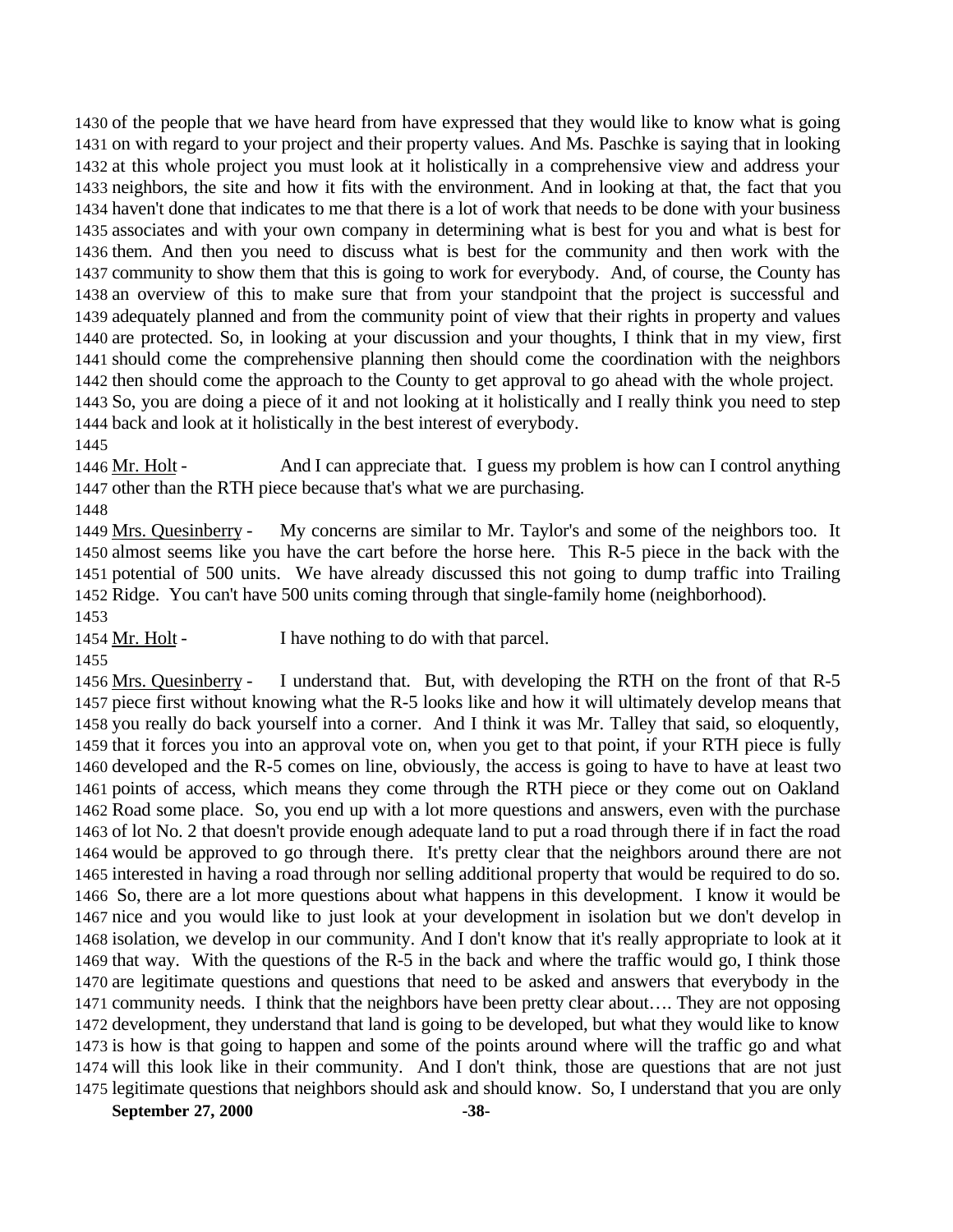of the people that we have heard from have expressed that they would like to know what is going on with regard to your project and their property values. And Ms. Paschke is saying that in looking at this whole project you must look at it holistically in a comprehensive view and address your neighbors, the site and how it fits with the environment. And in looking at that, the fact that you haven't done that indicates to me that there is a lot of work that needs to be done with your business associates and with your own company in determining what is best for you and what is best for them. And then you need to discuss what is best for the community and then work with the community to show them that this is going to work for everybody. And, of course, the County has an overview of this to make sure that from your standpoint that the project is successful and adequately planned and from the community point of view that their rights in property and values are protected. So, in looking at your discussion and your thoughts, I think that in my view, first should come the comprehensive planning then should come the coordination with the neighbors then should come the approach to the County to get approval to go ahead with the whole project. So, you are doing a piece of it and not looking at it holistically and I really think you need to step back and look at it holistically in the best interest of everybody.

Mr. Holt - And I can appreciate that. I guess my problem is how can I control anything other than the RTH piece because that's what we are purchasing.

Mrs. Quesinberry - My concerns are similar to Mr. Taylor's and some of the neighbors too. It almost seems like you have the cart before the horse here. This R-5 piece in the back with the potential of 500 units. We have already discussed this not going to dump traffic into Trailing Ridge. You can't have 500 units coming through that single-family home (neighborhood).

Mr. Holt - I have nothing to do with that parcel.

Mrs. Quesinberry - I understand that. But, with developing the RTH on the front of that R-5 piece first without knowing what the R-5 looks like and how it will ultimately develop means that you really do back yourself into a corner. And I think it was Mr. Talley that said, so eloquently, that it forces you into an approval vote on, when you get to that point, if your RTH piece is fully developed and the R-5 comes on line, obviously, the access is going to have to have at least two points of access, which means they come through the RTH piece or they come out on Oakland Road some place. So, you end up with a lot more questions and answers, even with the purchase of lot No. 2 that doesn't provide enough adequate land to put a road through there if in fact the road would be approved to go through there. It's pretty clear that the neighbors around there are not interested in having a road through nor selling additional property that would be required to do so. So, there are a lot more questions about what happens in this development. I know it would be nice and you would like to just look at your development in isolation but we don't develop in isolation, we develop in our community. And I don't know that it's really appropriate to look at it that way. With the questions of the R-5 in the back and where the traffic would go, I think those are legitimate questions and questions that need to be asked and answers that everybody in the community needs. I think that the neighbors have been pretty clear about…. They are not opposing development, they understand that land is going to be developed, but what they would like to know is how is that going to happen and some of the points around where will the traffic go and what will this look like in their community. And I don't think, those are questions that are not just legitimate questions that neighbors should ask and should know. So, I understand that you are only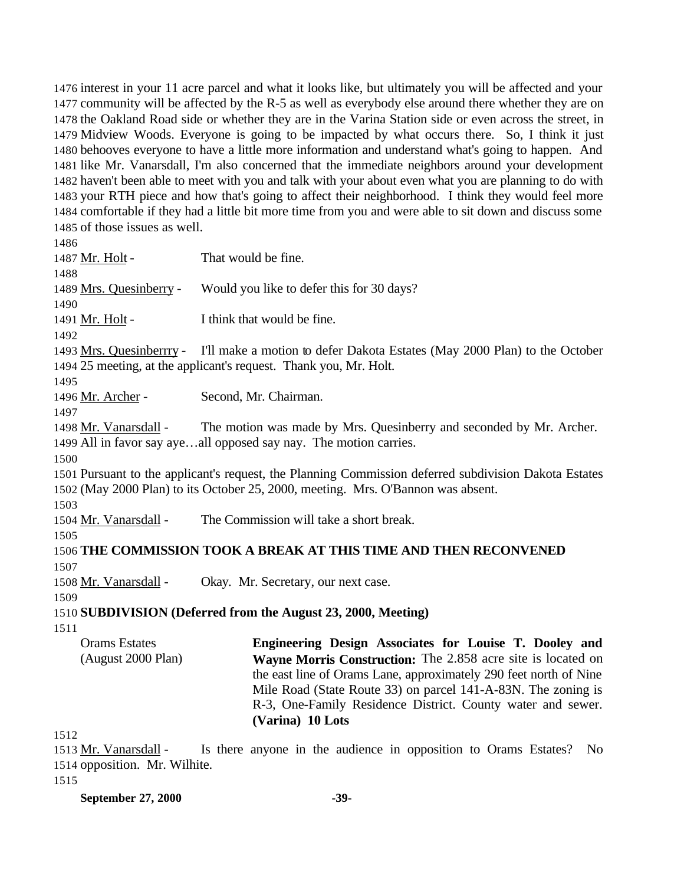interest in your 11 acre parcel and what it looks like, but ultimately you will be affected and your community will be affected by the R-5 as well as everybody else around there whether they are on the Oakland Road side or whether they are in the Varina Station side or even across the street, in Midview Woods. Everyone is going to be impacted by what occurs there. So, I think it just behooves everyone to have a little more information and understand what's going to happen. And like Mr. Vanarsdall, I'm also concerned that the immediate neighbors around your development haven't been able to meet with you and talk with your about even what you are planning to do with your RTH piece and how that's going to affect their neighborhood. I think they would feel more comfortable if they had a little bit more time from you and were able to sit down and discuss some of those issues as well.

Mr. Holt - That would be fine.

Mrs. Quesinberry - Would you like to defer this for 30 days?

Mr. Holt - I think that would be fine.

Mrs. Quesinberrry - I'll make a motion to defer Dakota Estates (May 2000 Plan) to the October 25 meeting, at the applicant's request. Thank you, Mr. Holt.

Mr. Archer - Second, Mr. Chairman.

Mr. Vanarsdall - The motion was made by Mrs. Quesinberry and seconded by Mr. Archer. All in favor say aye…all opposed say nay. The motion carries.

Pursuant to the applicant's request, the Planning Commission deferred subdivision Dakota Estates (May 2000 Plan) to its October 25, 2000, meeting. Mrs. O'Bannon was absent.

Mr. Vanarsdall - The Commission will take a short break.

**THE COMMISSION TOOK A BREAK AT THIS TIME AND THEN RECONVENED**

Mr. Vanarsdall - Okay. Mr. Secretary, our next case.

**SUBDIVISION (Deferred from the August 23, 2000, Meeting)**

Orams Estates (August 2000 Plan)

**Engineering Design Associates for Louise T. Dooley and Wayne Morris Construction:** The 2.858 acre site is located on the east line of Orams Lane, approximately 290 feet north of Nine Mile Road (State Route 33) on parcel 141-A-83N. The zoning is R-3, One-Family Residence District. County water and sewer. **(Varina) 10 Lots**

Mr. Vanarsdall - Is there anyone in the audience in opposition to Orams Estates? No opposition. Mr. Wilhite.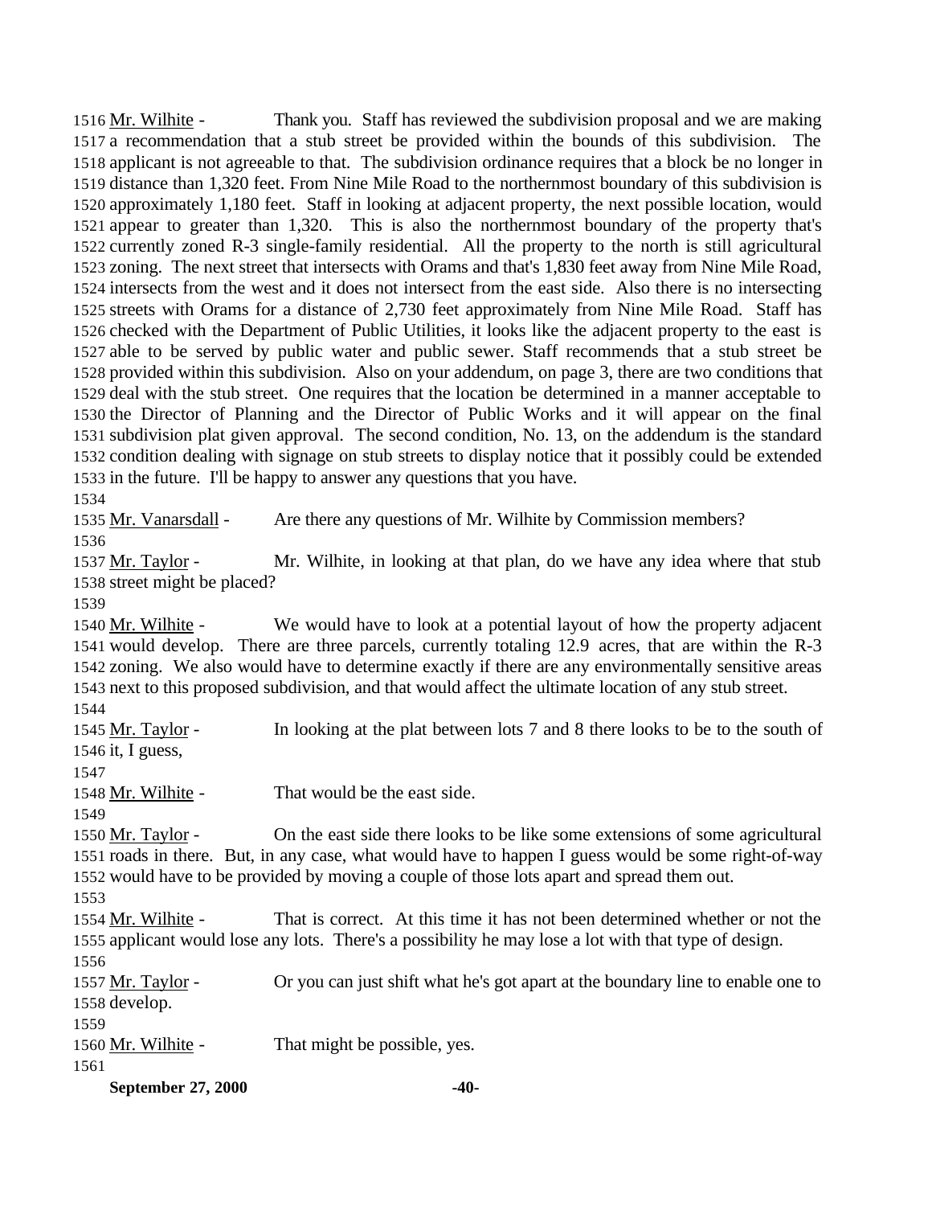Mr. Wilhite - Thank you. Staff has reviewed the subdivision proposal and we are making a recommendation that a stub street be provided within the bounds of this subdivision. The applicant is not agreeable to that. The subdivision ordinance requires that a block be no longer in distance than 1,320 feet. From Nine Mile Road to the northernmost boundary of this subdivision is approximately 1,180 feet. Staff in looking at adjacent property, the next possible location, would appear to greater than 1,320. This is also the northernmost boundary of the property that's currently zoned R-3 single-family residential. All the property to the north is still agricultural zoning. The next street that intersects with Orams and that's 1,830 feet away from Nine Mile Road, intersects from the west and it does not intersect from the east side. Also there is no intersecting streets with Orams for a distance of 2,730 feet approximately from Nine Mile Road. Staff has checked with the Department of Public Utilities, it looks like the adjacent property to the east is able to be served by public water and public sewer. Staff recommends that a stub street be provided within this subdivision. Also on your addendum, on page 3, there are two conditions that deal with the stub street. One requires that the location be determined in a manner acceptable to the Director of Planning and the Director of Public Works and it will appear on the final subdivision plat given approval. The second condition, No. 13, on the addendum is the standard condition dealing with signage on stub streets to display notice that it possibly could be extended in the future. I'll be happy to answer any questions that you have.

Mr. Vanarsdall - Are there any questions of Mr. Wilhite by Commission members?

Mr. Taylor - Mr. Wilhite, in looking at that plan, do we have any idea where that stub street might be placed?

Mr. Wilhite - We would have to look at a potential layout of how the property adjacent would develop. There are three parcels, currently totaling 12.9 acres, that are within the R-3 zoning. We also would have to determine exactly if there are any environmentally sensitive areas next to this proposed subdivision, and that would affect the ultimate location of any stub street.

Mr. Taylor - In looking at the plat between lots 7 and 8 there looks to be to the south of it, I guess,

Mr. Wilhite - That would be the east side.

Mr. Taylor - On the east side there looks to be like some extensions of some agricultural roads in there. But, in any case, what would have to happen I guess would be some right-of-way would have to be provided by moving a couple of those lots apart and spread them out.

Mr. Wilhite - That is correct. At this time it has not been determined whether or not the applicant would lose any lots. There's a possibility he may lose a lot with that type of design.

Mr. Taylor - Or you can just shift what he's got apart at the boundary line to enable one to develop.

Mr. Wilhite - That might be possible, yes.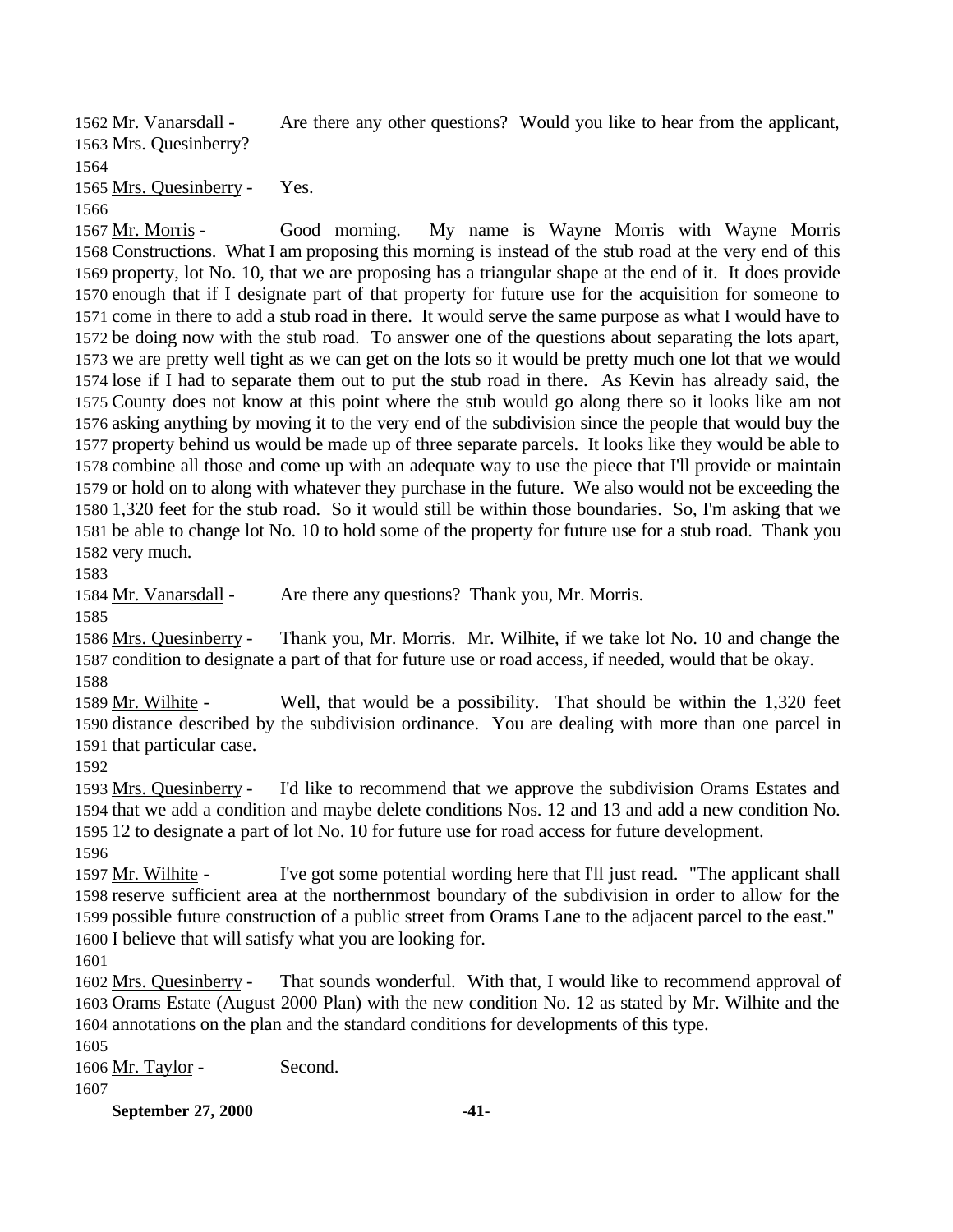1562 Mr. Vanarsdall - Are there any other questions? Would you like to hear from the applicant,
1563 Mrs. Quesinberry?
1564
1565 Mrs. Quesinberry - Yes.
1566
1567 Mr. Morris - Good morning. My name is Wayne Morris with Wayne Morris
1568 Constructions. What I am proposing this morning is instead of the stub road at the very end of this
1569 property, lot No. 10, that we are proposing has a triangular shape at the end of it. It does provide
1570 enough that if I designate part of that property for future use for the acquisition for someone to
1571 come in there to add a stub road in there. It would serve the same purpose as what I would have to
1572 be doing now with the stub road. To answer one of the questions about separating the lots apart,
1573 we are pretty well tight as we can get on the lots so it would be pretty much one lot that we would
1574 lose if I had to separate them out to put the stub road in there. As Kevin has already said, the
1575 County does not know at this point where the stub would go along there so it looks like am not
1576 asking anything by moving it to the very end of the subdivision since the people that would buy the
1577 property behind us would be made up of three separate parcels. It looks like they would be able to
1578 combine all those and come up with an adequate way to use the piece that I'll provide or maintain
1579 or hold on to along with whatever they purchase in the future. We also would not be exceeding the
1580 1,320 feet for the stub road. So it would still be within those boundaries. So, I'm asking that we
1581 be able to change lot No. 10 to hold some of the property for future use for a stub road. Thank you
1582 very much.
1583
1584 Mr. Vanarsdall - Are there any questions? Thank you, Mr. Morris.
1585
1586 Mrs. Quesinberry - Thank you, Mr. Morris. Mr. Wilhite, if we take lot No. 10 and change the
1587 condition to designate a part of that for future use or road access, if needed, would that be okay.
1588
1589 Mr. Wilhite - Well, that would be a possibility. That should be within the 1,320 feet
1590 distance described by the subdivision ordinance. You are dealing with more than one parcel in
1591 that particular case.
1592
1593 Mrs. Quesinberry - I'd like to recommend that we approve the subdivision Orams Estates and
1594 that we add a condition and maybe delete conditions Nos. 12 and 13 and add a new condition No.
1595 12 to designate a part of lot No. 10 for future use for road access for future development.
1596
1597 Mr. Wilhite - I've got some potential wording here that I'll just read. "The applicant shall
1598 reserve sufficient area at the northernmost boundary of the subdivision in order to allow for the
1599 possible future construction of a public street from Orams Lane to the adjacent parcel to the east."
1600 I believe that will satisfy what you are looking for.
1601
1602 Mrs. Quesinberry - That sounds wonderful. With that, I would like to recommend approval of
1603 Orams Estate (August 2000 Plan) with the new condition No. 12 as stated by Mr. Wilhite and the
1604 annotations on the plan and the standard conditions for developments of this type.
1605
1606 Mr. Taylor - Second.
1607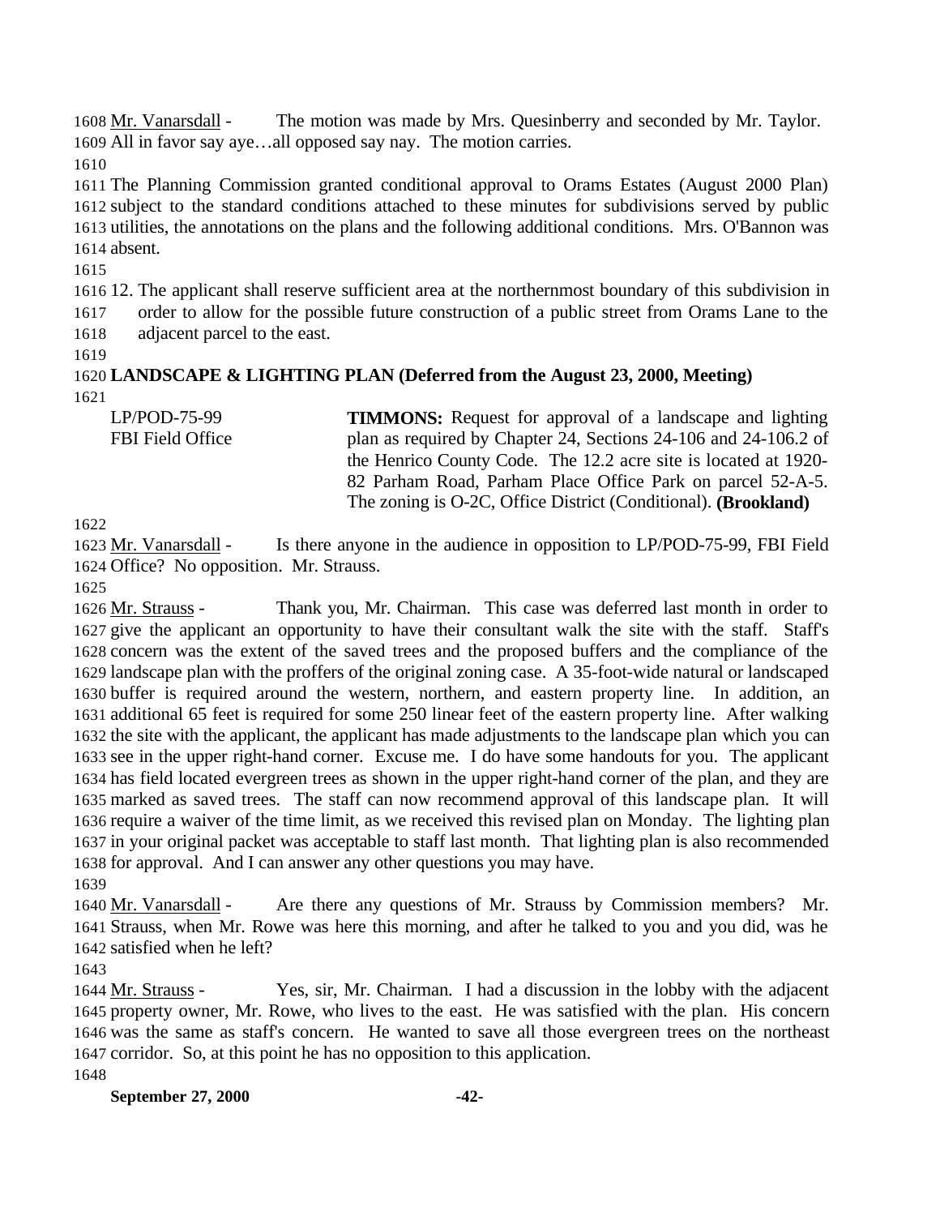Mr. Vanarsdall - The motion was made by Mrs. Quesinberry and seconded by Mr. Taylor. All in favor say aye…all opposed say nay. The motion carries.

The Planning Commission granted conditional approval to Orams Estates (August 2000 Plan) subject to the standard conditions attached to these minutes for subdivisions served by public utilities, the annotations on the plans and the following additional conditions. Mrs. O'Bannon was absent.

12. The applicant shall reserve sufficient area at the northernmost boundary of this subdivision in order to allow for the possible future construction of a public street from Orams Lane to the adjacent parcel to the east.

**LANDSCAPE & LIGHTING PLAN (Deferred from the August 23, 2000, Meeting)**

LP/POD-75-99
FBI Field Office

**TIMMONS:** Request for approval of a landscape and lighting plan as required by Chapter 24, Sections 24-106 and 24-106.2 of the Henrico County Code. The 12.2 acre site is located at 1920-82 Parham Road, Parham Place Office Park on parcel 52-A-5. The zoning is O-2C, Office District (Conditional). **(Brookland)**

Mr. Vanarsdall - Is there anyone in the audience in opposition to LP/POD-75-99, FBI Field Office? No opposition. Mr. Strauss.

Mr. Strauss - Thank you, Mr. Chairman. This case was deferred last month in order to give the applicant an opportunity to have their consultant walk the site with the staff. Staff's concern was the extent of the saved trees and the proposed buffers and the compliance of the landscape plan with the proffers of the original zoning case. A 35-foot-wide natural or landscaped buffer is required around the western, northern, and eastern property line. In addition, an additional 65 feet is required for some 250 linear feet of the eastern property line. After walking the site with the applicant, the applicant has made adjustments to the landscape plan which you can see in the upper right-hand corner. Excuse me. I do have some handouts for you. The applicant has field located evergreen trees as shown in the upper right-hand corner of the plan, and they are marked as saved trees. The staff can now recommend approval of this landscape plan. It will require a waiver of the time limit, as we received this revised plan on Monday. The lighting plan in your original packet was acceptable to staff last month. That lighting plan is also recommended for approval. And I can answer any other questions you may have.

Mr. Vanarsdall - Are there any questions of Mr. Strauss by Commission members? Mr. Strauss, when Mr. Rowe was here this morning, and after he talked to you and you did, was he satisfied when he left?

Mr. Strauss - Yes, sir, Mr. Chairman. I had a discussion in the lobby with the adjacent property owner, Mr. Rowe, who lives to the east. He was satisfied with the plan. His concern was the same as staff's concern. He wanted to save all those evergreen trees on the northeast corridor. So, at this point he has no opposition to this application.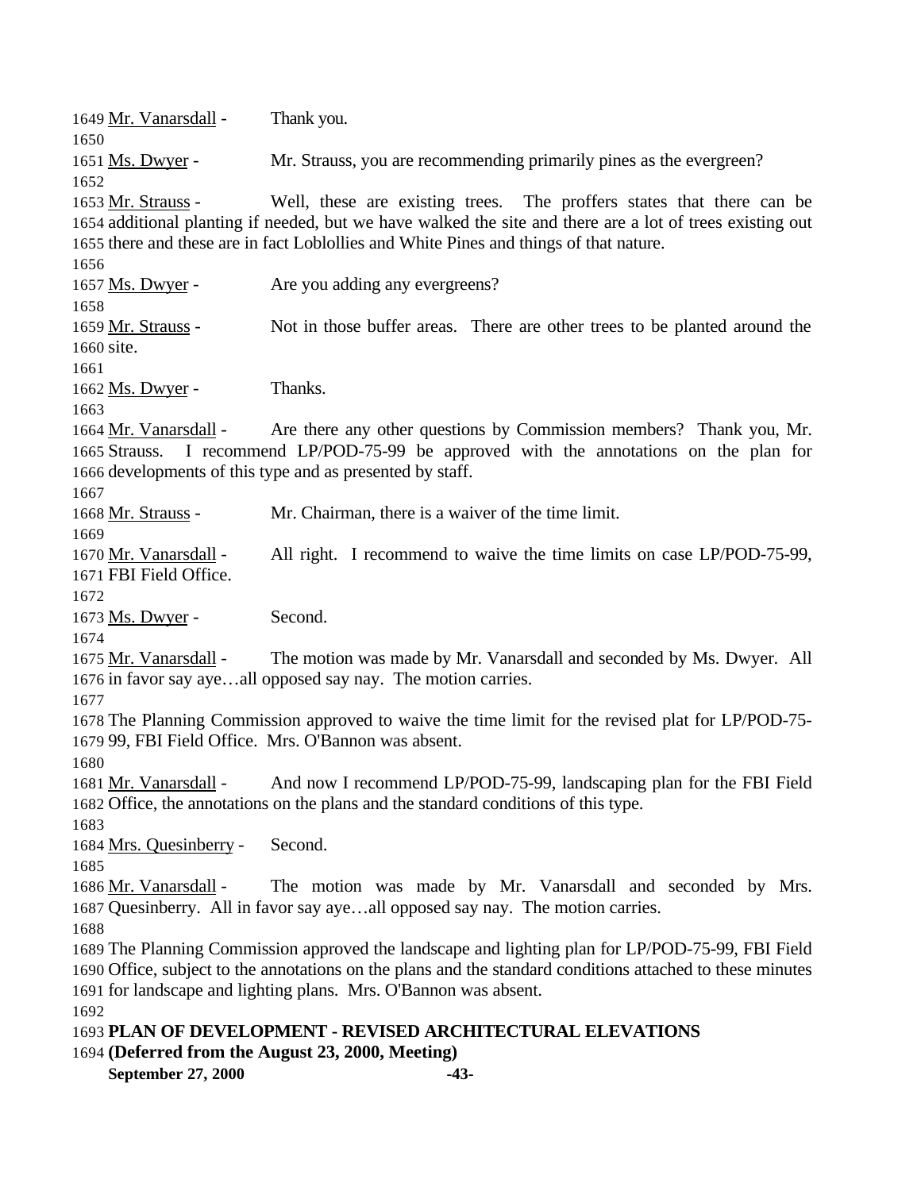Mr. Vanarsdall - Thank you.

Ms. Dwyer - Mr. Strauss, you are recommending primarily pines as the evergreen?

Mr. Strauss - Well, these are existing trees. The proffers states that there can be additional planting if needed, but we have walked the site and there are a lot of trees existing out there and these are in fact Loblollies and White Pines and things of that nature.

Ms. Dwyer - Are you adding any evergreens?

Mr. Strauss - Not in those buffer areas. There are other trees to be planted around the site.

Ms. Dwyer - Thanks.

Mr. Vanarsdall - Are there any other questions by Commission members? Thank you, Mr. Strauss. I recommend LP/POD-75-99 be approved with the annotations on the plan for developments of this type and as presented by staff.

Mr. Strauss - Mr. Chairman, there is a waiver of the time limit.

Mr. Vanarsdall - All right. I recommend to waive the time limits on case LP/POD-75-99, FBI Field Office.

Ms. Dwyer - Second.

Mr. Vanarsdall - The motion was made by Mr. Vanarsdall and seconded by Ms. Dwyer. All in favor say aye…all opposed say nay. The motion carries.

The Planning Commission approved to waive the time limit for the revised plat for LP/POD-75-99, FBI Field Office. Mrs. O'Bannon was absent.

Mr. Vanarsdall - And now I recommend LP/POD-75-99, landscaping plan for the FBI Field Office, the annotations on the plans and the standard conditions of this type.

Mrs. Quesinberry - Second.

Mr. Vanarsdall - The motion was made by Mr. Vanarsdall and seconded by Mrs. Quesinberry. All in favor say aye…all opposed say nay. The motion carries.

The Planning Commission approved the landscape and lighting plan for LP/POD-75-99, FBI Field Office, subject to the annotations on the plans and the standard conditions attached to these minutes for landscape and lighting plans. Mrs. O'Bannon was absent.

**PLAN OF DEVELOPMENT - REVISED ARCHITECTURAL ELEVATIONS**
**(Deferred from the August 23, 2000, Meeting)**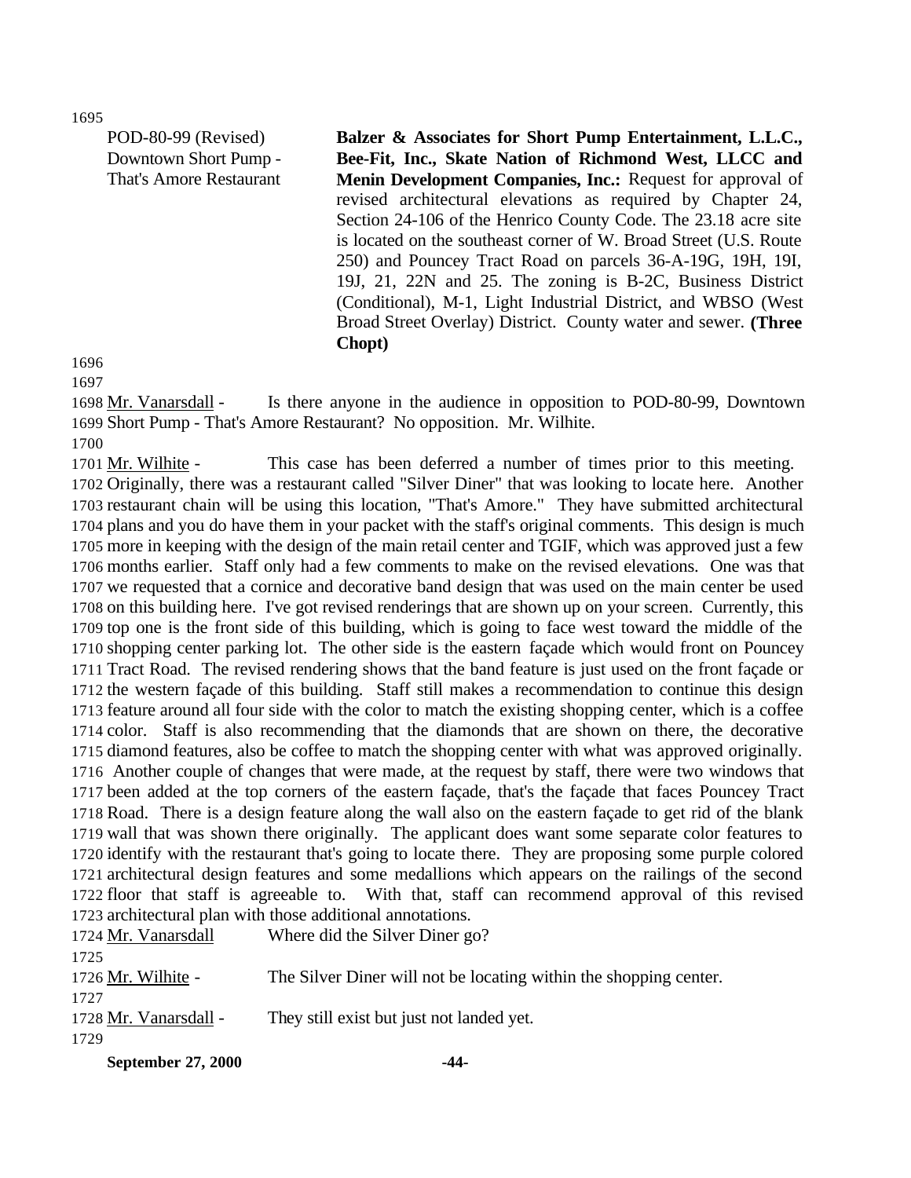POD-80-99 (Revised)
Downtown Short Pump - That's Amore Restaurant

**Balzer & Associates for Short Pump Entertainment, L.L.C., Bee-Fit, Inc., Skate Nation of Richmond West, LLCC and Menin Development Companies, Inc.:** Request for approval of revised architectural elevations as required by Chapter 24, Section 24-106 of the Henrico County Code. The 23.18 acre site is located on the southeast corner of W. Broad Street (U.S. Route 250) and Pouncey Tract Road on parcels 36-A-19G, 19H, 19I, 19J, 21, 22N and 25. The zoning is B-2C, Business District (Conditional), M-1, Light Industrial District, and WBSO (West Broad Street Overlay) District. County water and sewer. **(Three Chopt)**

Mr. Vanarsdall - Is there anyone in the audience in opposition to POD-80-99, Downtown Short Pump - That's Amore Restaurant? No opposition. Mr. Wilhite.

Mr. Wilhite - This case has been deferred a number of times prior to this meeting. Originally, there was a restaurant called "Silver Diner" that was looking to locate here. Another restaurant chain will be using this location, "That's Amore." They have submitted architectural plans and you do have them in your packet with the staff's original comments. This design is much more in keeping with the design of the main retail center and TGIF, which was approved just a few months earlier. Staff only had a few comments to make on the revised elevations. One was that we requested that a cornice and decorative band design that was used on the main center be used on this building here. I've got revised renderings that are shown up on your screen. Currently, this top one is the front side of this building, which is going to face west toward the middle of the shopping center parking lot. The other side is the eastern façade which would front on Pouncey Tract Road. The revised rendering shows that the band feature is just used on the front façade or the western façade of this building. Staff still makes a recommendation to continue this design feature around all four side with the color to match the existing shopping center, which is a coffee color. Staff is also recommending that the diamonds that are shown on there, the decorative diamond features, also be coffee to match the shopping center with what was approved originally. Another couple of changes that were made, at the request by staff, there were two windows that been added at the top corners of the eastern façade, that's the façade that faces Pouncey Tract Road. There is a design feature along the wall also on the eastern façade to get rid of the blank wall that was shown there originally. The applicant does want some separate color features to identify with the restaurant that's going to locate there. They are proposing some purple colored architectural design features and some medallions which appears on the railings of the second floor that staff is agreeable to. With that, staff can recommend approval of this revised architectural plan with those additional annotations.

Mr. Vanarsdall Where did the Silver Diner go?

Mr. Wilhite - The Silver Diner will not be locating within the shopping center.

Mr. Vanarsdall - They still exist but just not landed yet.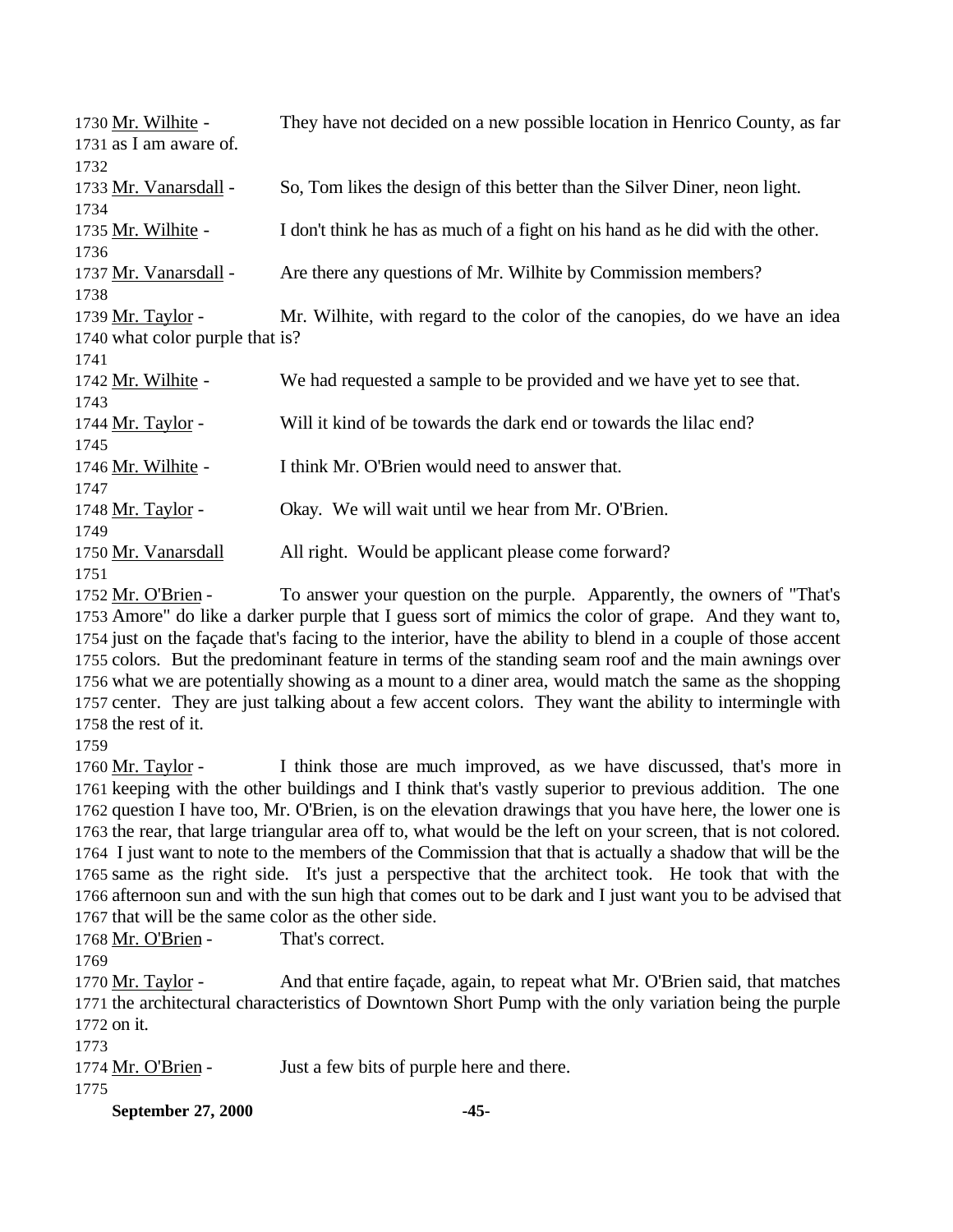1730 Mr. Wilhite - They have not decided on a new possible location in Henrico County, as far
1731 as I am aware of.
1732
1733 Mr. Vanarsdall - So, Tom likes the design of this better than the Silver Diner, neon light.
1734
1735 Mr. Wilhite - I don't think he has as much of a fight on his hand as he did with the other.
1736
1737 Mr. Vanarsdall - Are there any questions of Mr. Wilhite by Commission members?
1738
1739 Mr. Taylor - Mr. Wilhite, with regard to the color of the canopies, do we have an idea
1740 what color purple that is?
1741
1742 Mr. Wilhite - We had requested a sample to be provided and we have yet to see that.
1743
1744 Mr. Taylor - Will it kind of be towards the dark end or towards the lilac end?
1745
1746 Mr. Wilhite - I think Mr. O'Brien would need to answer that.
1747
1748 Mr. Taylor - Okay. We will wait until we hear from Mr. O'Brien.
1749
1750 Mr. Vanarsdall All right. Would be applicant please come forward?
1751
1752 Mr. O'Brien - To answer your question on the purple. Apparently, the owners of "That's
1753 Amore" do like a darker purple that I guess sort of mimics the color of grape. And they want to,
1754 just on the façade that's facing to the interior, have the ability to blend in a couple of those accent
1755 colors. But the predominant feature in terms of the standing seam roof and the main awnings over
1756 what we are potentially showing as a mount to a diner area, would match the same as the shopping
1757 center. They are just talking about a few accent colors. They want the ability to intermingle with
1758 the rest of it.
1759
1760 Mr. Taylor - I think those are much improved, as we have discussed, that's more in
1761 keeping with the other buildings and I think that's vastly superior to previous addition. The one
1762 question I have too, Mr. O'Brien, is on the elevation drawings that you have here, the lower one is
1763 the rear, that large triangular area off to, what would be the left on your screen, that is not colored.
1764 I just want to note to the members of the Commission that that is actually a shadow that will be the
1765 same as the right side. It's just a perspective that the architect took. He took that with the
1766 afternoon sun and with the sun high that comes out to be dark and I just want you to be advised that
1767 that will be the same color as the other side.
1768 Mr. O'Brien - That's correct.
1769
1770 Mr. Taylor - And that entire façade, again, to repeat what Mr. O'Brien said, that matches
1771 the architectural characteristics of Downtown Short Pump with the only variation being the purple
1772 on it.
1773
1774 Mr. O'Brien - Just a few bits of purple here and there.
1775

**September 27, 2000**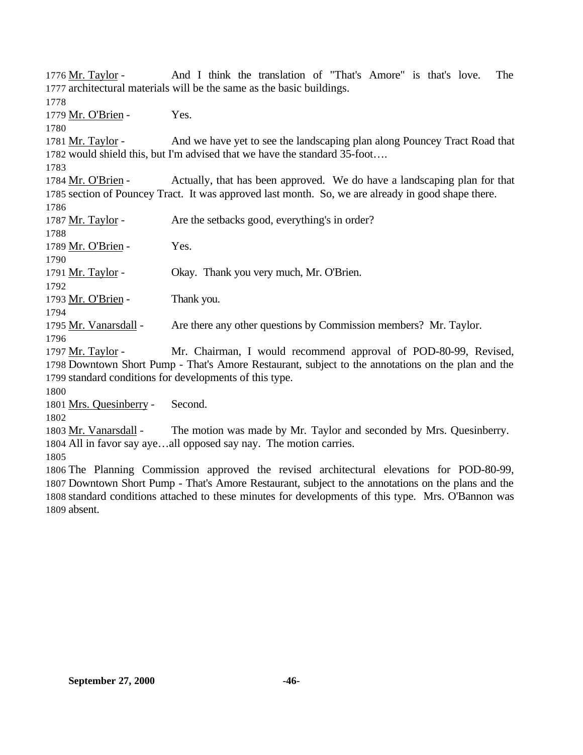1776 Mr. Taylor - And I think the translation of "That's Amore" is that's love. The
1777 architectural materials will be the same as the basic buildings.
1778
1779 Mr. O'Brien - Yes.
1780
1781 Mr. Taylor - And we have yet to see the landscaping plan along Pouncey Tract Road that
1782 would shield this, but I'm advised that we have the standard 35-foot….
1783
1784 Mr. O'Brien - Actually, that has been approved. We do have a landscaping plan for that
1785 section of Pouncey Tract. It was approved last month. So, we are already in good shape there.
1786
1787 Mr. Taylor - Are the setbacks good, everything's in order?
1788
1789 Mr. O'Brien - Yes.
1790
1791 Mr. Taylor - Okay. Thank you very much, Mr. O'Brien.
1792
1793 Mr. O'Brien - Thank you.
1794
1795 Mr. Vanarsdall - Are there any other questions by Commission members? Mr. Taylor.
1796
1797 Mr. Taylor - Mr. Chairman, I would recommend approval of POD-80-99, Revised,
1798 Downtown Short Pump - That's Amore Restaurant, subject to the annotations on the plan and the
1799 standard conditions for developments of this type.
1800
1801 Mrs. Quesinberry - Second.
1802
1803 Mr. Vanarsdall - The motion was made by Mr. Taylor and seconded by Mrs. Quesinberry.
1804 All in favor say aye…all opposed say nay. The motion carries.
1805
1806 The Planning Commission approved the revised architectural elevations for POD-80-99,
1807 Downtown Short Pump - That's Amore Restaurant, subject to the annotations on the plans and the
1808 standard conditions attached to these minutes for developments of this type. Mrs. O'Bannon was
1809 absent.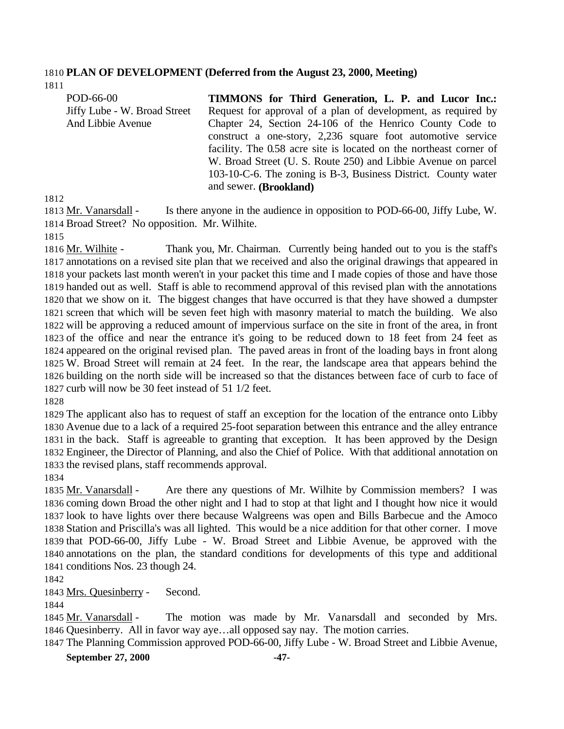**PLAN OF DEVELOPMENT (Deferred from the August 23, 2000, Meeting)**

| | |
|---|---|
| POD-66-00<br>Jiffy Lube - W. Broad Street<br>And Libbie Avenue | **TIMMONS for Third Generation, L. P. and Lucor Inc.:** Request for approval of a plan of development, as required by Chapter 24, Section 24-106 of the Henrico County Code to construct a one-story, 2,236 square foot automotive service facility. The 0.58 acre site is located on the northeast corner of W. Broad Street (U. S. Route 250) and Libbie Avenue on parcel 103-10-C-6. The zoning is B-3, Business District. County water and sewer. **(Brookland)** |

Mr. Vanarsdall - Is there anyone in the audience in opposition to POD-66-00, Jiffy Lube, W. Broad Street? No opposition. Mr. Wilhite.

Mr. Wilhite - Thank you, Mr. Chairman. Currently being handed out to you is the staff's annotations on a revised site plan that we received and also the original drawings that appeared in your packets last month weren't in your packet this time and I made copies of those and have those handed out as well. Staff is able to recommend approval of this revised plan with the annotations that we show on it. The biggest changes that have occurred is that they have showed a dumpster screen that which will be seven feet high with masonry material to match the building. We also will be approving a reduced amount of impervious surface on the site in front of the area, in front of the office and near the entrance it's going to be reduced down to 18 feet from 24 feet as appeared on the original revised plan. The paved areas in front of the loading bays in front along W. Broad Street will remain at 24 feet. In the rear, the landscape area that appears behind the building on the north side will be increased so that the distances between face of curb to face of curb will now be 30 feet instead of 51 1/2 feet.

The applicant also has to request of staff an exception for the location of the entrance onto Libby Avenue due to a lack of a required 25-foot separation between this entrance and the alley entrance in the back. Staff is agreeable to granting that exception. It has been approved by the Design Engineer, the Director of Planning, and also the Chief of Police. With that additional annotation on the revised plans, staff recommends approval.

Mr. Vanarsdall - Are there any questions of Mr. Wilhite by Commission members? I was coming down Broad the other night and I had to stop at that light and I thought how nice it would look to have lights over there because Walgreens was open and Bills Barbecue and the Amoco Station and Priscilla's was all lighted. This would be a nice addition for that other corner. I move that POD-66-00, Jiffy Lube - W. Broad Street and Libbie Avenue, be approved with the annotations on the plan, the standard conditions for developments of this type and additional conditions Nos. 23 though 24.

Mrs. Quesinberry - Second.

Mr. Vanarsdall - The motion was made by Mr. Vanarsdall and seconded by Mrs. Quesinberry. All in favor way aye…all opposed say nay. The motion carries.

The Planning Commission approved POD-66-00, Jiffy Lube - W. Broad Street and Libbie Avenue,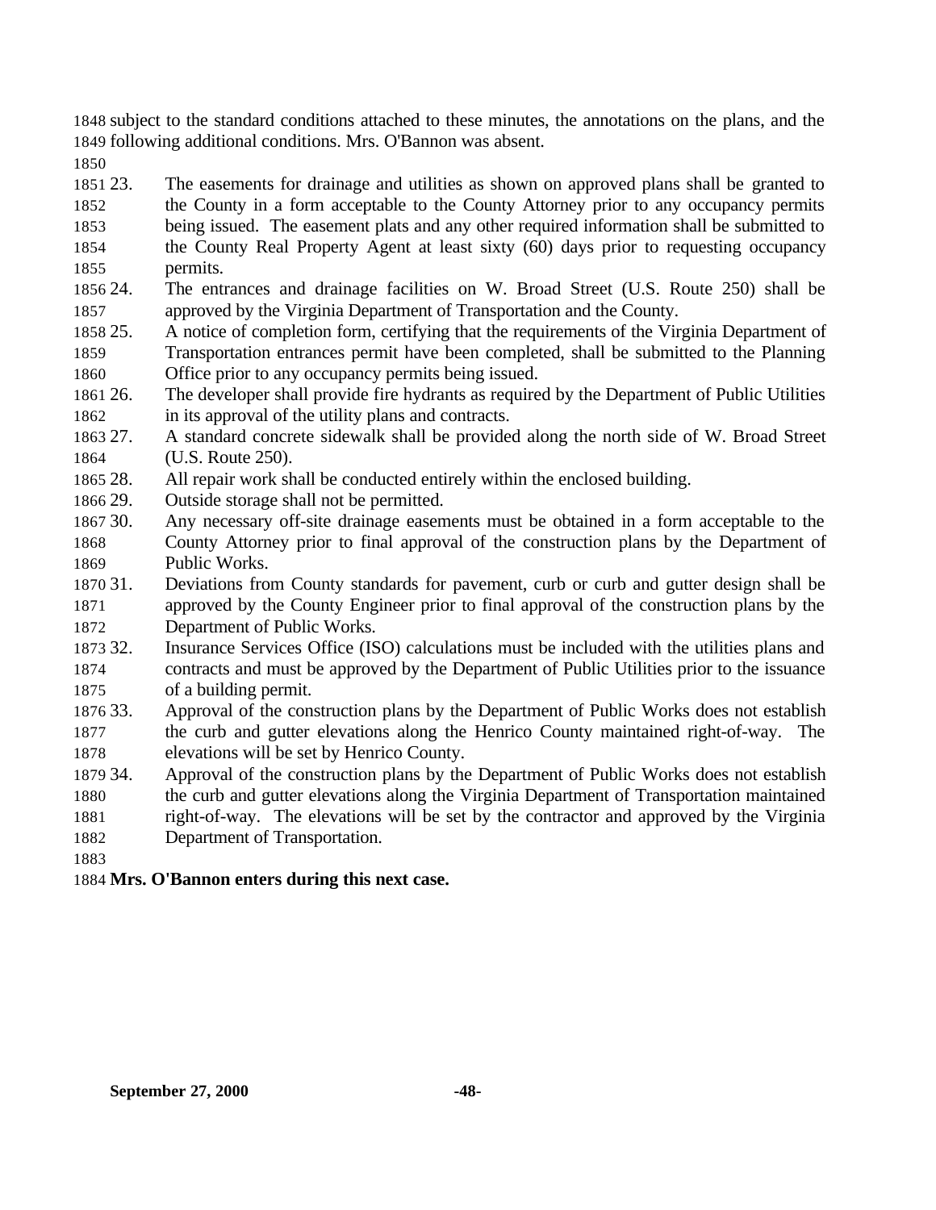subject to the standard conditions attached to these minutes, the annotations on the plans, and the following additional conditions. Mrs. O'Bannon was absent.

23. The easements for drainage and utilities as shown on approved plans shall be granted to the County in a form acceptable to the County Attorney prior to any occupancy permits being issued. The easement plats and any other required information shall be submitted to the County Real Property Agent at least sixty (60) days prior to requesting occupancy permits.
24. The entrances and drainage facilities on W. Broad Street (U.S. Route 250) shall be approved by the Virginia Department of Transportation and the County.
25. A notice of completion form, certifying that the requirements of the Virginia Department of Transportation entrances permit have been completed, shall be submitted to the Planning Office prior to any occupancy permits being issued.
26. The developer shall provide fire hydrants as required by the Department of Public Utilities in its approval of the utility plans and contracts.
27. A standard concrete sidewalk shall be provided along the north side of W. Broad Street (U.S. Route 250).
28. All repair work shall be conducted entirely within the enclosed building.
29. Outside storage shall not be permitted.
30. Any necessary off-site drainage easements must be obtained in a form acceptable to the County Attorney prior to final approval of the construction plans by the Department of Public Works.
31. Deviations from County standards for pavement, curb or curb and gutter design shall be approved by the County Engineer prior to final approval of the construction plans by the Department of Public Works.
32. Insurance Services Office (ISO) calculations must be included with the utilities plans and contracts and must be approved by the Department of Public Utilities prior to the issuance of a building permit.
33. Approval of the construction plans by the Department of Public Works does not establish the curb and gutter elevations along the Henrico County maintained right-of-way. The elevations will be set by Henrico County.
34. Approval of the construction plans by the Department of Public Works does not establish the curb and gutter elevations along the Virginia Department of Transportation maintained right-of-way. The elevations will be set by the contractor and approved by the Virginia Department of Transportation.

**Mrs. O'Bannon enters during this next case.**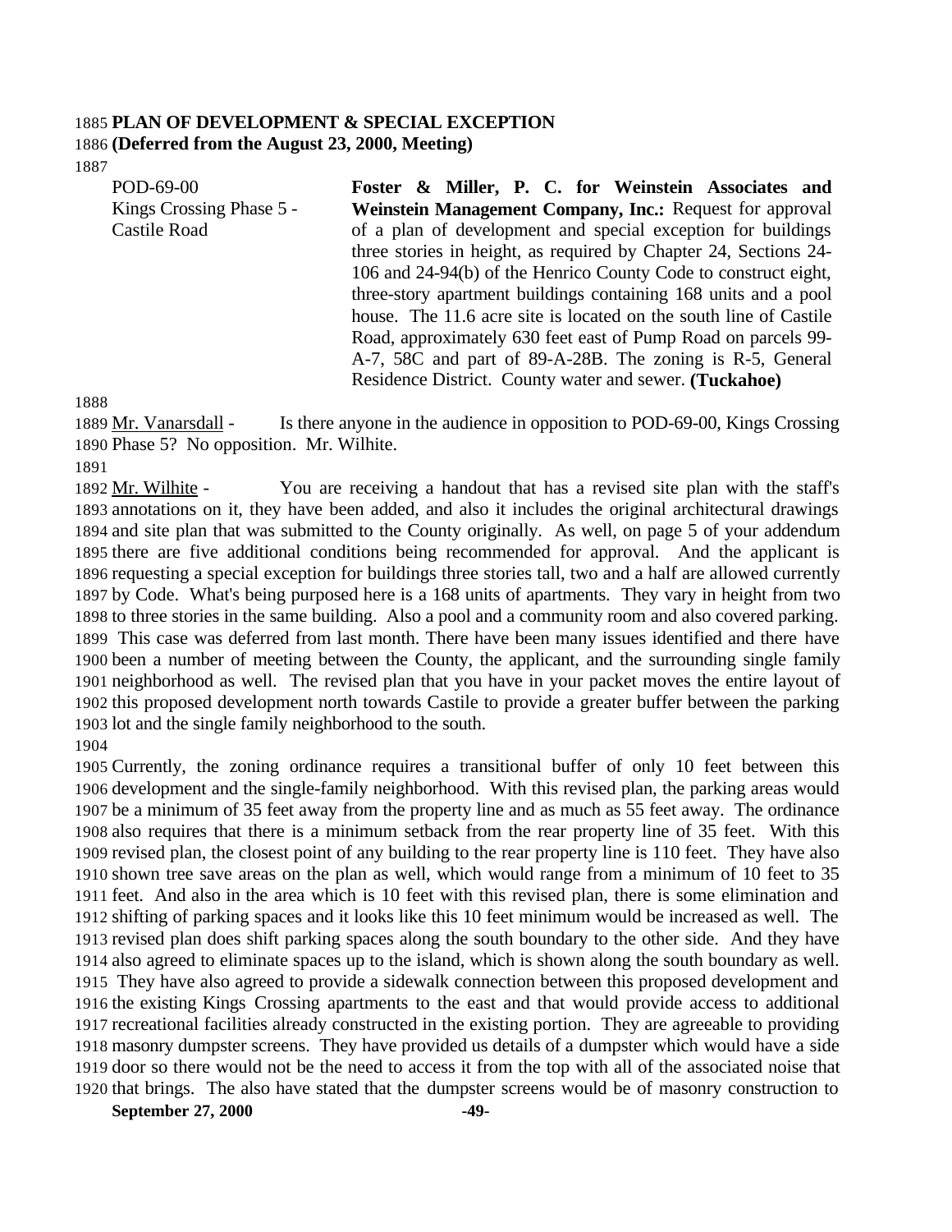**PLAN OF DEVELOPMENT & SPECIAL EXCEPTION**
**(Deferred from the August 23, 2000, Meeting)**

| | |
|---|---|
| POD-69-00<br>Kings Crossing Phase 5 - Castile Road | **Foster & Miller, P. C. for Weinstein Associates and Weinstein Management Company, Inc.:** Request for approval of a plan of development and special exception for buildings three stories in height, as required by Chapter 24, Sections 24-106 and 24-94(b) of the Henrico County Code to construct eight, three-story apartment buildings containing 168 units and a pool house. The 11.6 acre site is located on the south line of Castile Road, approximately 630 feet east of Pump Road on parcels 99-A-7, 58C and part of 89-A-28B. The zoning is R-5, General Residence District. County water and sewer. **(Tuckahoe)** |

Mr. Vanarsdall - Is there anyone in the audience in opposition to POD-69-00, Kings Crossing Phase 5? No opposition. Mr. Wilhite.

Mr. Wilhite - You are receiving a handout that has a revised site plan with the staff's annotations on it, they have been added, and also it includes the original architectural drawings and site plan that was submitted to the County originally. As well, on page 5 of your addendum there are five additional conditions being recommended for approval. And the applicant is requesting a special exception for buildings three stories tall, two and a half are allowed currently by Code. What's being purposed here is a 168 units of apartments. They vary in height from two to three stories in the same building. Also a pool and a community room and also covered parking. This case was deferred from last month. There have been many issues identified and there have been a number of meeting between the County, the applicant, and the surrounding single family neighborhood as well. The revised plan that you have in your packet moves the entire layout of this proposed development north towards Castile to provide a greater buffer between the parking lot and the single family neighborhood to the south.

Currently, the zoning ordinance requires a transitional buffer of only 10 feet between this development and the single-family neighborhood. With this revised plan, the parking areas would be a minimum of 35 feet away from the property line and as much as 55 feet away. The ordinance also requires that there is a minimum setback from the rear property line of 35 feet. With this revised plan, the closest point of any building to the rear property line is 110 feet. They have also shown tree save areas on the plan as well, which would range from a minimum of 10 feet to 35 feet. And also in the area which is 10 feet with this revised plan, there is some elimination and shifting of parking spaces and it looks like this 10 feet minimum would be increased as well. The revised plan does shift parking spaces along the south boundary to the other side. And they have also agreed to eliminate spaces up to the island, which is shown along the south boundary as well. They have also agreed to provide a sidewalk connection between this proposed development and the existing Kings Crossing apartments to the east and that would provide access to additional recreational facilities already constructed in the existing portion. They are agreeable to providing masonry dumpster screens. They have provided us details of a dumpster which would have a side door so there would not be the need to access it from the top with all of the associated noise that that brings. The also have stated that the dumpster screens would be of masonry construction to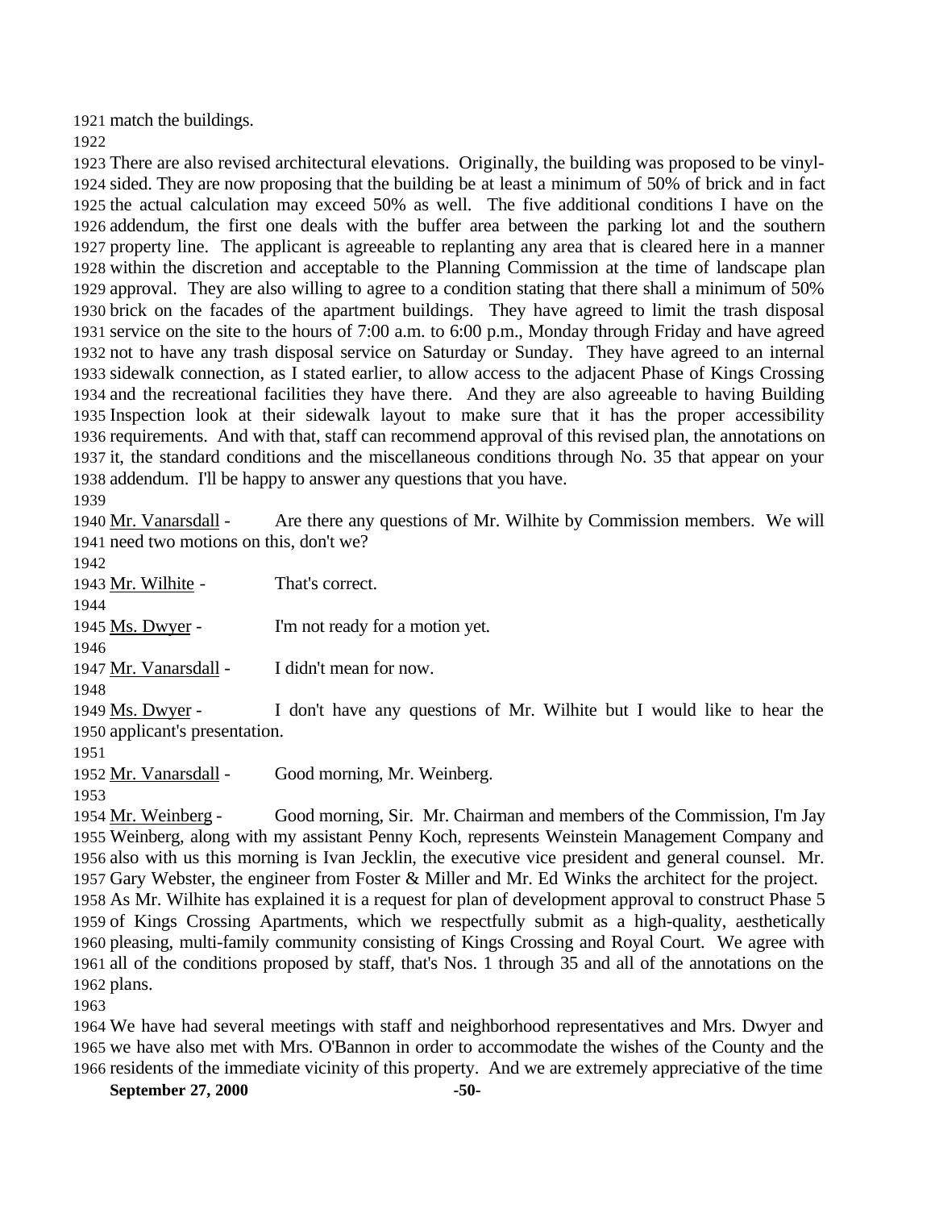match the buildings.

There are also revised architectural elevations. Originally, the building was proposed to be vinyl-sided. They are now proposing that the building be at least a minimum of 50% of brick and in fact the actual calculation may exceed 50% as well. The five additional conditions I have on the addendum, the first one deals with the buffer area between the parking lot and the southern property line. The applicant is agreeable to replanting any area that is cleared here in a manner within the discretion and acceptable to the Planning Commission at the time of landscape plan approval. They are also willing to agree to a condition stating that there shall a minimum of 50% brick on the facades of the apartment buildings. They have agreed to limit the trash disposal service on the site to the hours of 7:00 a.m. to 6:00 p.m., Monday through Friday and have agreed not to have any trash disposal service on Saturday or Sunday. They have agreed to an internal sidewalk connection, as I stated earlier, to allow access to the adjacent Phase of Kings Crossing and the recreational facilities they have there. And they are also agreeable to having Building Inspection look at their sidewalk layout to make sure that it has the proper accessibility requirements. And with that, staff can recommend approval of this revised plan, the annotations on it, the standard conditions and the miscellaneous conditions through No. 35 that appear on your addendum. I'll be happy to answer any questions that you have.

Mr. Vanarsdall - Are there any questions of Mr. Wilhite by Commission members. We will need two motions on this, don't we?

Mr. Wilhite - That's correct.

Ms. Dwyer - I'm not ready for a motion yet.

Mr. Vanarsdall - I didn't mean for now.

Ms. Dwyer - I don't have any questions of Mr. Wilhite but I would like to hear the applicant's presentation.

Mr. Vanarsdall - Good morning, Mr. Weinberg.

Mr. Weinberg - Good morning, Sir. Mr. Chairman and members of the Commission, I'm Jay Weinberg, along with my assistant Penny Koch, represents Weinstein Management Company and also with us this morning is Ivan Jecklin, the executive vice president and general counsel. Mr. Gary Webster, the engineer from Foster & Miller and Mr. Ed Winks the architect for the project. As Mr. Wilhite has explained it is a request for plan of development approval to construct Phase 5 of Kings Crossing Apartments, which we respectfully submit as a high-quality, aesthetically pleasing, multi-family community consisting of Kings Crossing and Royal Court. We agree with all of the conditions proposed by staff, that's Nos. 1 through 35 and all of the annotations on the plans.

We have had several meetings with staff and neighborhood representatives and Mrs. Dwyer and we have also met with Mrs. O'Bannon in order to accommodate the wishes of the County and the residents of the immediate vicinity of this property. And we are extremely appreciative of the time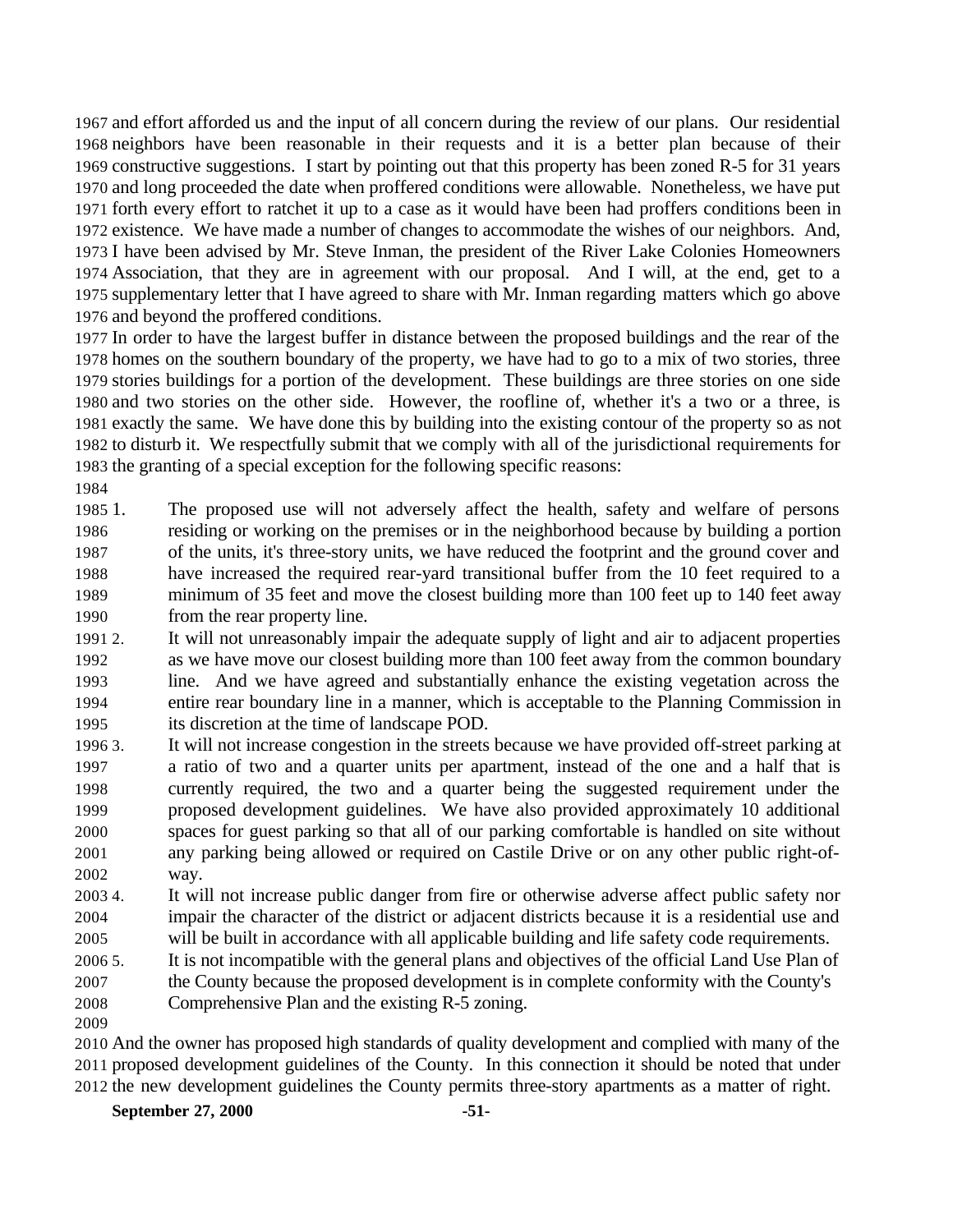and effort afforded us and the input of all concern during the review of our plans. Our residential neighbors have been reasonable in their requests and it is a better plan because of their constructive suggestions. I start by pointing out that this property has been zoned R-5 for 31 years and long proceeded the date when proffered conditions were allowable. Nonetheless, we have put forth every effort to ratchet it up to a case as it would have been had proffers conditions been in existence. We have made a number of changes to accommodate the wishes of our neighbors. And, I have been advised by Mr. Steve Inman, the president of the River Lake Colonies Homeowners Association, that they are in agreement with our proposal. And I will, at the end, get to a supplementary letter that I have agreed to share with Mr. Inman regarding matters which go above and beyond the proffered conditions.

In order to have the largest buffer in distance between the proposed buildings and the rear of the homes on the southern boundary of the property, we have had to go to a mix of two stories, three stories buildings for a portion of the development. These buildings are three stories on one side and two stories on the other side. However, the roofline of, whether it's a two or a three, is exactly the same. We have done this by building into the existing contour of the property so as not to disturb it. We respectfully submit that we comply with all of the jurisdictional requirements for the granting of a special exception for the following specific reasons:

1. The proposed use will not adversely affect the health, safety and welfare of persons residing or working on the premises or in the neighborhood because by building a portion of the units, it's three-story units, we have reduced the footprint and the ground cover and have increased the required rear-yard transitional buffer from the 10 feet required to a minimum of 35 feet and move the closest building more than 100 feet up to 140 feet away from the rear property line.
2. It will not unreasonably impair the adequate supply of light and air to adjacent properties as we have move our closest building more than 100 feet away from the common boundary line. And we have agreed and substantially enhance the existing vegetation across the entire rear boundary line in a manner, which is acceptable to the Planning Commission in its discretion at the time of landscape POD.
3. It will not increase congestion in the streets because we have provided off-street parking at a ratio of two and a quarter units per apartment, instead of the one and a half that is currently required, the two and a quarter being the suggested requirement under the proposed development guidelines. We have also provided approximately 10 additional spaces for guest parking so that all of our parking comfortable is handled on site without any parking being allowed or required on Castile Drive or on any other public right-of-way.
4. It will not increase public danger from fire or otherwise adverse affect public safety nor impair the character of the district or adjacent districts because it is a residential use and will be built in accordance with all applicable building and life safety code requirements.
5. It is not incompatible with the general plans and objectives of the official Land Use Plan of the County because the proposed development is in complete conformity with the County's Comprehensive Plan and the existing R-5 zoning.

And the owner has proposed high standards of quality development and complied with many of the proposed development guidelines of the County. In this connection it should be noted that under the new development guidelines the County permits three-story apartments as a matter of right.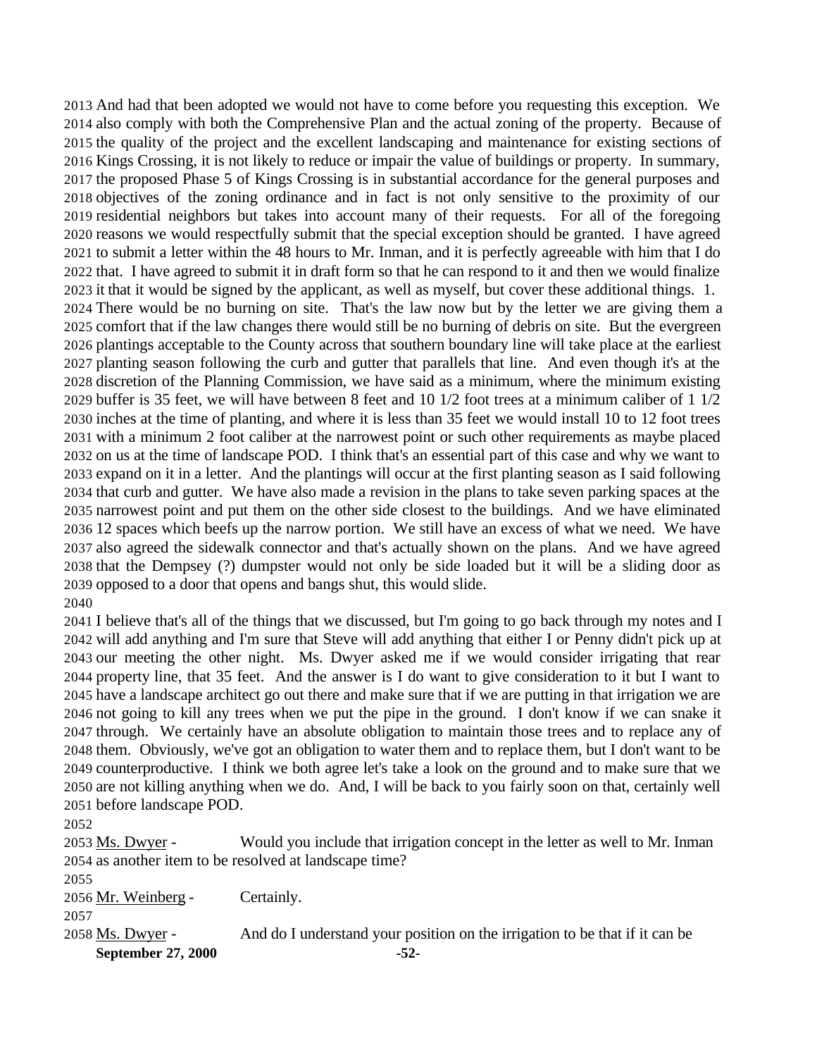2013 And had that been adopted we would not have to come before you requesting this exception. We 2014 also comply with both the Comprehensive Plan and the actual zoning of the property. Because of 2015 the quality of the project and the excellent landscaping and maintenance for existing sections of 2016 Kings Crossing, it is not likely to reduce or impair the value of buildings or property. In summary, 2017 the proposed Phase 5 of Kings Crossing is in substantial accordance for the general purposes and 2018 objectives of the zoning ordinance and in fact is not only sensitive to the proximity of our 2019 residential neighbors but takes into account many of their requests. For all of the foregoing 2020 reasons we would respectfully submit that the special exception should be granted. I have agreed 2021 to submit a letter within the 48 hours to Mr. Inman, and it is perfectly agreeable with him that I do 2022 that. I have agreed to submit it in draft form so that he can respond to it and then we would finalize 2023 it that it would be signed by the applicant, as well as myself, but cover these additional things. 1. 2024 There would be no burning on site. That's the law now but by the letter we are giving them a 2025 comfort that if the law changes there would still be no burning of debris on site. But the evergreen 2026 plantings acceptable to the County across that southern boundary line will take place at the earliest 2027 planting season following the curb and gutter that parallels that line. And even though it's at the 2028 discretion of the Planning Commission, we have said as a minimum, where the minimum existing 2029 buffer is 35 feet, we will have between 8 feet and 10 1/2 foot trees at a minimum caliber of 1 1/2 2030 inches at the time of planting, and where it is less than 35 feet we would install 10 to 12 foot trees 2031 with a minimum 2 foot caliber at the narrowest point or such other requirements as maybe placed 2032 on us at the time of landscape POD. I think that's an essential part of this case and why we want to 2033 expand on it in a letter. And the plantings will occur at the first planting season as I said following 2034 that curb and gutter. We have also made a revision in the plans to take seven parking spaces at the 2035 narrowest point and put them on the other side closest to the buildings. And we have eliminated 2036 12 spaces which beefs up the narrow portion. We still have an excess of what we need. We have 2037 also agreed the sidewalk connector and that's actually shown on the plans. And we have agreed 2038 that the Dempsey (?) dumpster would not only be side loaded but it will be a sliding door as 2039 opposed to a door that opens and bangs shut, this would slide.
2040
2041 I believe that's all of the things that we discussed, but I'm going to go back through my notes and I 2042 will add anything and I'm sure that Steve will add anything that either I or Penny didn't pick up at 2043 our meeting the other night. Ms. Dwyer asked me if we would consider irrigating that rear 2044 property line, that 35 feet. And the answer is I do want to give consideration to it but I want to 2045 have a landscape architect go out there and make sure that if we are putting in that irrigation we are 2046 not going to kill any trees when we put the pipe in the ground. I don't know if we can snake it 2047 through. We certainly have an absolute obligation to maintain those trees and to replace any of 2048 them. Obviously, we've got an obligation to water them and to replace them, but I don't want to be 2049 counterproductive. I think we both agree let's take a look on the ground and to make sure that we 2050 are not killing anything when we do. And, I will be back to you fairly soon on that, certainly well 2051 before landscape POD.
2052
2053 Ms. Dwyer - Would you include that irrigation concept in the letter as well to Mr. Inman 2054 as another item to be resolved at landscape time?
2055
2056 Mr. Weinberg - Certainly.
2057
2058 Ms. Dwyer - And do I understand your position on the irrigation to be that if it can be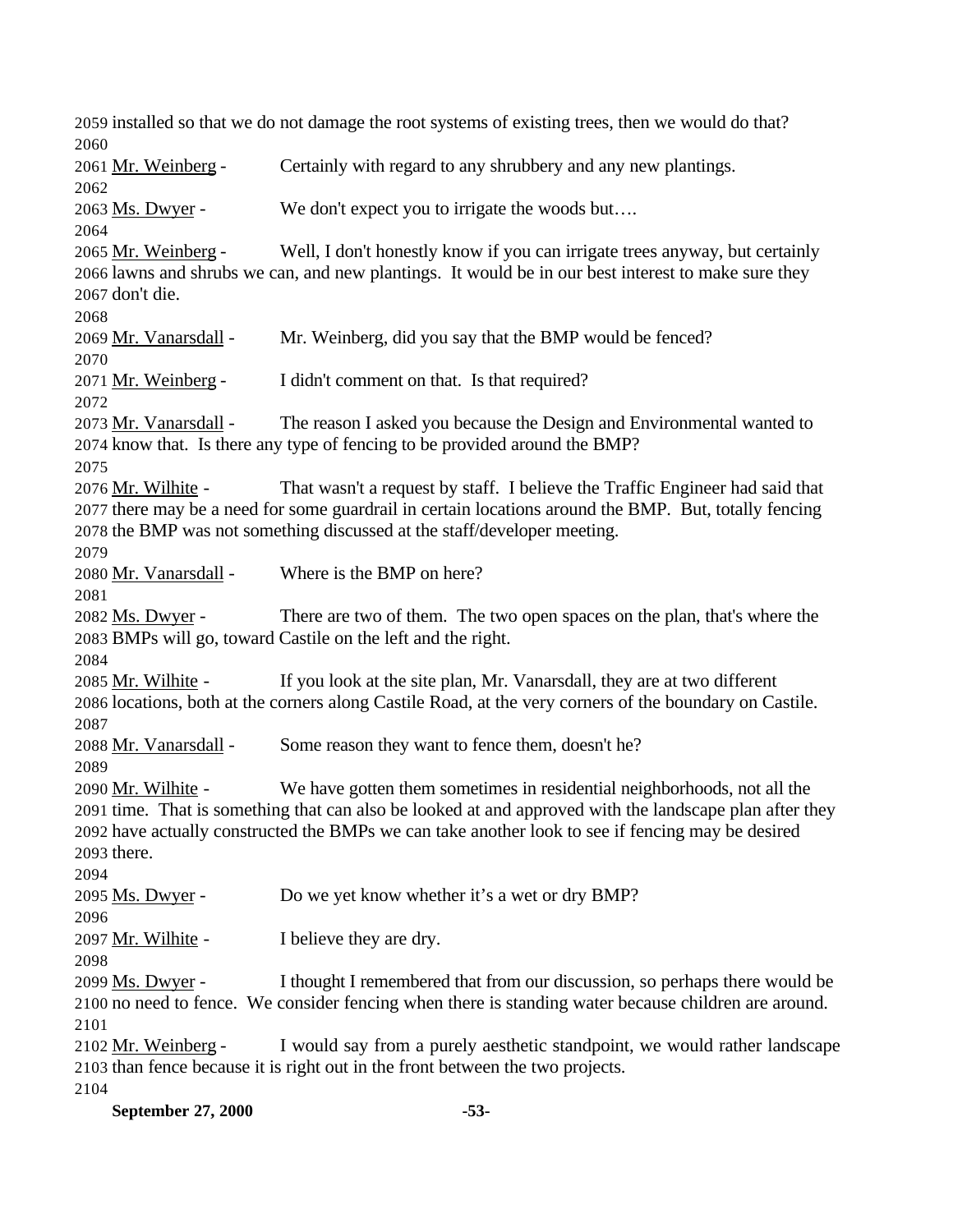2059 installed so that we do not damage the root systems of existing trees, then we would do that?
2060
2061 Mr. Weinberg - Certainly with regard to any shrubbery and any new plantings.
2062
2063 Ms. Dwyer - We don't expect you to irrigate the woods but….
2064
2065 Mr. Weinberg - Well, I don't honestly know if you can irrigate trees anyway, but certainly
2066 lawns and shrubs we can, and new plantings. It would be in our best interest to make sure they
2067 don't die.
2068
2069 Mr. Vanarsdall - Mr. Weinberg, did you say that the BMP would be fenced?
2070
2071 Mr. Weinberg - I didn't comment on that. Is that required?
2072
2073 Mr. Vanarsdall - The reason I asked you because the Design and Environmental wanted to
2074 know that. Is there any type of fencing to be provided around the BMP?
2075
2076 Mr. Wilhite - That wasn't a request by staff. I believe the Traffic Engineer had said that
2077 there may be a need for some guardrail in certain locations around the BMP. But, totally fencing
2078 the BMP was not something discussed at the staff/developer meeting.
2079
2080 Mr. Vanarsdall - Where is the BMP on here?
2081
2082 Ms. Dwyer - There are two of them. The two open spaces on the plan, that's where the
2083 BMPs will go, toward Castile on the left and the right.
2084
2085 Mr. Wilhite - If you look at the site plan, Mr. Vanarsdall, they are at two different
2086 locations, both at the corners along Castile Road, at the very corners of the boundary on Castile.
2087
2088 Mr. Vanarsdall - Some reason they want to fence them, doesn't he?
2089
2090 Mr. Wilhite - We have gotten them sometimes in residential neighborhoods, not all the
2091 time. That is something that can also be looked at and approved with the landscape plan after they
2092 have actually constructed the BMPs we can take another look to see if fencing may be desired
2093 there.
2094
2095 Ms. Dwyer - Do we yet know whether it's a wet or dry BMP?
2096
2097 Mr. Wilhite - I believe they are dry.
2098
2099 Ms. Dwyer - I thought I remembered that from our discussion, so perhaps there would be
2100 no need to fence. We consider fencing when there is standing water because children are around.
2101
2102 Mr. Weinberg - I would say from a purely aesthetic standpoint, we would rather landscape
2103 than fence because it is right out in the front between the two projects.
2104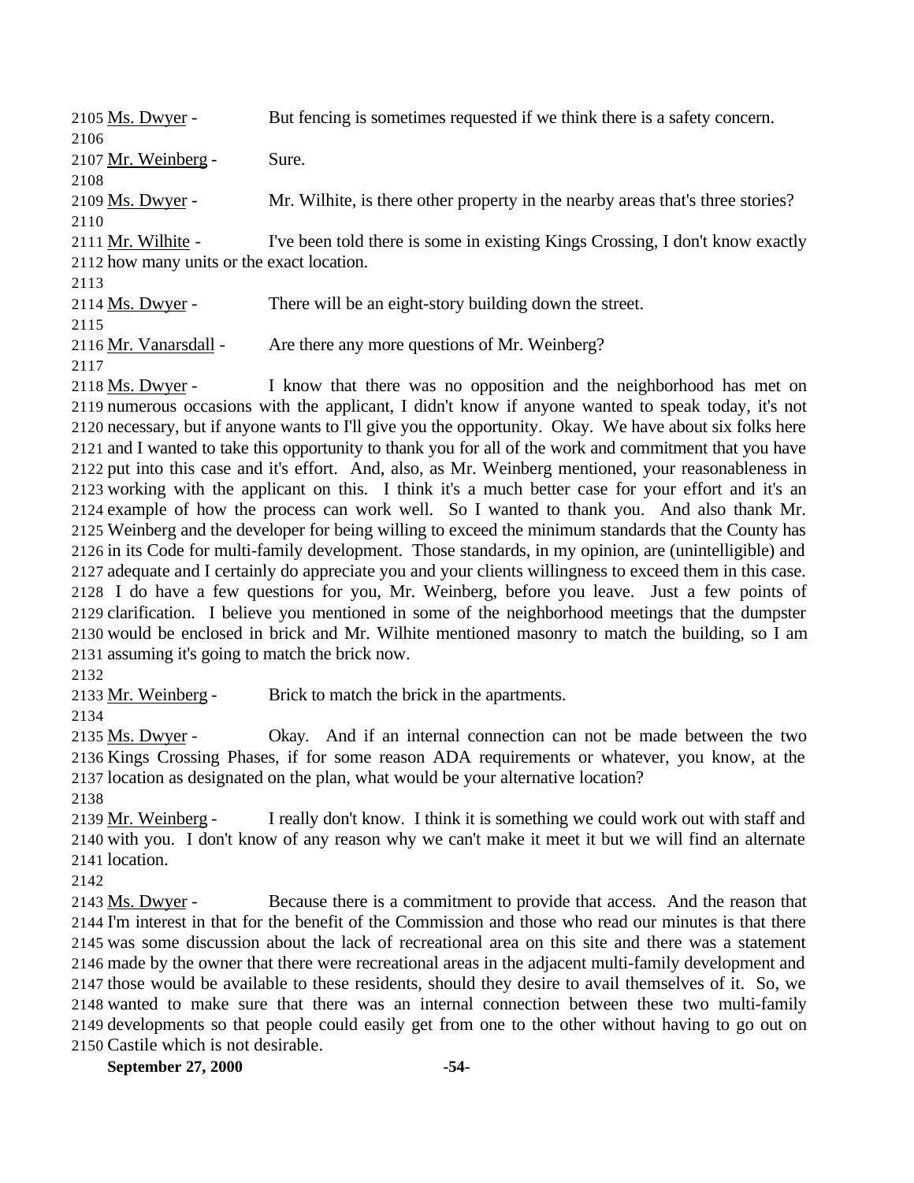2105 Ms. Dwyer - But fencing is sometimes requested if we think there is a safety concern.
2106
2107 Mr. Weinberg - Sure.
2108
2109 Ms. Dwyer - Mr. Wilhite, is there other property in the nearby areas that's three stories?
2110
2111 Mr. Wilhite - I've been told there is some in existing Kings Crossing, I don't know exactly
2112 how many units or the exact location.
2113
2114 Ms. Dwyer - There will be an eight-story building down the street.
2115
2116 Mr. Vanarsdall - Are there any more questions of Mr. Weinberg?
2117
2118 Ms. Dwyer - I know that there was no opposition and the neighborhood has met on
2119 numerous occasions with the applicant, I didn't know if anyone wanted to speak today, it's not
2120 necessary, but if anyone wants to I'll give you the opportunity. Okay. We have about six folks here
2121 and I wanted to take this opportunity to thank you for all of the work and commitment that you have
2122 put into this case and it's effort. And, also, as Mr. Weinberg mentioned, your reasonableness in
2123 working with the applicant on this. I think it's a much better case for your effort and it's an
2124 example of how the process can work well. So I wanted to thank you. And also thank Mr.
2125 Weinberg and the developer for being willing to exceed the minimum standards that the County has
2126 in its Code for multi-family development. Those standards, in my opinion, are (unintelligible) and
2127 adequate and I certainly do appreciate you and your clients willingness to exceed them in this case.
2128 I do have a few questions for you, Mr. Weinberg, before you leave. Just a few points of
2129 clarification. I believe you mentioned in some of the neighborhood meetings that the dumpster
2130 would be enclosed in brick and Mr. Wilhite mentioned masonry to match the building, so I am
2131 assuming it's going to match the brick now.
2132
2133 Mr. Weinberg - Brick to match the brick in the apartments.
2134
2135 Ms. Dwyer - Okay. And if an internal connection can not be made between the two
2136 Kings Crossing Phases, if for some reason ADA requirements or whatever, you know, at the
2137 location as designated on the plan, what would be your alternative location?
2138
2139 Mr. Weinberg - I really don't know. I think it is something we could work out with staff and
2140 with you. I don't know of any reason why we can't make it meet it but we will find an alternate
2141 location.
2142
2143 Ms. Dwyer - Because there is a commitment to provide that access. And the reason that
2144 I'm interest in that for the benefit of the Commission and those who read our minutes is that there
2145 was some discussion about the lack of recreational area on this site and there was a statement
2146 made by the owner that there were recreational areas in the adjacent multi-family development and
2147 those would be available to these residents, should they desire to avail themselves of it. So, we
2148 wanted to make sure that there was an internal connection between these two multi-family
2149 developments so that people could easily get from one to the other without having to go out on
2150 Castile which is not desirable.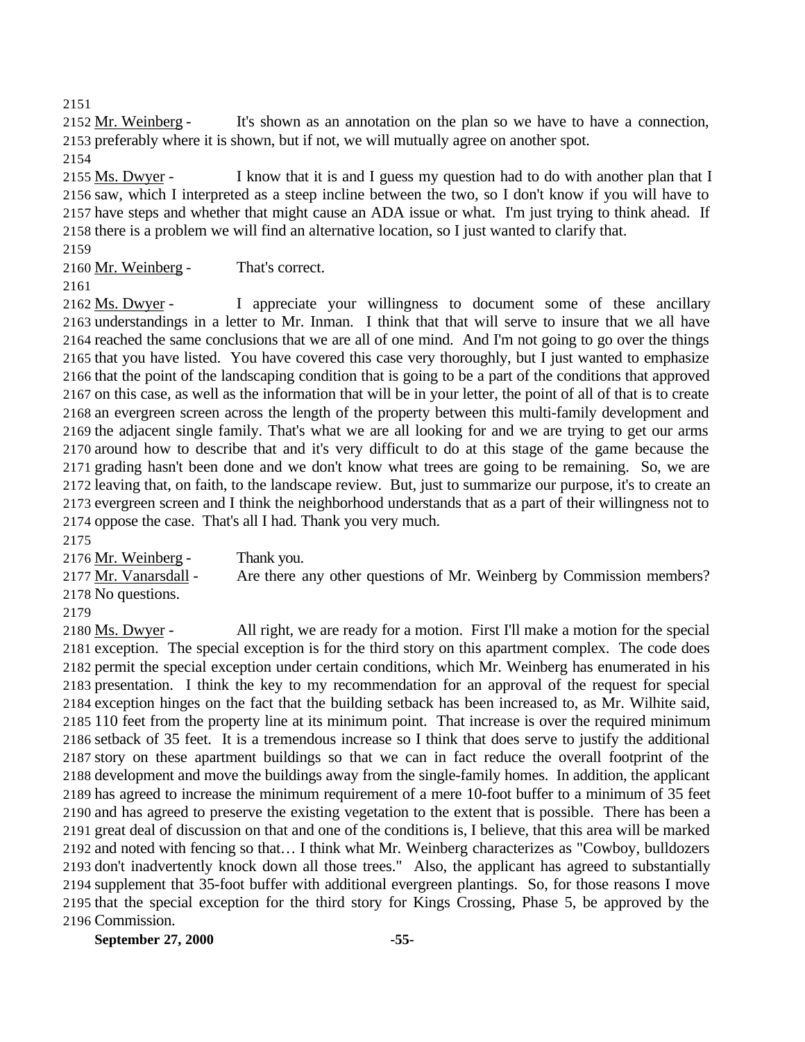2151

2152 Mr. Weinberg - It's shown as an annotation on the plan so we have to have a connection, 2153 preferably where it is shown, but if not, we will mutually agree on another spot.

2154

2155 Ms. Dwyer - I know that it is and I guess my question had to do with another plan that I 2156 saw, which I interpreted as a steep incline between the two, so I don't know if you will have to 2157 have steps and whether that might cause an ADA issue or what. I'm just trying to think ahead. If 2158 there is a problem we will find an alternative location, so I just wanted to clarify that.

2159

2160 Mr. Weinberg - That's correct.

2161

2162 Ms. Dwyer - I appreciate your willingness to document some of these ancillary 2163 understandings in a letter to Mr. Inman. I think that that will serve to insure that we all have 2164 reached the same conclusions that we are all of one mind. And I'm not going to go over the things 2165 that you have listed. You have covered this case very thoroughly, but I just wanted to emphasize 2166 that the point of the landscaping condition that is going to be a part of the conditions that approved 2167 on this case, as well as the information that will be in your letter, the point of all of that is to create 2168 an evergreen screen across the length of the property between this multi-family development and 2169 the adjacent single family. That's what we are all looking for and we are trying to get our arms 2170 around how to describe that and it's very difficult to do at this stage of the game because the 2171 grading hasn't been done and we don't know what trees are going to be remaining. So, we are 2172 leaving that, on faith, to the landscape review. But, just to summarize our purpose, it's to create an 2173 evergreen screen and I think the neighborhood understands that as a part of their willingness not to 2174 oppose the case. That's all I had. Thank you very much.

2175

2176 Mr. Weinberg - Thank you.

2177 Mr. Vanarsdall - Are there any other questions of Mr. Weinberg by Commission members? 2178 No questions.

2179

2180 Ms. Dwyer - All right, we are ready for a motion. First I'll make a motion for the special 2181 exception. The special exception is for the third story on this apartment complex. The code does 2182 permit the special exception under certain conditions, which Mr. Weinberg has enumerated in his 2183 presentation. I think the key to my recommendation for an approval of the request for special 2184 exception hinges on the fact that the building setback has been increased to, as Mr. Wilhite said, 2185 110 feet from the property line at its minimum point. That increase is over the required minimum 2186 setback of 35 feet. It is a tremendous increase so I think that does serve to justify the additional 2187 story on these apartment buildings so that we can in fact reduce the overall footprint of the 2188 development and move the buildings away from the single-family homes. In addition, the applicant 2189 has agreed to increase the minimum requirement of a mere 10-foot buffer to a minimum of 35 feet 2190 and has agreed to preserve the existing vegetation to the extent that is possible. There has been a 2191 great deal of discussion on that and one of the conditions is, I believe, that this area will be marked 2192 and noted with fencing so that… I think what Mr. Weinberg characterizes as "Cowboy, bulldozers 2193 don't inadvertently knock down all those trees." Also, the applicant has agreed to substantially 2194 supplement that 35-foot buffer with additional evergreen plantings. So, for those reasons I move 2195 that the special exception for the third story for Kings Crossing, Phase 5, be approved by the 2196 Commission.

**September 27, 2000**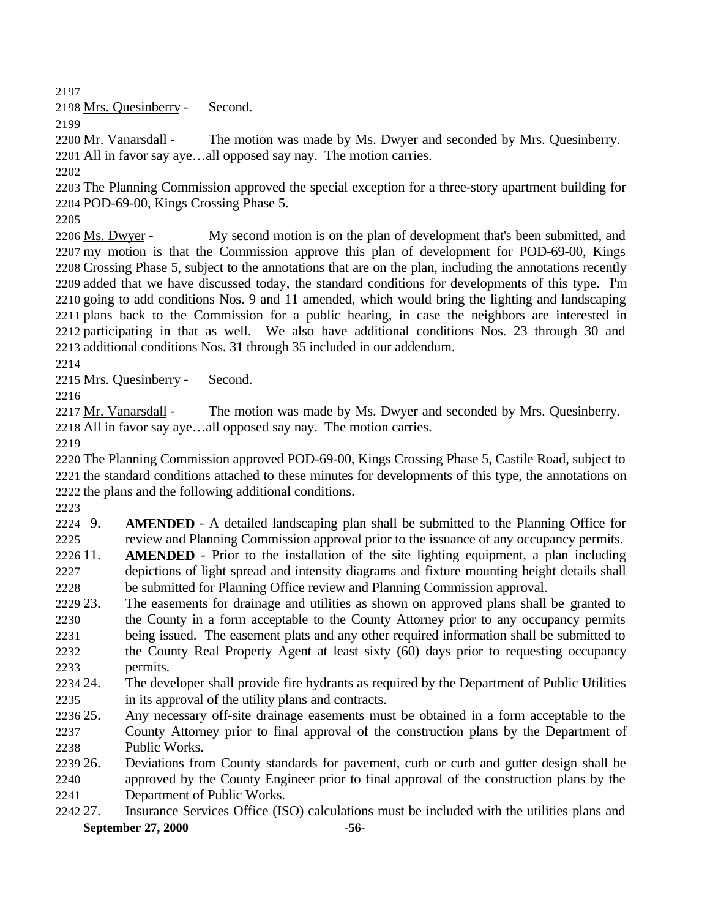Mrs. Quesinberry - Second.

Mr. Vanarsdall - The motion was made by Ms. Dwyer and seconded by Mrs. Quesinberry. All in favor say aye…all opposed say nay. The motion carries.

The Planning Commission approved the special exception for a three-story apartment building for POD-69-00, Kings Crossing Phase 5.

Ms. Dwyer - My second motion is on the plan of development that's been submitted, and my motion is that the Commission approve this plan of development for POD-69-00, Kings Crossing Phase 5, subject to the annotations that are on the plan, including the annotations recently added that we have discussed today, the standard conditions for developments of this type. I'm going to add conditions Nos. 9 and 11 amended, which would bring the lighting and landscaping plans back to the Commission for a public hearing, in case the neighbors are interested in participating in that as well. We also have additional conditions Nos. 23 through 30 and additional conditions Nos. 31 through 35 included in our addendum.

Mrs. Quesinberry - Second.

Mr. Vanarsdall - The motion was made by Ms. Dwyer and seconded by Mrs. Quesinberry. All in favor say aye…all opposed say nay. The motion carries.

The Planning Commission approved POD-69-00, Kings Crossing Phase 5, Castile Road, subject to the standard conditions attached to these minutes for developments of this type, the annotations on the plans and the following additional conditions.

9. **AMENDED** - A detailed landscaping plan shall be submitted to the Planning Office for review and Planning Commission approval prior to the issuance of any occupancy permits.
11. **AMENDED** - Prior to the installation of the site lighting equipment, a plan including depictions of light spread and intensity diagrams and fixture mounting height details shall be submitted for Planning Office review and Planning Commission approval.
23. The easements for drainage and utilities as shown on approved plans shall be granted to the County in a form acceptable to the County Attorney prior to any occupancy permits being issued. The easement plats and any other required information shall be submitted to the County Real Property Agent at least sixty (60) days prior to requesting occupancy permits.
24. The developer shall provide fire hydrants as required by the Department of Public Utilities in its approval of the utility plans and contracts.
25. Any necessary off-site drainage easements must be obtained in a form acceptable to the County Attorney prior to final approval of the construction plans by the Department of Public Works.
26. Deviations from County standards for pavement, curb or curb and gutter design shall be approved by the County Engineer prior to final approval of the construction plans by the Department of Public Works.
27. Insurance Services Office (ISO) calculations must be included with the utilities plans and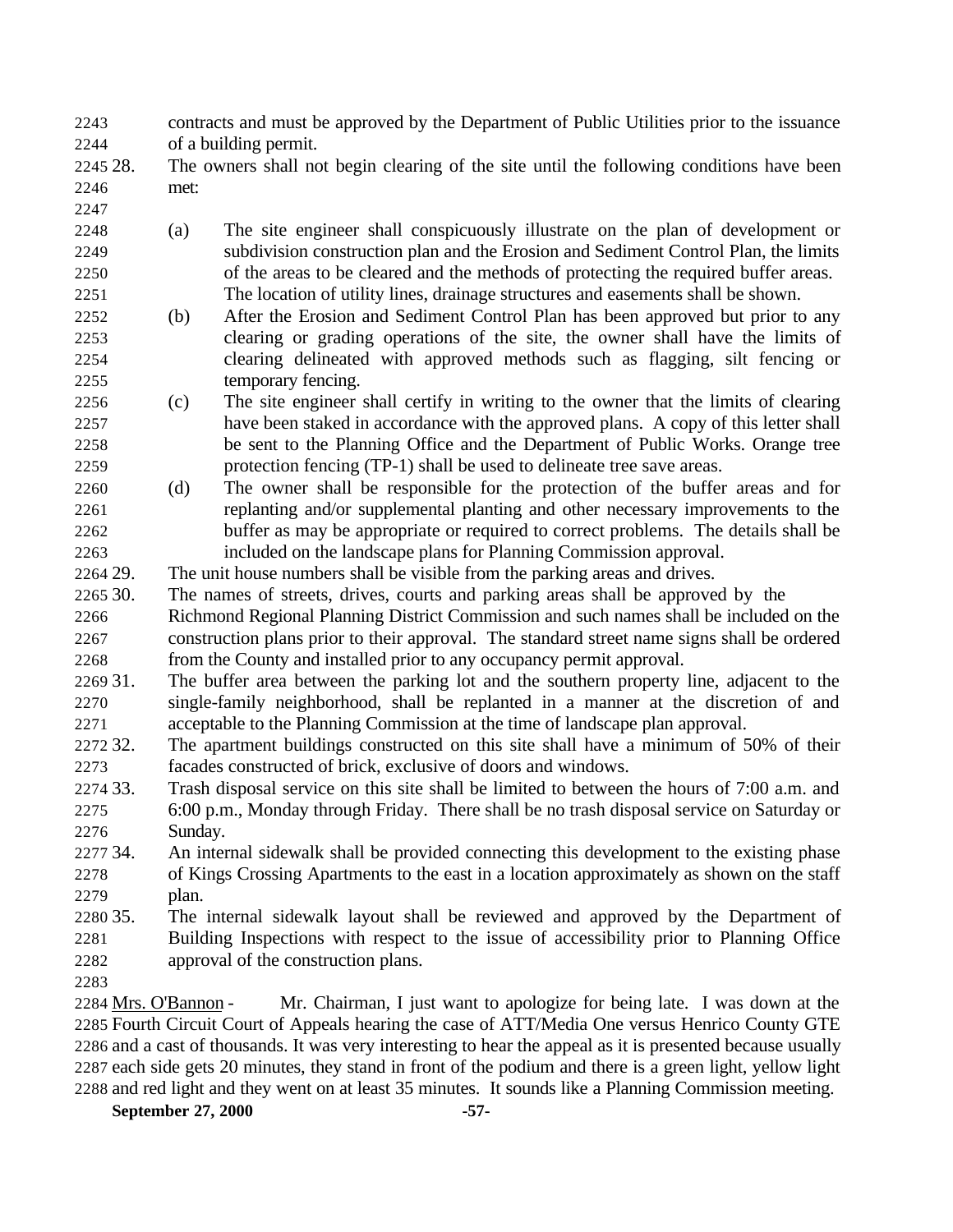contracts and must be approved by the Department of Public Utilities prior to the issuance of a building permit.

28. The owners shall not begin clearing of the site until the following conditions have been met:

    (a) The site engineer shall conspicuously illustrate on the plan of development or subdivision construction plan and the Erosion and Sediment Control Plan, the limits of the areas to be cleared and the methods of protecting the required buffer areas. The location of utility lines, drainage structures and easements shall be shown.
    (b) After the Erosion and Sediment Control Plan has been approved but prior to any clearing or grading operations of the site, the owner shall have the limits of clearing delineated with approved methods such as flagging, silt fencing or temporary fencing.
    (c) The site engineer shall certify in writing to the owner that the limits of clearing have been staked in accordance with the approved plans. A copy of this letter shall be sent to the Planning Office and the Department of Public Works. Orange tree protection fencing (TP-1) shall be used to delineate tree save areas.
    (d) The owner shall be responsible for the protection of the buffer areas and for replanting and/or supplemental planting and other necessary improvements to the buffer as may be appropriate or required to correct problems. The details shall be included on the landscape plans for Planning Commission approval.

29. The unit house numbers shall be visible from the parking areas and drives.
30. The names of streets, drives, courts and parking areas shall be approved by the Richmond Regional Planning District Commission and such names shall be included on the construction plans prior to their approval. The standard street name signs shall be ordered from the County and installed prior to any occupancy permit approval.
31. The buffer area between the parking lot and the southern property line, adjacent to the single-family neighborhood, shall be replanted in a manner at the discretion of and acceptable to the Planning Commission at the time of landscape plan approval.
32. The apartment buildings constructed on this site shall have a minimum of 50% of their facades constructed of brick, exclusive of doors and windows.
33. Trash disposal service on this site shall be limited to between the hours of 7:00 a.m. and 6:00 p.m., Monday through Friday. There shall be no trash disposal service on Saturday or Sunday.
34. An internal sidewalk shall be provided connecting this development to the existing phase of Kings Crossing Apartments to the east in a location approximately as shown on the staff plan.
35. The internal sidewalk layout shall be reviewed and approved by the Department of Building Inspections with respect to the issue of accessibility prior to Planning Office approval of the construction plans.

Mrs. O'Bannon - Mr. Chairman, I just want to apologize for being late. I was down at the Fourth Circuit Court of Appeals hearing the case of ATT/Media One versus Henrico County GTE and a cast of thousands. It was very interesting to hear the appeal as it is presented because usually each side gets 20 minutes, they stand in front of the podium and there is a green light, yellow light and red light and they went on at least 35 minutes. It sounds like a Planning Commission meeting.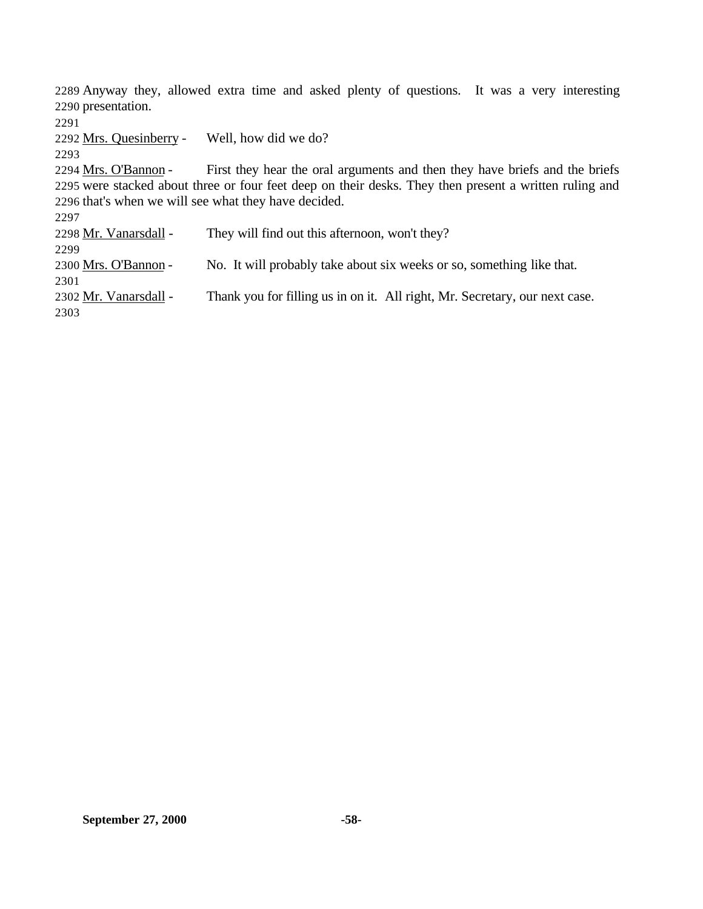2289 Anyway they, allowed extra time and asked plenty of questions. It was a very interesting
2290 presentation.
2291
2292 Mrs. Quesinberry - Well, how did we do?
2293
2294 Mrs. O'Bannon - First they hear the oral arguments and then they have briefs and the briefs
2295 were stacked about three or four feet deep on their desks. They then present a written ruling and
2296 that's when we will see what they have decided.
2297
2298 Mr. Vanarsdall - They will find out this afternoon, won't they?
2299
2300 Mrs. O'Bannon - No. It will probably take about six weeks or so, something like that.
2301
2302 Mr. Vanarsdall - Thank you for filling us in on it. All right, Mr. Secretary, our next case.
2303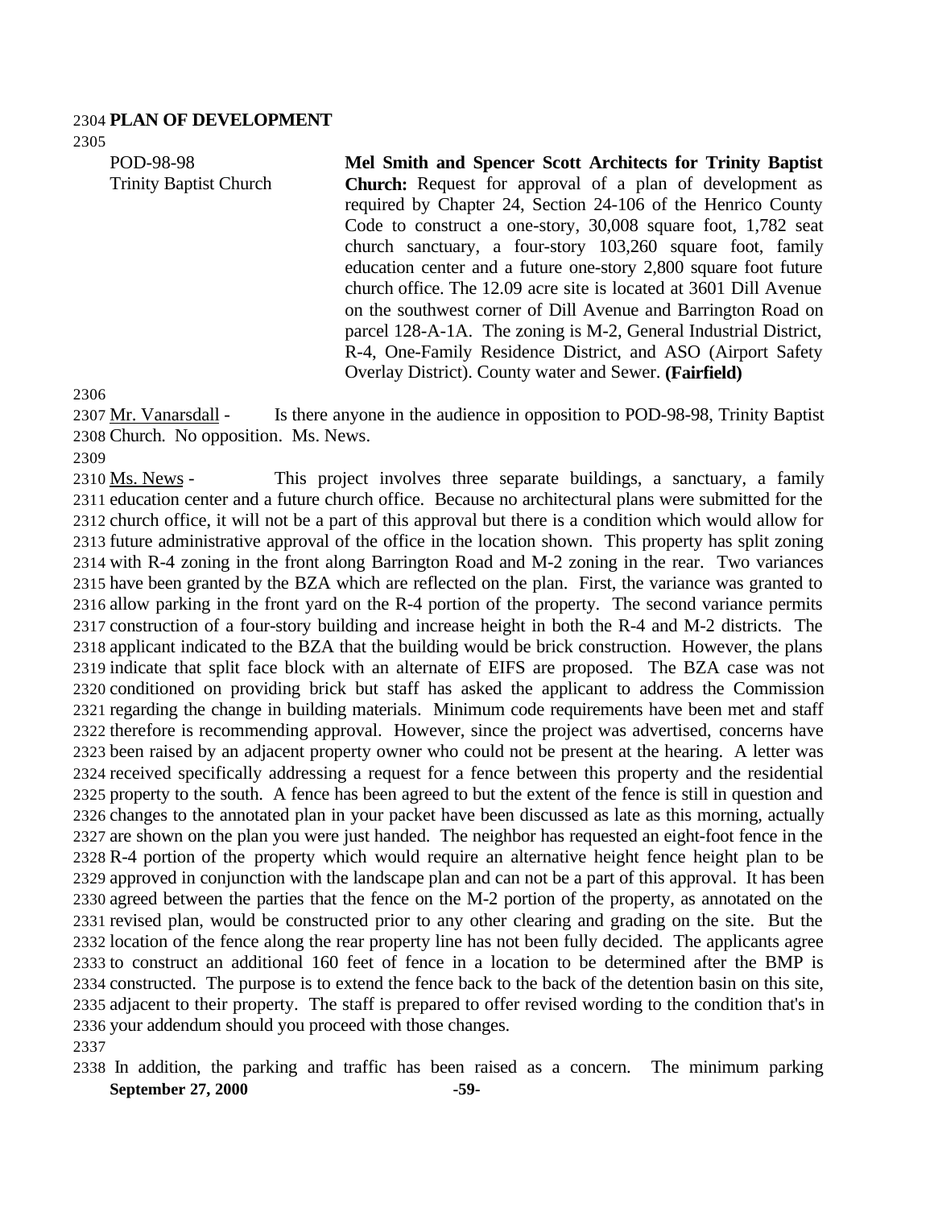**PLAN OF DEVELOPMENT**

POD-98-98
Trinity Baptist Church

**Mel Smith and Spencer Scott Architects for Trinity Baptist Church:** Request for approval of a plan of development as required by Chapter 24, Section 24-106 of the Henrico County Code to construct a one-story, 30,008 square foot, 1,782 seat church sanctuary, a four-story 103,260 square foot, family education center and a future one-story 2,800 square foot future church office. The 12.09 acre site is located at 3601 Dill Avenue on the southwest corner of Dill Avenue and Barrington Road on parcel 128-A-1A. The zoning is M-2, General Industrial District, R-4, One-Family Residence District, and ASO (Airport Safety Overlay District). County water and Sewer. **(Fairfield)**

Mr. Vanarsdall - Is there anyone in the audience in opposition to POD-98-98, Trinity Baptist Church. No opposition. Ms. News.

Ms. News - This project involves three separate buildings, a sanctuary, a family education center and a future church office. Because no architectural plans were submitted for the church office, it will not be a part of this approval but there is a condition which would allow for future administrative approval of the office in the location shown. This property has split zoning with R-4 zoning in the front along Barrington Road and M-2 zoning in the rear. Two variances have been granted by the BZA which are reflected on the plan. First, the variance was granted to allow parking in the front yard on the R-4 portion of the property. The second variance permits construction of a four-story building and increase height in both the R-4 and M-2 districts. The applicant indicated to the BZA that the building would be brick construction. However, the plans indicate that split face block with an alternate of EIFS are proposed. The BZA case was not conditioned on providing brick but staff has asked the applicant to address the Commission regarding the change in building materials. Minimum code requirements have been met and staff therefore is recommending approval. However, since the project was advertised, concerns have been raised by an adjacent property owner who could not be present at the hearing. A letter was received specifically addressing a request for a fence between this property and the residential property to the south. A fence has been agreed to but the extent of the fence is still in question and changes to the annotated plan in your packet have been discussed as late as this morning, actually are shown on the plan you were just handed. The neighbor has requested an eight-foot fence in the R-4 portion of the property which would require an alternative height fence height plan to be approved in conjunction with the landscape plan and can not be a part of this approval. It has been agreed between the parties that the fence on the M-2 portion of the property, as annotated on the revised plan, would be constructed prior to any other clearing and grading on the site. But the location of the fence along the rear property line has not been fully decided. The applicants agree to construct an additional 160 feet of fence in a location to be determined after the BMP is constructed. The purpose is to extend the fence back to the back of the detention basin on this site, adjacent to their property. The staff is prepared to offer revised wording to the condition that's in your addendum should you proceed with those changes.

In addition, the parking and traffic has been raised as a concern. The minimum parking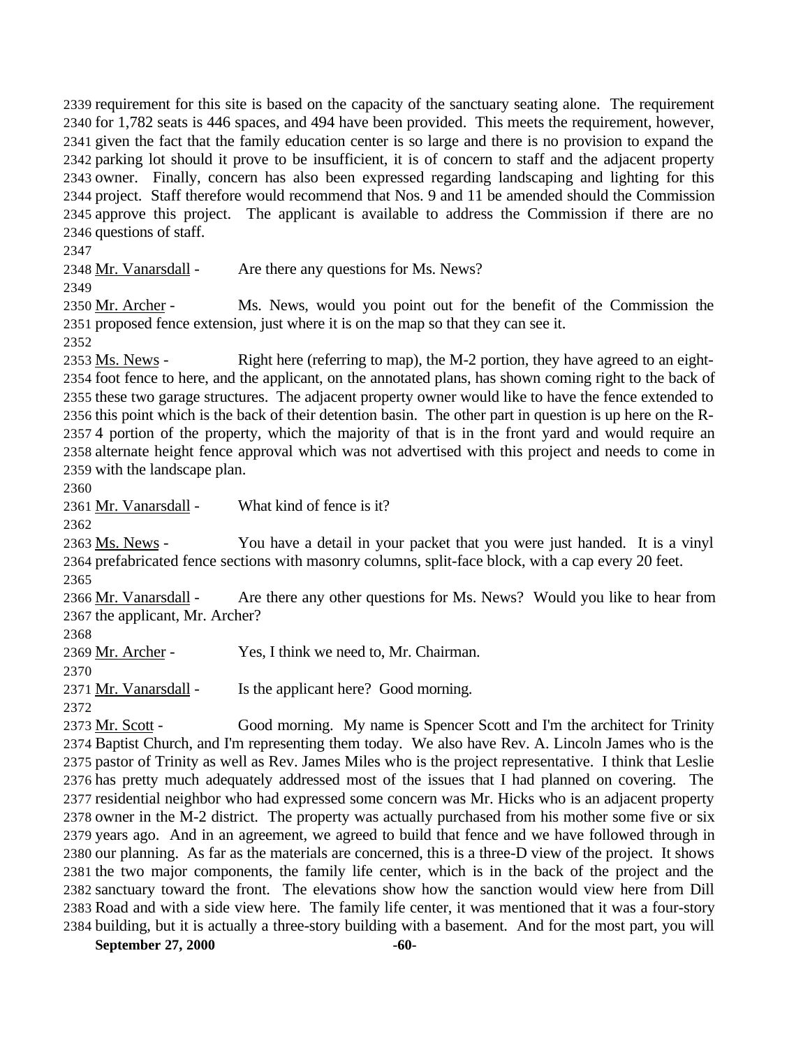requirement for this site is based on the capacity of the sanctuary seating alone. The requirement for 1,782 seats is 446 spaces, and 494 have been provided. This meets the requirement, however, given the fact that the family education center is so large and there is no provision to expand the parking lot should it prove to be insufficient, it is of concern to staff and the adjacent property owner. Finally, concern has also been expressed regarding landscaping and lighting for this project. Staff therefore would recommend that Nos. 9 and 11 be amended should the Commission approve this project. The applicant is available to address the Commission if there are no questions of staff.

Mr. Vanarsdall - Are there any questions for Ms. News?

Mr. Archer - Ms. News, would you point out for the benefit of the Commission the proposed fence extension, just where it is on the map so that they can see it.

Ms. News - Right here (referring to map), the M-2 portion, they have agreed to an eight-foot fence to here, and the applicant, on the annotated plans, has shown coming right to the back of these two garage structures. The adjacent property owner would like to have the fence extended to this point which is the back of their detention basin. The other part in question is up here on the R-4 portion of the property, which the majority of that is in the front yard and would require an alternate height fence approval which was not advertised with this project and needs to come in with the landscape plan.

Mr. Vanarsdall - What kind of fence is it?

Ms. News - You have a detail in your packet that you were just handed. It is a vinyl prefabricated fence sections with masonry columns, split-face block, with a cap every 20 feet.

Mr. Vanarsdall - Are there any other questions for Ms. News? Would you like to hear from the applicant, Mr. Archer?

Mr. Archer - Yes, I think we need to, Mr. Chairman.

Mr. Vanarsdall - Is the applicant here? Good morning.

Mr. Scott - Good morning. My name is Spencer Scott and I'm the architect for Trinity Baptist Church, and I'm representing them today. We also have Rev. A. Lincoln James who is the pastor of Trinity as well as Rev. James Miles who is the project representative. I think that Leslie has pretty much adequately addressed most of the issues that I had planned on covering. The residential neighbor who had expressed some concern was Mr. Hicks who is an adjacent property owner in the M-2 district. The property was actually purchased from his mother some five or six years ago. And in an agreement, we agreed to build that fence and we have followed through in our planning. As far as the materials are concerned, this is a three-D view of the project. It shows the two major components, the family life center, which is in the back of the project and the sanctuary toward the front. The elevations show how the sanction would view here from Dill Road and with a side view here. The family life center, it was mentioned that it was a four-story building, but it is actually a three-story building with a basement. And for the most part, you will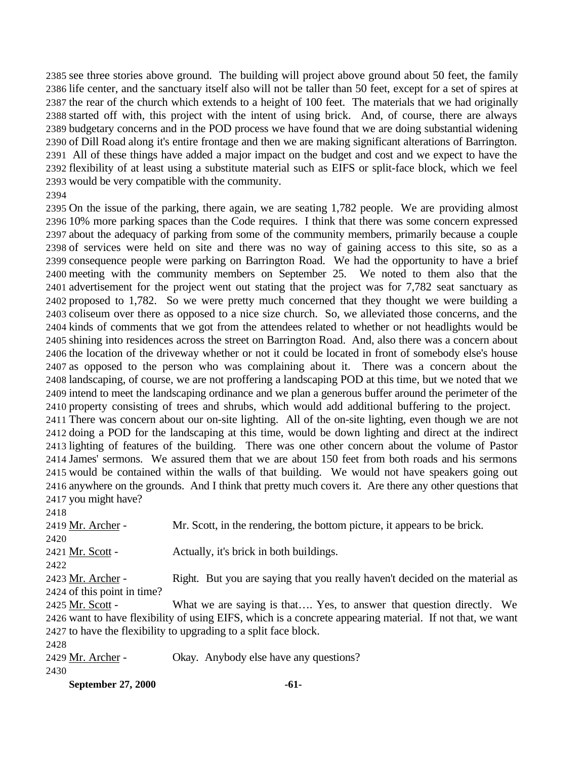see three stories above ground. The building will project above ground about 50 feet, the family life center, and the sanctuary itself also will not be taller than 50 feet, except for a set of spires at the rear of the church which extends to a height of 100 feet. The materials that we had originally started off with, this project with the intent of using brick. And, of course, there are always budgetary concerns and in the POD process we have found that we are doing substantial widening of Dill Road along it's entire frontage and then we are making significant alterations of Barrington. All of these things have added a major impact on the budget and cost and we expect to have the flexibility of at least using a substitute material such as EIFS or split-face block, which we feel would be very compatible with the community.

On the issue of the parking, there again, we are seating 1,782 people. We are providing almost 10% more parking spaces than the Code requires. I think that there was some concern expressed about the adequacy of parking from some of the community members, primarily because a couple of services were held on site and there was no way of gaining access to this site, so as a consequence people were parking on Barrington Road. We had the opportunity to have a brief meeting with the community members on September 25. We noted to them also that the advertisement for the project went out stating that the project was for 7,782 seat sanctuary as proposed to 1,782. So we were pretty much concerned that they thought we were building a coliseum over there as opposed to a nice size church. So, we alleviated those concerns, and the kinds of comments that we got from the attendees related to whether or not headlights would be shining into residences across the street on Barrington Road. And, also there was a concern about the location of the driveway whether or not it could be located in front of somebody else's house as opposed to the person who was complaining about it. There was a concern about the landscaping, of course, we are not proffering a landscaping POD at this time, but we noted that we intend to meet the landscaping ordinance and we plan a generous buffer around the perimeter of the property consisting of trees and shrubs, which would add additional buffering to the project. There was concern about our on-site lighting. All of the on-site lighting, even though we are not doing a POD for the landscaping at this time, would be down lighting and direct at the indirect lighting of features of the building. There was one other concern about the volume of Pastor James' sermons. We assured them that we are about 150 feet from both roads and his sermons would be contained within the walls of that building. We would not have speakers going out anywhere on the grounds. And I think that pretty much covers it. Are there any other questions that you might have?

Mr. Archer - Mr. Scott, in the rendering, the bottom picture, it appears to be brick.

Mr. Scott - Actually, it's brick in both buildings.

Mr. Archer - Right. But you are saying that you really haven't decided on the material as of this point in time?

Mr. Scott - What we are saying is that…. Yes, to answer that question directly. We want to have flexibility of using EIFS, which is a concrete appearing material. If not that, we want to have the flexibility to upgrading to a split face block.

Mr. Archer - Okay. Anybody else have any questions?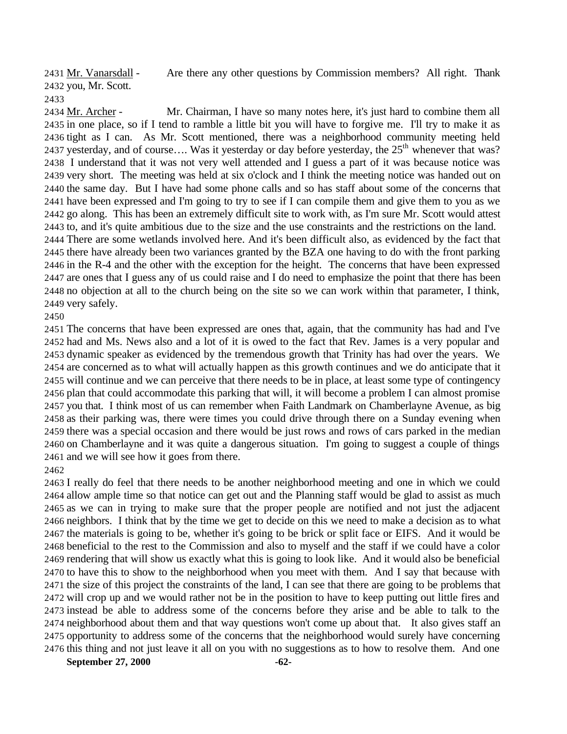2431 Mr. Vanarsdall - Are there any other questions by Commission members? All right. Thank
2432 you, Mr. Scott.
2433
2434 Mr. Archer - Mr. Chairman, I have so many notes here, it's just hard to combine them all
2435 in one place, so if I tend to ramble a little bit you will have to forgive me. I'll try to make it as
2436 tight as I can. As Mr. Scott mentioned, there was a neighborhood community meeting held
2437 yesterday, and of course…. Was it yesterday or day before yesterday, the 25th whenever that was?
2438 I understand that it was not very well attended and I guess a part of it was because notice was
2439 very short. The meeting was held at six o'clock and I think the meeting notice was handed out on
2440 the same day. But I have had some phone calls and so has staff about some of the concerns that
2441 have been expressed and I'm going to try to see if I can compile them and give them to you as we
2442 go along. This has been an extremely difficult site to work with, as I'm sure Mr. Scott would attest
2443 to, and it's quite ambitious due to the size and the use constraints and the restrictions on the land.
2444 There are some wetlands involved here. And it's been difficult also, as evidenced by the fact that
2445 there have already been two variances granted by the BZA one having to do with the front parking
2446 in the R-4 and the other with the exception for the height. The concerns that have been expressed
2447 are ones that I guess any of us could raise and I do need to emphasize the point that there has been
2448 no objection at all to the church being on the site so we can work within that parameter, I think,
2449 very safely.
2450
2451 The concerns that have been expressed are ones that, again, that the community has had and I've
2452 had and Ms. News also and a lot of it is owed to the fact that Rev. James is a very popular and
2453 dynamic speaker as evidenced by the tremendous growth that Trinity has had over the years. We
2454 are concerned as to what will actually happen as this growth continues and we do anticipate that it
2455 will continue and we can perceive that there needs to be in place, at least some type of contingency
2456 plan that could accommodate this parking that will, it will become a problem I can almost promise
2457 you that. I think most of us can remember when Faith Landmark on Chamberlayne Avenue, as big
2458 as their parking was, there were times you could drive through there on a Sunday evening when
2459 there was a special occasion and there would be just rows and rows of cars parked in the median
2460 on Chamberlayne and it was quite a dangerous situation. I'm going to suggest a couple of things
2461 and we will see how it goes from there.
2462
2463 I really do feel that there needs to be another neighborhood meeting and one in which we could
2464 allow ample time so that notice can get out and the Planning staff would be glad to assist as much
2465 as we can in trying to make sure that the proper people are notified and not just the adjacent
2466 neighbors. I think that by the time we get to decide on this we need to make a decision as to what
2467 the materials is going to be, whether it's going to be brick or split face or EIFS. And it would be
2468 beneficial to the rest to the Commission and also to myself and the staff if we could have a color
2469 rendering that will show us exactly what this is going to look like. And it would also be beneficial
2470 to have this to show to the neighborhood when you meet with them. And I say that because with
2471 the size of this project the constraints of the land, I can see that there are going to be problems that
2472 will crop up and we would rather not be in the position to have to keep putting out little fires and
2473 instead be able to address some of the concerns before they arise and be able to talk to the
2474 neighborhood about them and that way questions won't come up about that. It also gives staff an
2475 opportunity to address some of the concerns that the neighborhood would surely have concerning
2476 this thing and not just leave it all on you with no suggestions as to how to resolve them. And one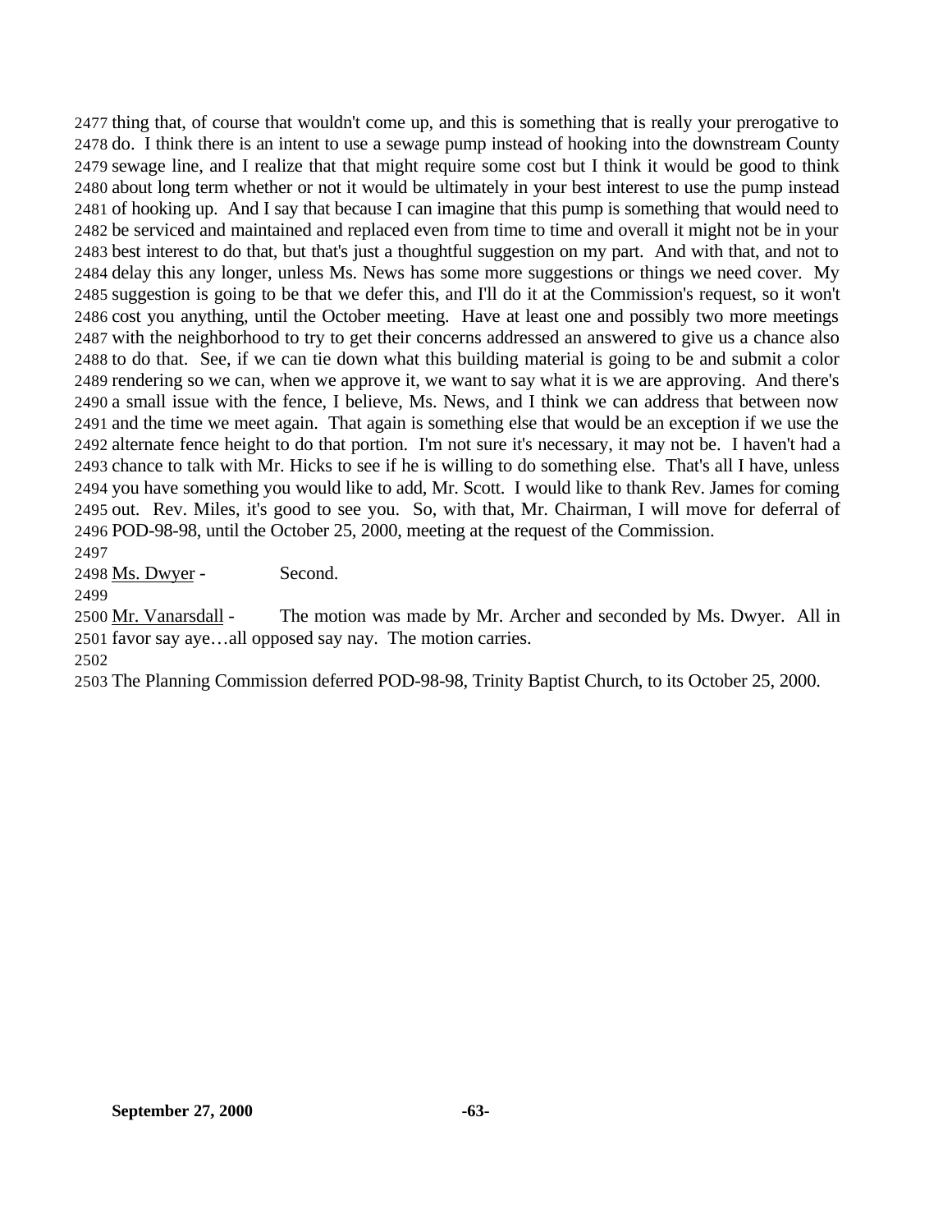thing that, of course that wouldn't come up, and this is something that is really your prerogative to do. I think there is an intent to use a sewage pump instead of hooking into the downstream County sewage line, and I realize that that might require some cost but I think it would be good to think about long term whether or not it would be ultimately in your best interest to use the pump instead of hooking up. And I say that because I can imagine that this pump is something that would need to be serviced and maintained and replaced even from time to time and overall it might not be in your best interest to do that, but that's just a thoughtful suggestion on my part. And with that, and not to delay this any longer, unless Ms. News has some more suggestions or things we need cover. My suggestion is going to be that we defer this, and I'll do it at the Commission's request, so it won't cost you anything, until the October meeting. Have at least one and possibly two more meetings with the neighborhood to try to get their concerns addressed an answered to give us a chance also to do that. See, if we can tie down what this building material is going to be and submit a color rendering so we can, when we approve it, we want to say what it is we are approving. And there's a small issue with the fence, I believe, Ms. News, and I think we can address that between now and the time we meet again. That again is something else that would be an exception if we use the alternate fence height to do that portion. I'm not sure it's necessary, it may not be. I haven't had a chance to talk with Mr. Hicks to see if he is willing to do something else. That's all I have, unless you have something you would like to add, Mr. Scott. I would like to thank Rev. James for coming out. Rev. Miles, it's good to see you. So, with that, Mr. Chairman, I will move for deferral of POD-98-98, until the October 25, 2000, meeting at the request of the Commission.

Ms. Dwyer - Second.

Mr. Vanarsdall - The motion was made by Mr. Archer and seconded by Ms. Dwyer. All in favor say aye…all opposed say nay. The motion carries.

The Planning Commission deferred POD-98-98, Trinity Baptist Church, to its October 25, 2000.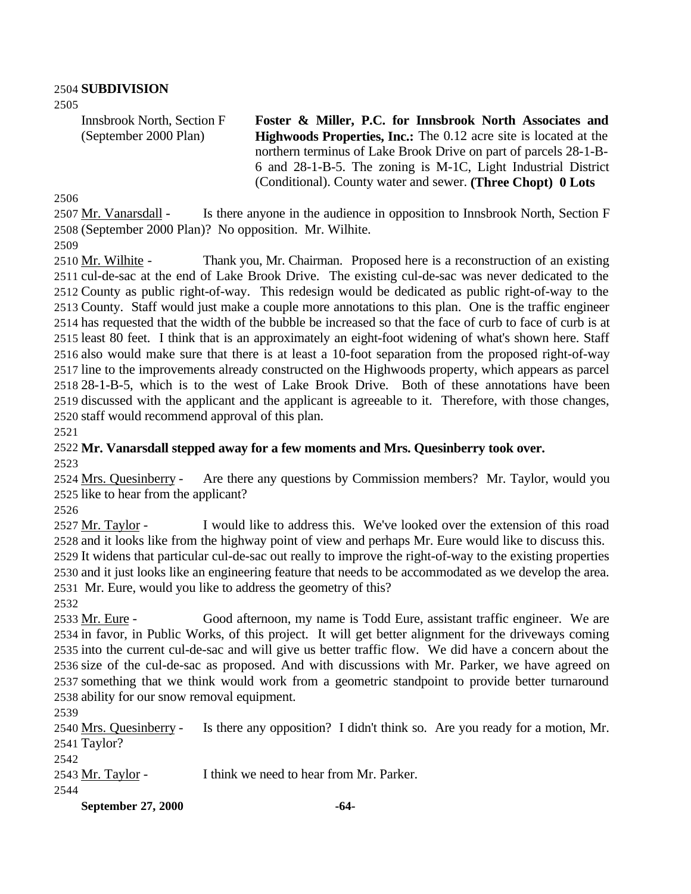**SUBDIVISION**

| Innsbrook North, Section F (September 2000 Plan) | **Foster & Miller, P.C. for Innsbrook North Associates and Highwoods Properties, Inc.:** The 0.12 acre site is located at the northern terminus of Lake Brook Drive on part of parcels 28-1-B-6 and 28-1-B-5. The zoning is M-1C, Light Industrial District (Conditional). County water and sewer. **(Three Chopt) 0 Lots** |
|---|---|

Mr. Vanarsdall - Is there anyone in the audience in opposition to Innsbrook North, Section F (September 2000 Plan)? No opposition. Mr. Wilhite.

Mr. Wilhite - Thank you, Mr. Chairman. Proposed here is a reconstruction of an existing cul-de-sac at the end of Lake Brook Drive. The existing cul-de-sac was never dedicated to the County as public right-of-way. This redesign would be dedicated as public right-of-way to the County. Staff would just make a couple more annotations to this plan. One is the traffic engineer has requested that the width of the bubble be increased so that the face of curb to face of curb is at least 80 feet. I think that is an approximately an eight-foot widening of what's shown here. Staff also would make sure that there is at least a 10-foot separation from the proposed right-of-way line to the improvements already constructed on the Highwoods property, which appears as parcel 28-1-B-5, which is to the west of Lake Brook Drive. Both of these annotations have been discussed with the applicant and the applicant is agreeable to it. Therefore, with those changes, staff would recommend approval of this plan.

**Mr. Vanarsdall stepped away for a few moments and Mrs. Quesinberry took over.**

Mrs. Quesinberry - Are there any questions by Commission members? Mr. Taylor, would you like to hear from the applicant?

Mr. Taylor - I would like to address this. We've looked over the extension of this road and it looks like from the highway point of view and perhaps Mr. Eure would like to discuss this. It widens that particular cul-de-sac out really to improve the right-of-way to the existing properties and it just looks like an engineering feature that needs to be accommodated as we develop the area. Mr. Eure, would you like to address the geometry of this?

Mr. Eure - Good afternoon, my name is Todd Eure, assistant traffic engineer. We are in favor, in Public Works, of this project. It will get better alignment for the driveways coming into the current cul-de-sac and will give us better traffic flow. We did have a concern about the size of the cul-de-sac as proposed. And with discussions with Mr. Parker, we have agreed on something that we think would work from a geometric standpoint to provide better turnaround ability for our snow removal equipment.

Mrs. Quesinberry - Is there any opposition? I didn't think so. Are you ready for a motion, Mr. Taylor?

Mr. Taylor - I think we need to hear from Mr. Parker.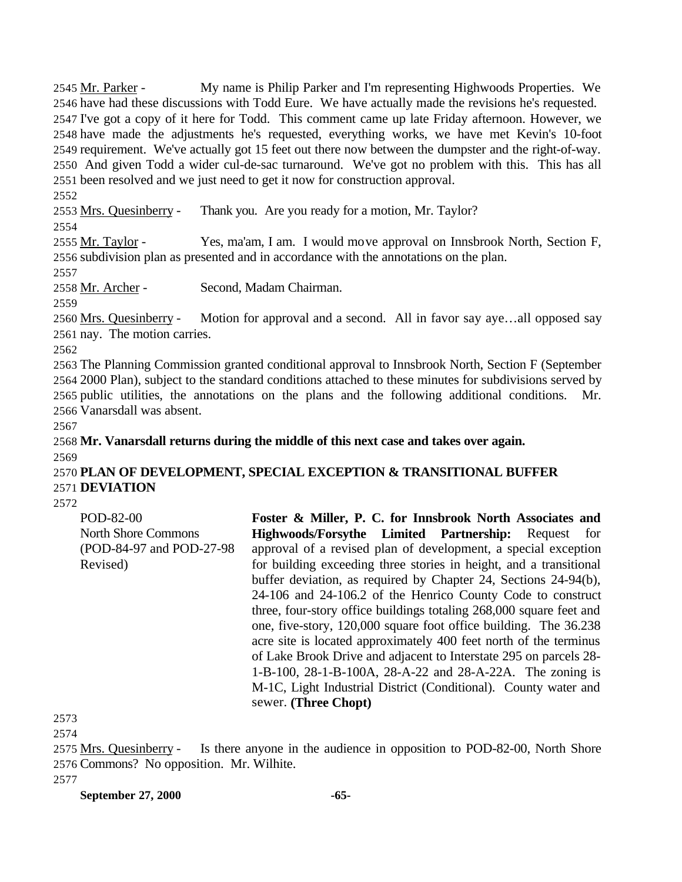Mr. Parker - My name is Philip Parker and I'm representing Highwoods Properties. We have had these discussions with Todd Eure. We have actually made the revisions he's requested. I've got a copy of it here for Todd. This comment came up late Friday afternoon. However, we have made the adjustments he's requested, everything works, we have met Kevin's 10-foot requirement. We've actually got 15 feet out there now between the dumpster and the right-of-way. And given Todd a wider cul-de-sac turnaround. We've got no problem with this. This has all been resolved and we just need to get it now for construction approval.

Mrs. Quesinberry - Thank you. Are you ready for a motion, Mr. Taylor?

Mr. Taylor - Yes, ma'am, I am. I would move approval on Innsbrook North, Section F, subdivision plan as presented and in accordance with the annotations on the plan.

Mr. Archer - Second, Madam Chairman.

Mrs. Quesinberry - Motion for approval and a second. All in favor say aye…all opposed say nay. The motion carries.

The Planning Commission granted conditional approval to Innsbrook North, Section F (September 2000 Plan), subject to the standard conditions attached to these minutes for subdivisions served by public utilities, the annotations on the plans and the following additional conditions. Mr. Vanarsdall was absent.

**Mr. Vanarsdall returns during the middle of this next case and takes over again.**

**PLAN OF DEVELOPMENT, SPECIAL EXCEPTION & TRANSITIONAL BUFFER DEVIATION**

POD-82-00
North Shore Commons
(POD-84-97 and POD-27-98 Revised)

**Foster & Miller, P. C. for Innsbrook North Associates and Highwoods/Forsythe Limited Partnership:** Request for approval of a revised plan of development, a special exception for building exceeding three stories in height, and a transitional buffer deviation, as required by Chapter 24, Sections 24-94(b), 24-106 and 24-106.2 of the Henrico County Code to construct three, four-story office buildings totaling 268,000 square feet and one, five-story, 120,000 square foot office building. The 36.238 acre site is located approximately 400 feet north of the terminus of Lake Brook Drive and adjacent to Interstate 295 on parcels 28-1-B-100, 28-1-B-100A, 28-A-22 and 28-A-22A. The zoning is M-1C, Light Industrial District (Conditional). County water and sewer. **(Three Chopt)**

Mrs. Quesinberry - Is there anyone in the audience in opposition to POD-82-00, North Shore Commons? No opposition. Mr. Wilhite.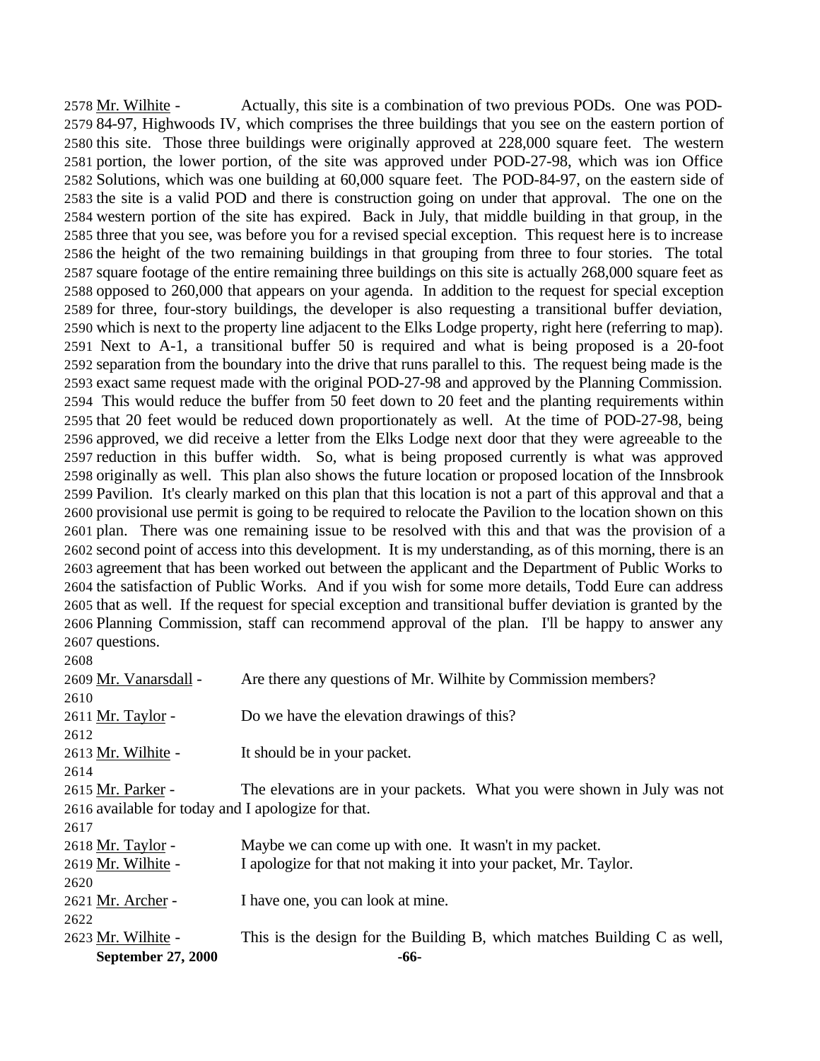Mr. Wilhite - Actually, this site is a combination of two previous PODs. One was POD-84-97, Highwoods IV, which comprises the three buildings that you see on the eastern portion of this site. Those three buildings were originally approved at 228,000 square feet. The western portion, the lower portion, of the site was approved under POD-27-98, which was ion Office Solutions, which was one building at 60,000 square feet. The POD-84-97, on the eastern side of the site is a valid POD and there is construction going on under that approval. The one on the western portion of the site has expired. Back in July, that middle building in that group, in the three that you see, was before you for a revised special exception. This request here is to increase the height of the two remaining buildings in that grouping from three to four stories. The total square footage of the entire remaining three buildings on this site is actually 268,000 square feet as opposed to 260,000 that appears on your agenda. In addition to the request for special exception for three, four-story buildings, the developer is also requesting a transitional buffer deviation, which is next to the property line adjacent to the Elks Lodge property, right here (referring to map). Next to A-1, a transitional buffer 50 is required and what is being proposed is a 20-foot separation from the boundary into the drive that runs parallel to this. The request being made is the exact same request made with the original POD-27-98 and approved by the Planning Commission. This would reduce the buffer from 50 feet down to 20 feet and the planting requirements within that 20 feet would be reduced down proportionately as well. At the time of POD-27-98, being approved, we did receive a letter from the Elks Lodge next door that they were agreeable to the reduction in this buffer width. So, what is being proposed currently is what was approved originally as well. This plan also shows the future location or proposed location of the Innsbrook Pavilion. It's clearly marked on this plan that this location is not a part of this approval and that a provisional use permit is going to be required to relocate the Pavilion to the location shown on this plan. There was one remaining issue to be resolved with this and that was the provision of a second point of access into this development. It is my understanding, as of this morning, there is an agreement that has been worked out between the applicant and the Department of Public Works to the satisfaction of Public Works. And if you wish for some more details, Todd Eure can address that as well. If the request for special exception and transitional buffer deviation is granted by the Planning Commission, staff can recommend approval of the plan. I'll be happy to answer any questions.

Mr. Vanarsdall - Are there any questions of Mr. Wilhite by Commission members?

Mr. Taylor - Do we have the elevation drawings of this?

Mr. Wilhite - It should be in your packet.

Mr. Parker - The elevations are in your packets. What you were shown in July was not available for today and I apologize for that.

Mr. Taylor - Maybe we can come up with one. It wasn't in my packet.

Mr. Wilhite - I apologize for that not making it into your packet, Mr. Taylor.

Mr. Archer - I have one, you can look at mine.

Mr. Wilhite - This is the design for the Building B, which matches Building C as well,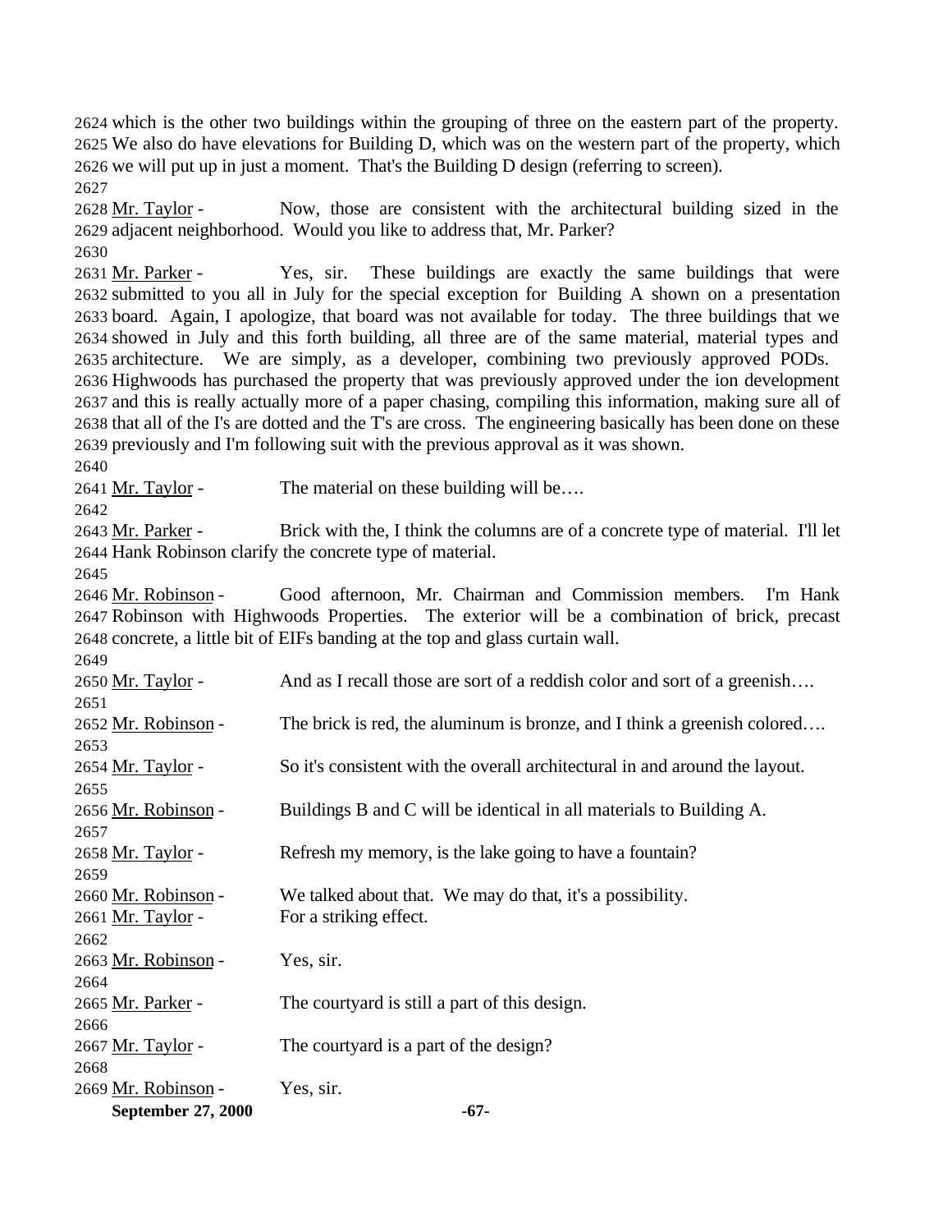which is the other two buildings within the grouping of three on the eastern part of the property. We also do have elevations for Building D, which was on the western part of the property, which we will put up in just a moment. That's the Building D design (referring to screen).

Mr. Taylor - Now, those are consistent with the architectural building sized in the adjacent neighborhood. Would you like to address that, Mr. Parker?

Mr. Parker - Yes, sir. These buildings are exactly the same buildings that were submitted to you all in July for the special exception for Building A shown on a presentation board. Again, I apologize, that board was not available for today. The three buildings that we showed in July and this forth building, all three are of the same material, material types and architecture. We are simply, as a developer, combining two previously approved PODs. Highwoods has purchased the property that was previously approved under the ion development and this is really actually more of a paper chasing, compiling this information, making sure all of that all of the I's are dotted and the T's are cross. The engineering basically has been done on these previously and I'm following suit with the previous approval as it was shown.

Mr. Taylor - The material on these building will be….

Mr. Parker - Brick with the, I think the columns are of a concrete type of material. I'll let Hank Robinson clarify the concrete type of material.

Mr. Robinson - Good afternoon, Mr. Chairman and Commission members. I'm Hank Robinson with Highwoods Properties. The exterior will be a combination of brick, precast concrete, a little bit of EIFs banding at the top and glass curtain wall.

Mr. Taylor - And as I recall those are sort of a reddish color and sort of a greenish….

Mr. Robinson - The brick is red, the aluminum is bronze, and I think a greenish colored….

Mr. Taylor - So it's consistent with the overall architectural in and around the layout.

Mr. Robinson - Buildings B and C will be identical in all materials to Building A.

Mr. Taylor - Refresh my memory, is the lake going to have a fountain?

Mr. Robinson - We talked about that. We may do that, it's a possibility.

Mr. Taylor - For a striking effect.

Mr. Robinson - Yes, sir.

Mr. Parker - The courtyard is still a part of this design.

Mr. Taylor - The courtyard is a part of the design?

Mr. Robinson - Yes, sir.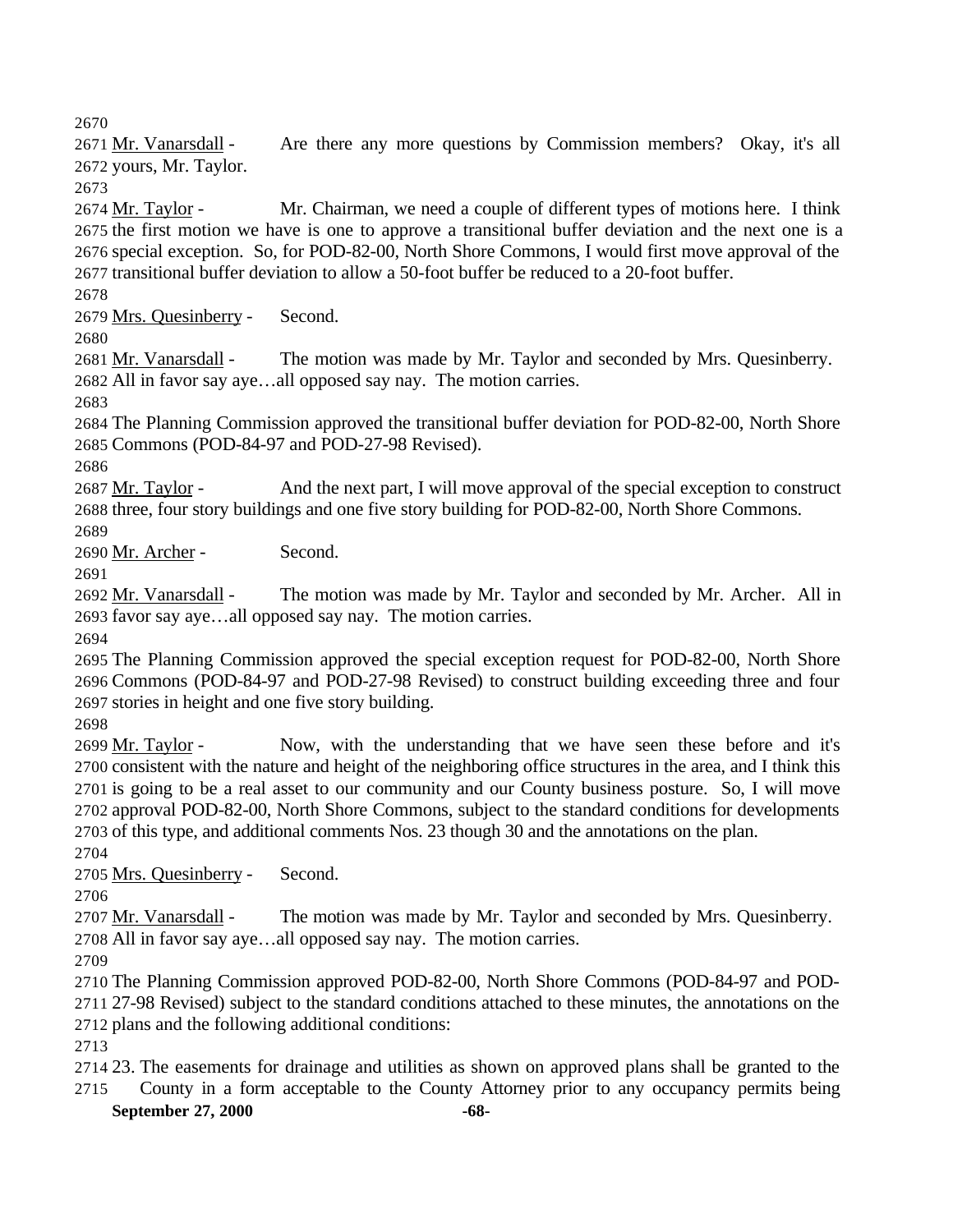Mr. Vanarsdall - Are there any more questions by Commission members? Okay, it's all yours, Mr. Taylor.

Mr. Taylor - Mr. Chairman, we need a couple of different types of motions here. I think the first motion we have is one to approve a transitional buffer deviation and the next one is a special exception. So, for POD-82-00, North Shore Commons, I would first move approval of the transitional buffer deviation to allow a 50-foot buffer be reduced to a 20-foot buffer.

Mrs. Quesinberry - Second.

Mr. Vanarsdall - The motion was made by Mr. Taylor and seconded by Mrs. Quesinberry. All in favor say aye…all opposed say nay. The motion carries.

The Planning Commission approved the transitional buffer deviation for POD-82-00, North Shore Commons (POD-84-97 and POD-27-98 Revised).

Mr. Taylor - And the next part, I will move approval of the special exception to construct three, four story buildings and one five story building for POD-82-00, North Shore Commons.

Mr. Archer - Second.

Mr. Vanarsdall - The motion was made by Mr. Taylor and seconded by Mr. Archer. All in favor say aye…all opposed say nay. The motion carries.

The Planning Commission approved the special exception request for POD-82-00, North Shore Commons (POD-84-97 and POD-27-98 Revised) to construct building exceeding three and four stories in height and one five story building.

Mr. Taylor - Now, with the understanding that we have seen these before and it's consistent with the nature and height of the neighboring office structures in the area, and I think this is going to be a real asset to our community and our County business posture. So, I will move approval POD-82-00, North Shore Commons, subject to the standard conditions for developments of this type, and additional comments Nos. 23 though 30 and the annotations on the plan.

Mrs. Quesinberry - Second.

Mr. Vanarsdall - The motion was made by Mr. Taylor and seconded by Mrs. Quesinberry. All in favor say aye…all opposed say nay. The motion carries.

The Planning Commission approved POD-82-00, North Shore Commons (POD-84-97 and POD-27-98 Revised) subject to the standard conditions attached to these minutes, the annotations on the plans and the following additional conditions:

23. The easements for drainage and utilities as shown on approved plans shall be granted to the County in a form acceptable to the County Attorney prior to any occupancy permits being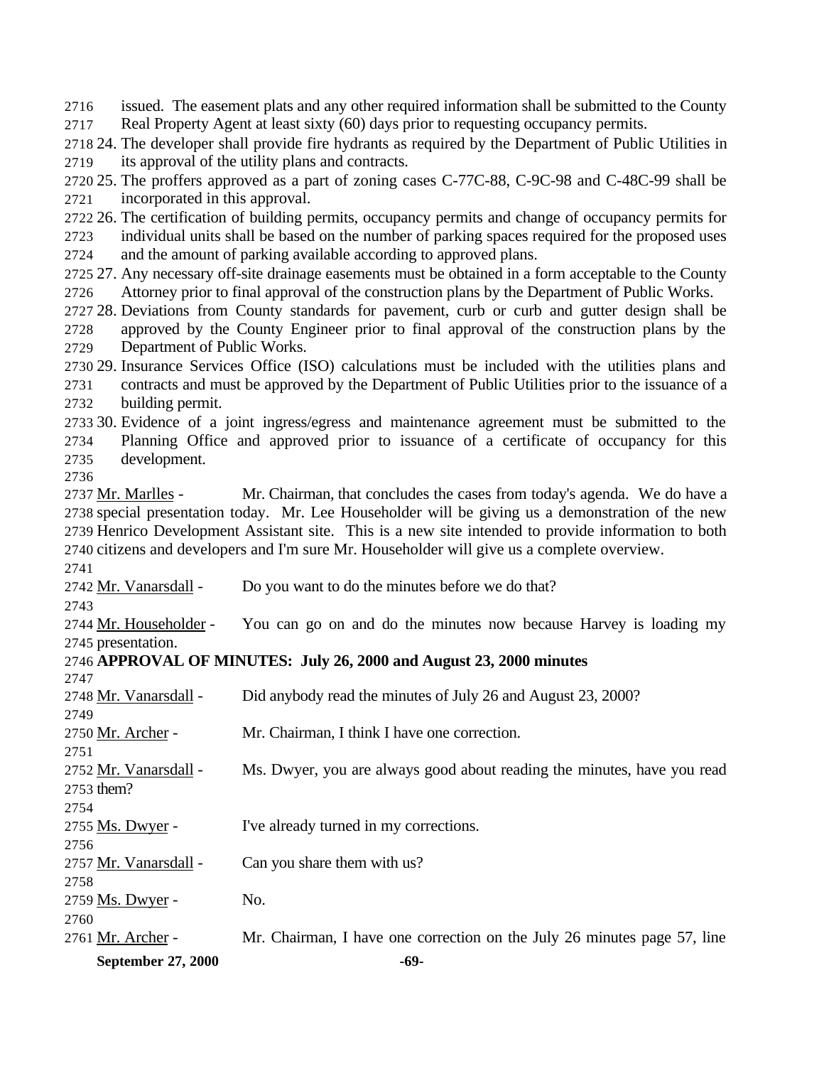issued. The easement plats and any other required information shall be submitted to the County Real Property Agent at least sixty (60) days prior to requesting occupancy permits.

24. The developer shall provide fire hydrants as required by the Department of Public Utilities in its approval of the utility plans and contracts.
25. The proffers approved as a part of zoning cases C-77C-88, C-9C-98 and C-48C-99 shall be incorporated in this approval.
26. The certification of building permits, occupancy permits and change of occupancy permits for individual units shall be based on the number of parking spaces required for the proposed uses and the amount of parking available according to approved plans.
27. Any necessary off-site drainage easements must be obtained in a form acceptable to the County Attorney prior to final approval of the construction plans by the Department of Public Works.
28. Deviations from County standards for pavement, curb or curb and gutter design shall be approved by the County Engineer prior to final approval of the construction plans by the Department of Public Works.
29. Insurance Services Office (ISO) calculations must be included with the utilities plans and contracts and must be approved by the Department of Public Utilities prior to the issuance of a building permit.
30. Evidence of a joint ingress/egress and maintenance agreement must be submitted to the Planning Office and approved prior to issuance of a certificate of occupancy for this development.

Mr. Marlles - Mr. Chairman, that concludes the cases from today's agenda. We do have a special presentation today. Mr. Lee Householder will be giving us a demonstration of the new Henrico Development Assistant site. This is a new site intended to provide information to both citizens and developers and I'm sure Mr. Householder will give us a complete overview.

Mr. Vanarsdall - Do you want to do the minutes before we do that?

Mr. Householder - You can go on and do the minutes now because Harvey is loading my presentation.

**APPROVAL OF MINUTES: July 26, 2000 and August 23, 2000 minutes**

Mr. Vanarsdall - Did anybody read the minutes of July 26 and August 23, 2000?

Mr. Archer - Mr. Chairman, I think I have one correction.

Mr. Vanarsdall - Ms. Dwyer, you are always good about reading the minutes, have you read them?

Ms. Dwyer - I've already turned in my corrections.

Mr. Vanarsdall - Can you share them with us?

Ms. Dwyer - No.

Mr. Archer - Mr. Chairman, I have one correction on the July 26 minutes page 57, line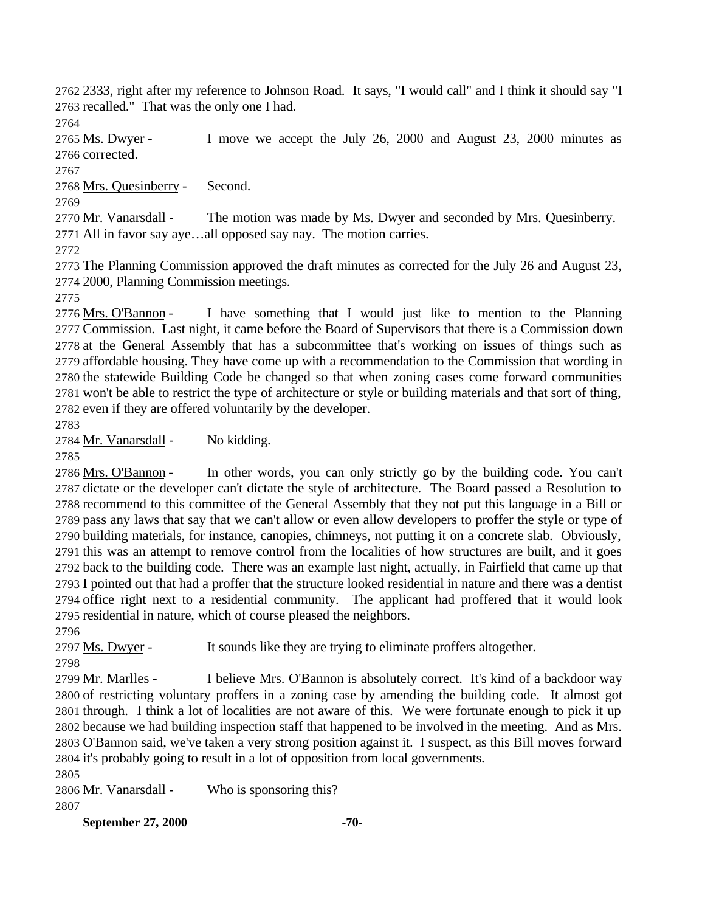2333, right after my reference to Johnson Road. It says, "I would call" and I think it should say "I recalled." That was the only one I had.

Ms. Dwyer - I move we accept the July 26, 2000 and August 23, 2000 minutes as corrected.

Mrs. Quesinberry - Second.

Mr. Vanarsdall - The motion was made by Ms. Dwyer and seconded by Mrs. Quesinberry. All in favor say aye…all opposed say nay. The motion carries.

The Planning Commission approved the draft minutes as corrected for the July 26 and August 23, 2000, Planning Commission meetings.

Mrs. O'Bannon - I have something that I would just like to mention to the Planning Commission. Last night, it came before the Board of Supervisors that there is a Commission down at the General Assembly that has a subcommittee that's working on issues of things such as affordable housing. They have come up with a recommendation to the Commission that wording in the statewide Building Code be changed so that when zoning cases come forward communities won't be able to restrict the type of architecture or style or building materials and that sort of thing, even if they are offered voluntarily by the developer.

Mr. Vanarsdall - No kidding.

Mrs. O'Bannon - In other words, you can only strictly go by the building code. You can't dictate or the developer can't dictate the style of architecture. The Board passed a Resolution to recommend to this committee of the General Assembly that they not put this language in a Bill or pass any laws that say that we can't allow or even allow developers to proffer the style or type of building materials, for instance, canopies, chimneys, not putting it on a concrete slab. Obviously, this was an attempt to remove control from the localities of how structures are built, and it goes back to the building code. There was an example last night, actually, in Fairfield that came up that I pointed out that had a proffer that the structure looked residential in nature and there was a dentist office right next to a residential community. The applicant had proffered that it would look residential in nature, which of course pleased the neighbors.

Ms. Dwyer - It sounds like they are trying to eliminate proffers altogether.

Mr. Marlles - I believe Mrs. O'Bannon is absolutely correct. It's kind of a backdoor way of restricting voluntary proffers in a zoning case by amending the building code. It almost got through. I think a lot of localities are not aware of this. We were fortunate enough to pick it up because we had building inspection staff that happened to be involved in the meeting. And as Mrs. O'Bannon said, we've taken a very strong position against it. I suspect, as this Bill moves forward it's probably going to result in a lot of opposition from local governments.

Mr. Vanarsdall - Who is sponsoring this?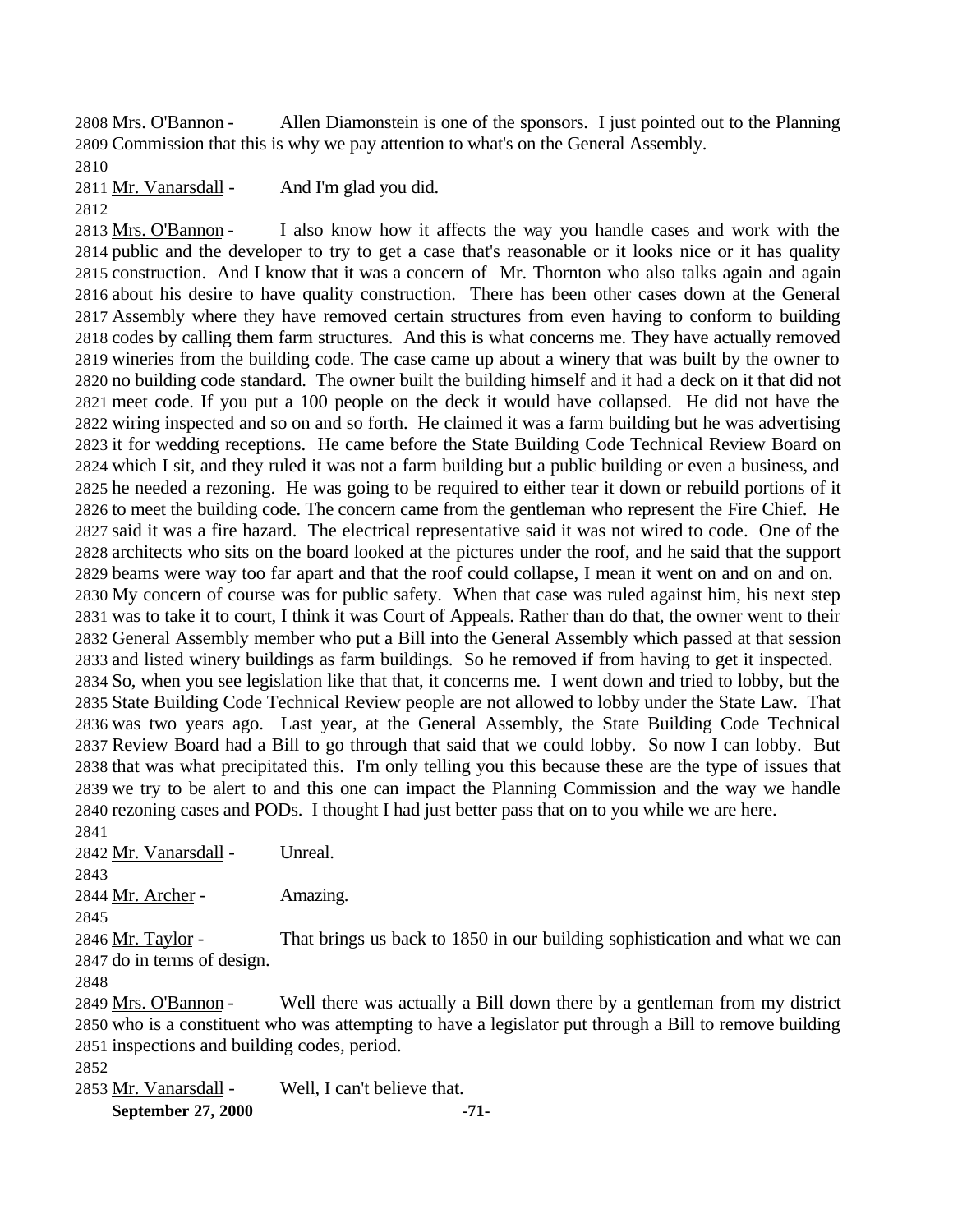2808 Mrs. O'Bannon - Allen Diamonstein is one of the sponsors. I just pointed out to the Planning 2809 Commission that this is why we pay attention to what's on the General Assembly.

2810

2811 Mr. Vanarsdall - And I'm glad you did.

2812

2813 Mrs. O'Bannon - I also know how it affects the way you handle cases and work with the 2814 public and the developer to try to get a case that's reasonable or it looks nice or it has quality 2815 construction. And I know that it was a concern of Mr. Thornton who also talks again and again 2816 about his desire to have quality construction. There has been other cases down at the General 2817 Assembly where they have removed certain structures from even having to conform to building 2818 codes by calling them farm structures. And this is what concerns me. They have actually removed 2819 wineries from the building code. The case came up about a winery that was built by the owner to 2820 no building code standard. The owner built the building himself and it had a deck on it that did not 2821 meet code. If you put a 100 people on the deck it would have collapsed. He did not have the 2822 wiring inspected and so on and so forth. He claimed it was a farm building but he was advertising 2823 it for wedding receptions. He came before the State Building Code Technical Review Board on 2824 which I sit, and they ruled it was not a farm building but a public building or even a business, and 2825 he needed a rezoning. He was going to be required to either tear it down or rebuild portions of it 2826 to meet the building code. The concern came from the gentleman who represent the Fire Chief. He 2827 said it was a fire hazard. The electrical representative said it was not wired to code. One of the 2828 architects who sits on the board looked at the pictures under the roof, and he said that the support 2829 beams were way too far apart and that the roof could collapse, I mean it went on and on and on. 2830 My concern of course was for public safety. When that case was ruled against him, his next step 2831 was to take it to court, I think it was Court of Appeals. Rather than do that, the owner went to their 2832 General Assembly member who put a Bill into the General Assembly which passed at that session 2833 and listed winery buildings as farm buildings. So he removed if from having to get it inspected. 2834 So, when you see legislation like that that, it concerns me. I went down and tried to lobby, but the 2835 State Building Code Technical Review people are not allowed to lobby under the State Law. That 2836 was two years ago. Last year, at the General Assembly, the State Building Code Technical 2837 Review Board had a Bill to go through that said that we could lobby. So now I can lobby. But 2838 that was what precipitated this. I'm only telling you this because these are the type of issues that 2839 we try to be alert to and this one can impact the Planning Commission and the way we handle 2840 rezoning cases and PODs. I thought I had just better pass that on to you while we are here.

2841

2842 Mr. Vanarsdall - Unreal.

2843

2844 Mr. Archer - Amazing.

2845

2846 Mr. Taylor - That brings us back to 1850 in our building sophistication and what we can 2847 do in terms of design.

2848

2849 Mrs. O'Bannon - Well there was actually a Bill down there by a gentleman from my district 2850 who is a constituent who was attempting to have a legislator put through a Bill to remove building 2851 inspections and building codes, period.

2852

2853 Mr. Vanarsdall - Well, I can't believe that.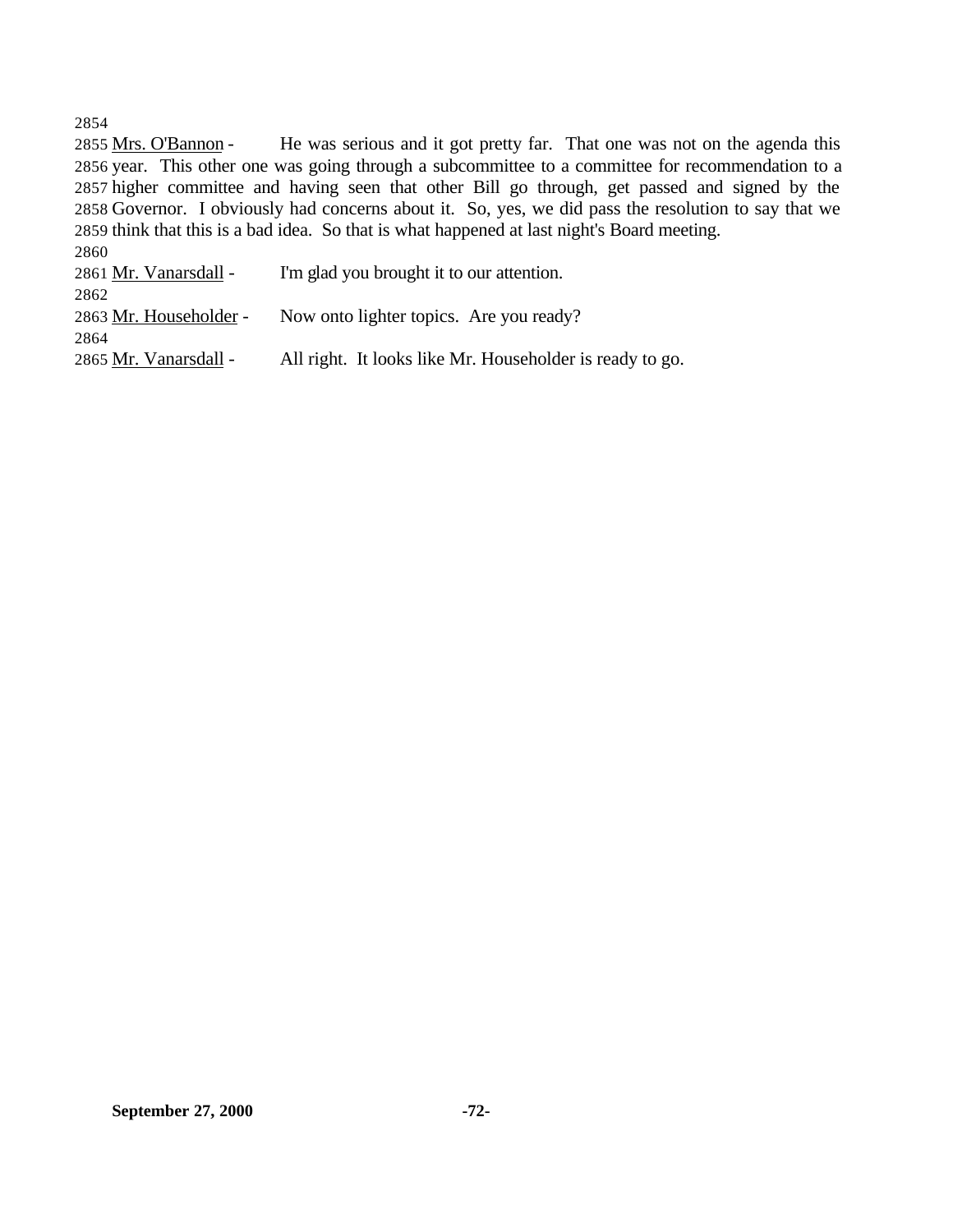2854

2855 <u>Mrs. O'Bannon</u> - He was serious and it got pretty far. That one was not on the agenda this 2856 year. This other one was going through a subcommittee to a committee for recommendation to a 2857 higher committee and having seen that other Bill go through, get passed and signed by the 2858 Governor. I obviously had concerns about it. So, yes, we did pass the resolution to say that we 2859 think that this is a bad idea. So that is what happened at last night's Board meeting.

2860

2861 <u>Mr. Vanarsdall</u> - I'm glad you brought it to our attention.

2862

2863 <u>Mr. Householder</u> - Now onto lighter topics. Are you ready?

2864

2865 <u>Mr. Vanarsdall</u> - All right. It looks like Mr. Householder is ready to go.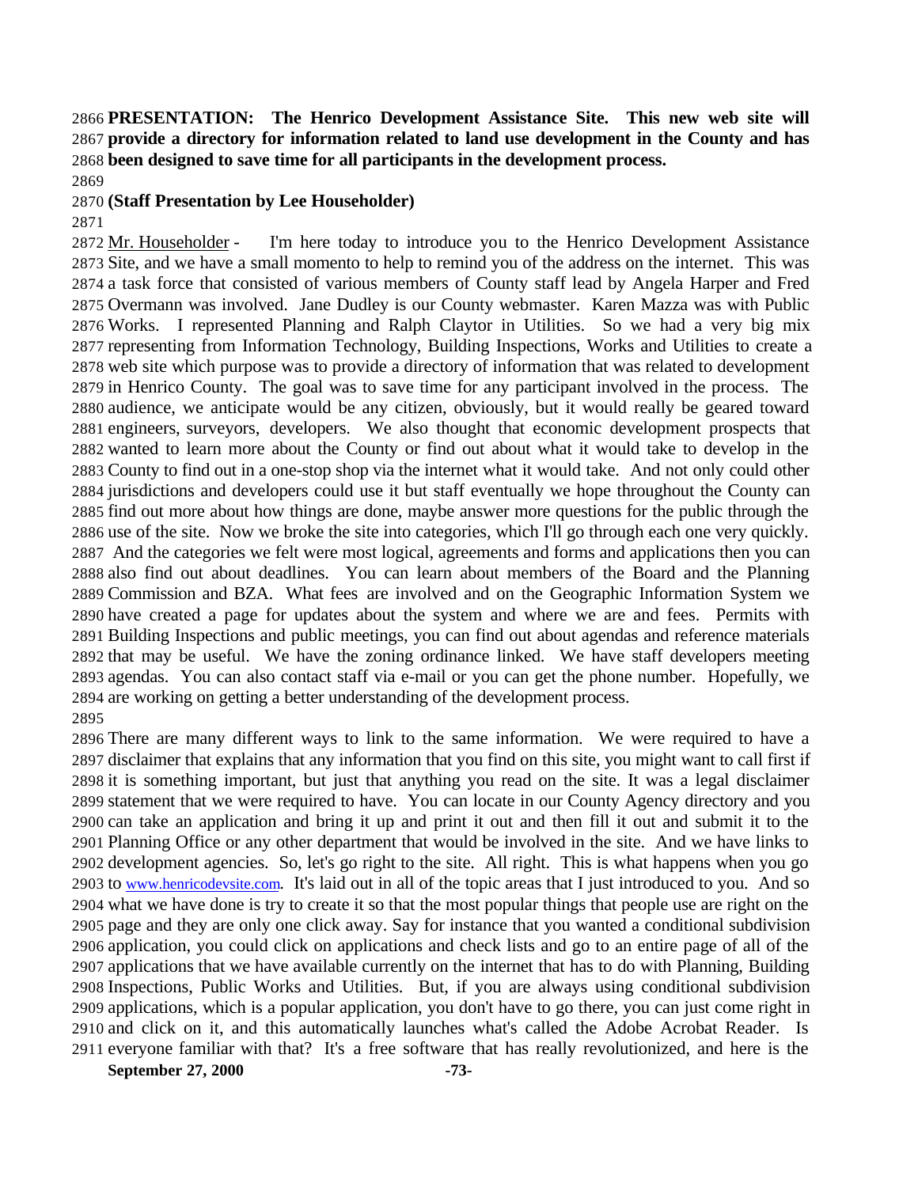**PRESENTATION: The Henrico Development Assistance Site. This new web site will provide a directory for information related to land use development in the County and has been designed to save time for all participants in the development process.**

**(Staff Presentation by Lee Householder)**

Mr. Householder - I'm here today to introduce you to the Henrico Development Assistance Site, and we have a small momento to help to remind you of the address on the internet. This was a task force that consisted of various members of County staff lead by Angela Harper and Fred Overmann was involved. Jane Dudley is our County webmaster. Karen Mazza was with Public Works. I represented Planning and Ralph Claytor in Utilities. So we had a very big mix representing from Information Technology, Building Inspections, Works and Utilities to create a web site which purpose was to provide a directory of information that was related to development in Henrico County. The goal was to save time for any participant involved in the process. The audience, we anticipate would be any citizen, obviously, but it would really be geared toward engineers, surveyors, developers. We also thought that economic development prospects that wanted to learn more about the County or find out about what it would take to develop in the County to find out in a one-stop shop via the internet what it would take. And not only could other jurisdictions and developers could use it but staff eventually we hope throughout the County can find out more about how things are done, maybe answer more questions for the public through the use of the site. Now we broke the site into categories, which I'll go through each one very quickly. And the categories we felt were most logical, agreements and forms and applications then you can also find out about deadlines. You can learn about members of the Board and the Planning Commission and BZA. What fees are involved and on the Geographic Information System we have created a page for updates about the system and where we are and fees. Permits with Building Inspections and public meetings, you can find out about agendas and reference materials that may be useful. We have the zoning ordinance linked. We have staff developers meeting agendas. You can also contact staff via e-mail or you can get the phone number. Hopefully, we are working on getting a better understanding of the development process.

There are many different ways to link to the same information. We were required to have a disclaimer that explains that any information that you find on this site, you might want to call first if it is something important, but just that anything you read on the site. It was a legal disclaimer statement that we were required to have. You can locate in our County Agency directory and you can take an application and bring it up and print it out and then fill it out and submit it to the Planning Office or any other department that would be involved in the site. And we have links to development agencies. So, let's go right to the site. All right. This is what happens when you go to www.henricodevsite.com. It's laid out in all of the topic areas that I just introduced to you. And so what we have done is try to create it so that the most popular things that people use are right on the page and they are only one click away. Say for instance that you wanted a conditional subdivision application, you could click on applications and check lists and go to an entire page of all of the applications that we have available currently on the internet that has to do with Planning, Building Inspections, Public Works and Utilities. But, if you are always using conditional subdivision applications, which is a popular application, you don't have to go there, you can just come right in and click on it, and this automatically launches what's called the Adobe Acrobat Reader. Is everyone familiar with that? It's a free software that has really revolutionized, and here is the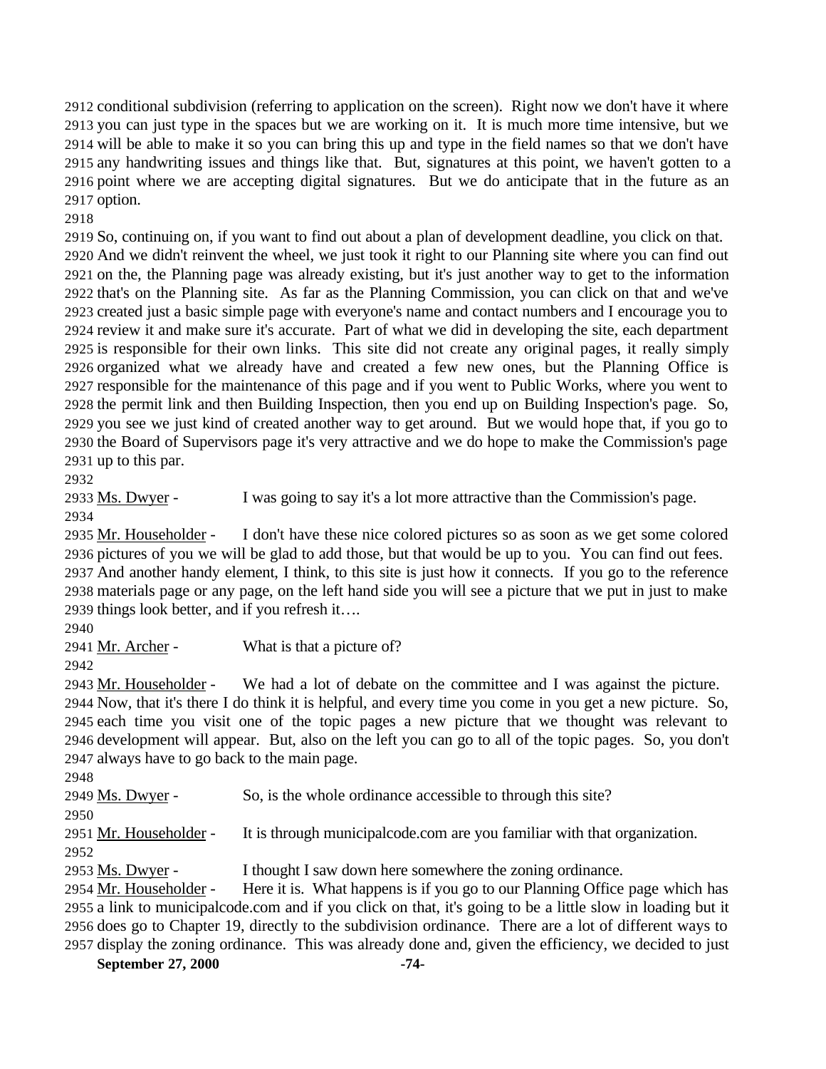conditional subdivision (referring to application on the screen). Right now we don't have it where you can just type in the spaces but we are working on it. It is much more time intensive, but we will be able to make it so you can bring this up and type in the field names so that we don't have any handwriting issues and things like that. But, signatures at this point, we haven't gotten to a point where we are accepting digital signatures. But we do anticipate that in the future as an option.

So, continuing on, if you want to find out about a plan of development deadline, you click on that. And we didn't reinvent the wheel, we just took it right to our Planning site where you can find out on the, the Planning page was already existing, but it's just another way to get to the information that's on the Planning site. As far as the Planning Commission, you can click on that and we've created just a basic simple page with everyone's name and contact numbers and I encourage you to review it and make sure it's accurate. Part of what we did in developing the site, each department is responsible for their own links. This site did not create any original pages, it really simply organized what we already have and created a few new ones, but the Planning Office is responsible for the maintenance of this page and if you went to Public Works, where you went to the permit link and then Building Inspection, then you end up on Building Inspection's page. So, you see we just kind of created another way to get around. But we would hope that, if you go to the Board of Supervisors page it's very attractive and we do hope to make the Commission's page up to this par.

Ms. Dwyer - I was going to say it's a lot more attractive than the Commission's page.

Mr. Householder - I don't have these nice colored pictures so as soon as we get some colored pictures of you we will be glad to add those, but that would be up to you. You can find out fees. And another handy element, I think, to this site is just how it connects. If you go to the reference materials page or any page, on the left hand side you will see a picture that we put in just to make things look better, and if you refresh it….

Mr. Archer - What is that a picture of?

Mr. Householder - We had a lot of debate on the committee and I was against the picture. Now, that it's there I do think it is helpful, and every time you come in you get a new picture. So, each time you visit one of the topic pages a new picture that we thought was relevant to development will appear. But, also on the left you can go to all of the topic pages. So, you don't always have to go back to the main page.

Ms. Dwyer - So, is the whole ordinance accessible to through this site?

Mr. Householder - It is through municipalcode.com are you familiar with that organization.

Ms. Dwyer - I thought I saw down here somewhere the zoning ordinance.

Mr. Householder - Here it is. What happens is if you go to our Planning Office page which has a link to municipalcode.com and if you click on that, it's going to be a little slow in loading but it does go to Chapter 19, directly to the subdivision ordinance. There are a lot of different ways to display the zoning ordinance. This was already done and, given the efficiency, we decided to just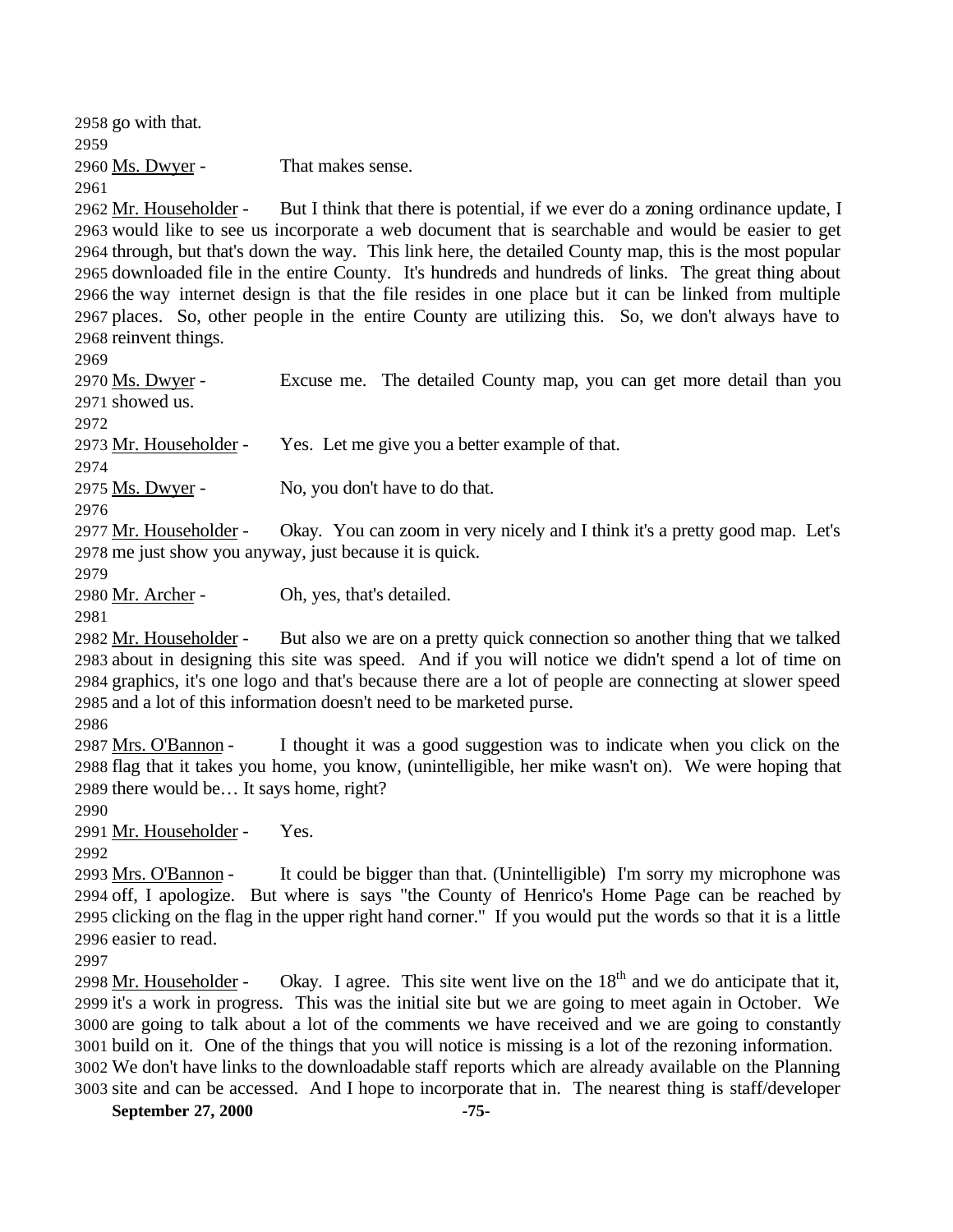2958 go with that.
2959
2960 Ms. Dwyer - That makes sense.
2961
2962 Mr. Householder - But I think that there is potential, if we ever do a zoning ordinance update, I
2963 would like to see us incorporate a web document that is searchable and would be easier to get
2964 through, but that's down the way. This link here, the detailed County map, this is the most popular
2965 downloaded file in the entire County. It's hundreds and hundreds of links. The great thing about
2966 the way internet design is that the file resides in one place but it can be linked from multiple
2967 places. So, other people in the entire County are utilizing this. So, we don't always have to
2968 reinvent things.
2969
2970 Ms. Dwyer - Excuse me. The detailed County map, you can get more detail than you
2971 showed us.
2972
2973 Mr. Householder - Yes. Let me give you a better example of that.
2974
2975 Ms. Dwyer - No, you don't have to do that.
2976
2977 Mr. Householder - Okay. You can zoom in very nicely and I think it's a pretty good map. Let's
2978 me just show you anyway, just because it is quick.
2979
2980 Mr. Archer - Oh, yes, that's detailed.
2981
2982 Mr. Householder - But also we are on a pretty quick connection so another thing that we talked
2983 about in designing this site was speed. And if you will notice we didn't spend a lot of time on
2984 graphics, it's one logo and that's because there are a lot of people are connecting at slower speed
2985 and a lot of this information doesn't need to be marketed purse.
2986
2987 Mrs. O'Bannon - I thought it was a good suggestion was to indicate when you click on the
2988 flag that it takes you home, you know, (unintelligible, her mike wasn't on). We were hoping that
2989 there would be… It says home, right?
2990
2991 Mr. Householder - Yes.
2992
2993 Mrs. O'Bannon - It could be bigger than that. (Unintelligible) I'm sorry my microphone was
2994 off, I apologize. But where is says "the County of Henrico's Home Page can be reached by
2995 clicking on the flag in the upper right hand corner." If you would put the words so that it is a little
2996 easier to read.
2997
2998 Mr. Householder - Okay. I agree. This site went live on the 18th and we do anticipate that it,
2999 it's a work in progress. This was the initial site but we are going to meet again in October. We
3000 are going to talk about a lot of the comments we have received and we are going to constantly
3001 build on it. One of the things that you will notice is missing is a lot of the rezoning information.
3002 We don't have links to the downloadable staff reports which are already available on the Planning
3003 site and can be accessed. And I hope to incorporate that in. The nearest thing is staff/developer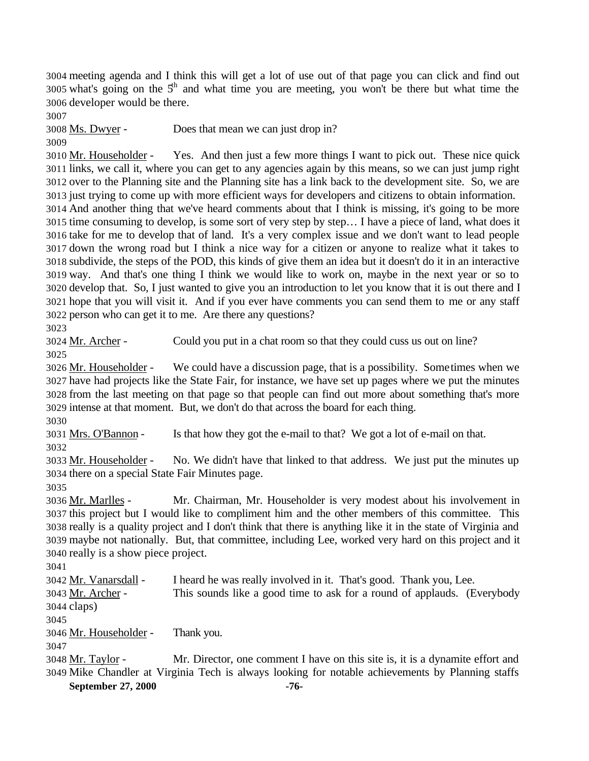meeting agenda and I think this will get a lot of use out of that page you can click and find out what's going on the 5th and what time you are meeting, you won't be there but what time the developer would be there.

Ms. Dwyer - Does that mean we can just drop in?

Mr. Householder - Yes. And then just a few more things I want to pick out. These nice quick links, we call it, where you can get to any agencies again by this means, so we can just jump right over to the Planning site and the Planning site has a link back to the development site. So, we are just trying to come up with more efficient ways for developers and citizens to obtain information. And another thing that we've heard comments about that I think is missing, it's going to be more time consuming to develop, is some sort of very step by step… I have a piece of land, what does it take for me to develop that of land. It's a very complex issue and we don't want to lead people down the wrong road but I think a nice way for a citizen or anyone to realize what it takes to subdivide, the steps of the POD, this kinds of give them an idea but it doesn't do it in an interactive way. And that's one thing I think we would like to work on, maybe in the next year or so to develop that. So, I just wanted to give you an introduction to let you know that it is out there and I hope that you will visit it. And if you ever have comments you can send them to me or any staff person who can get it to me. Are there any questions?

Mr. Archer - Could you put in a chat room so that they could cuss us out on line?

Mr. Householder - We could have a discussion page, that is a possibility. Sometimes when we have had projects like the State Fair, for instance, we have set up pages where we put the minutes from the last meeting on that page so that people can find out more about something that's more intense at that moment. But, we don't do that across the board for each thing.

Mrs. O'Bannon - Is that how they got the e-mail to that? We got a lot of e-mail on that.

Mr. Householder - No. We didn't have that linked to that address. We just put the minutes up there on a special State Fair Minutes page.

Mr. Marlles - Mr. Chairman, Mr. Householder is very modest about his involvement in this project but I would like to compliment him and the other members of this committee. This really is a quality project and I don't think that there is anything like it in the state of Virginia and maybe not nationally. But, that committee, including Lee, worked very hard on this project and it really is a show piece project.

Mr. Vanarsdall - I heard he was really involved in it. That's good. Thank you, Lee.

Mr. Archer - This sounds like a good time to ask for a round of applauds. (Everybody claps)

Mr. Householder - Thank you.

Mr. Taylor - Mr. Director, one comment I have on this site is, it is a dynamite effort and Mike Chandler at Virginia Tech is always looking for notable achievements by Planning staffs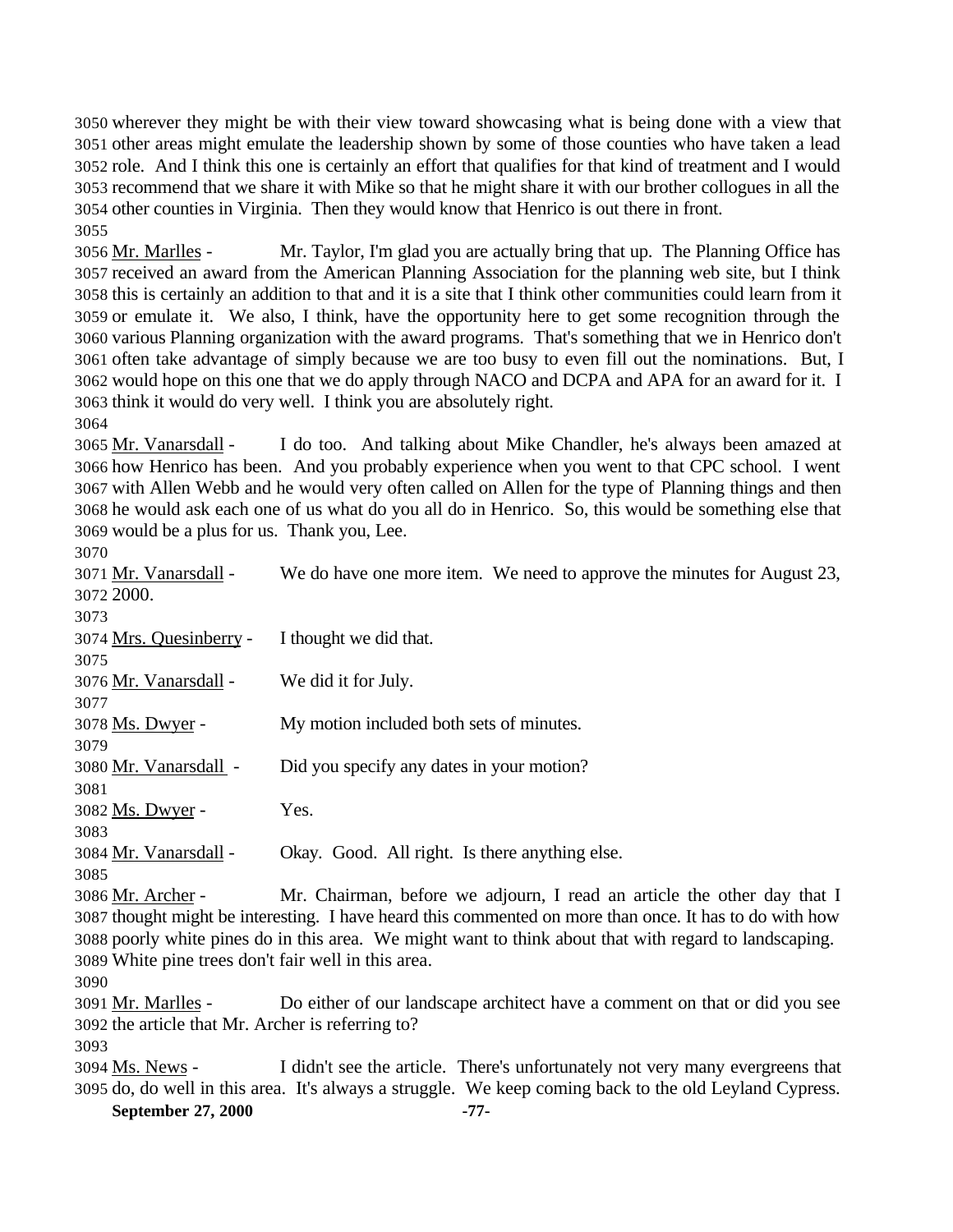wherever they might be with their view toward showcasing what is being done with a view that other areas might emulate the leadership shown by some of those counties who have taken a lead role. And I think this one is certainly an effort that qualifies for that kind of treatment and I would recommend that we share it with Mike so that he might share it with our brother collogues in all the other counties in Virginia. Then they would know that Henrico is out there in front.

Mr. Marlles - Mr. Taylor, I'm glad you are actually bring that up. The Planning Office has received an award from the American Planning Association for the planning web site, but I think this is certainly an addition to that and it is a site that I think other communities could learn from it or emulate it. We also, I think, have the opportunity here to get some recognition through the various Planning organization with the award programs. That's something that we in Henrico don't often take advantage of simply because we are too busy to even fill out the nominations. But, I would hope on this one that we do apply through NACO and DCPA and APA for an award for it. I think it would do very well. I think you are absolutely right.

Mr. Vanarsdall - I do too. And talking about Mike Chandler, he's always been amazed at how Henrico has been. And you probably experience when you went to that CPC school. I went with Allen Webb and he would very often called on Allen for the type of Planning things and then he would ask each one of us what do you all do in Henrico. So, this would be something else that would be a plus for us. Thank you, Lee.

Mr. Vanarsdall - We do have one more item. We need to approve the minutes for August 23, 2000.

Mrs. Quesinberry - I thought we did that.

Mr. Vanarsdall - We did it for July.

Ms. Dwyer - My motion included both sets of minutes.

Mr. Vanarsdall - Did you specify any dates in your motion?

Ms. Dwyer - Yes.

Mr. Vanarsdall - Okay. Good. All right. Is there anything else.

Mr. Archer - Mr. Chairman, before we adjourn, I read an article the other day that I thought might be interesting. I have heard this commented on more than once. It has to do with how poorly white pines do in this area. We might want to think about that with regard to landscaping. White pine trees don't fair well in this area.

Mr. Marlles - Do either of our landscape architect have a comment on that or did you see the article that Mr. Archer is referring to?

Ms. News - I didn't see the article. There's unfortunately not very many evergreens that do, do well in this area. It's always a struggle. We keep coming back to the old Leyland Cypress.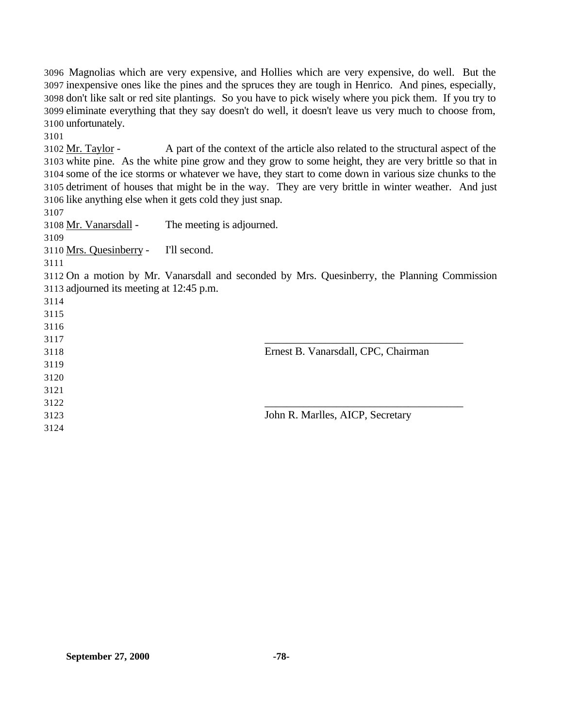Magnolias which are very expensive, and Hollies which are very expensive, do well. But the inexpensive ones like the pines and the spruces they are tough in Henrico. And pines, especially, don't like salt or red site plantings. So you have to pick wisely where you pick them. If you try to eliminate everything that they say doesn't do well, it doesn't leave us very much to choose from, unfortunately.

Mr. Taylor - A part of the context of the article also related to the structural aspect of the white pine. As the white pine grow and they grow to some height, they are very brittle so that in some of the ice storms or whatever we have, they start to come down in various size chunks to the detriment of houses that might be in the way. They are very brittle in winter weather. And just like anything else when it gets cold they just snap.

Mr. Vanarsdall - The meeting is adjourned.

Mrs. Quesinberry - I'll second.

On a motion by Mr. Vanarsdall and seconded by Mrs. Quesinberry, the Planning Commission adjourned its meeting at 12:45 p.m.

\_\_\_\_\_\_\_\_\_\_\_\_\_\_\_\_\_\_\_\_\_\_\_\_\_\_\_\_\_\_\_\_\_\_\_\_\_\_

Ernest B. Vanarsdall, CPC, Chairman

\_\_\_\_\_\_\_\_\_\_\_\_\_\_\_\_\_\_\_\_\_\_\_\_\_\_\_\_\_\_\_\_\_\_\_\_\_\_

John R. Marlles, AICP, Secretary